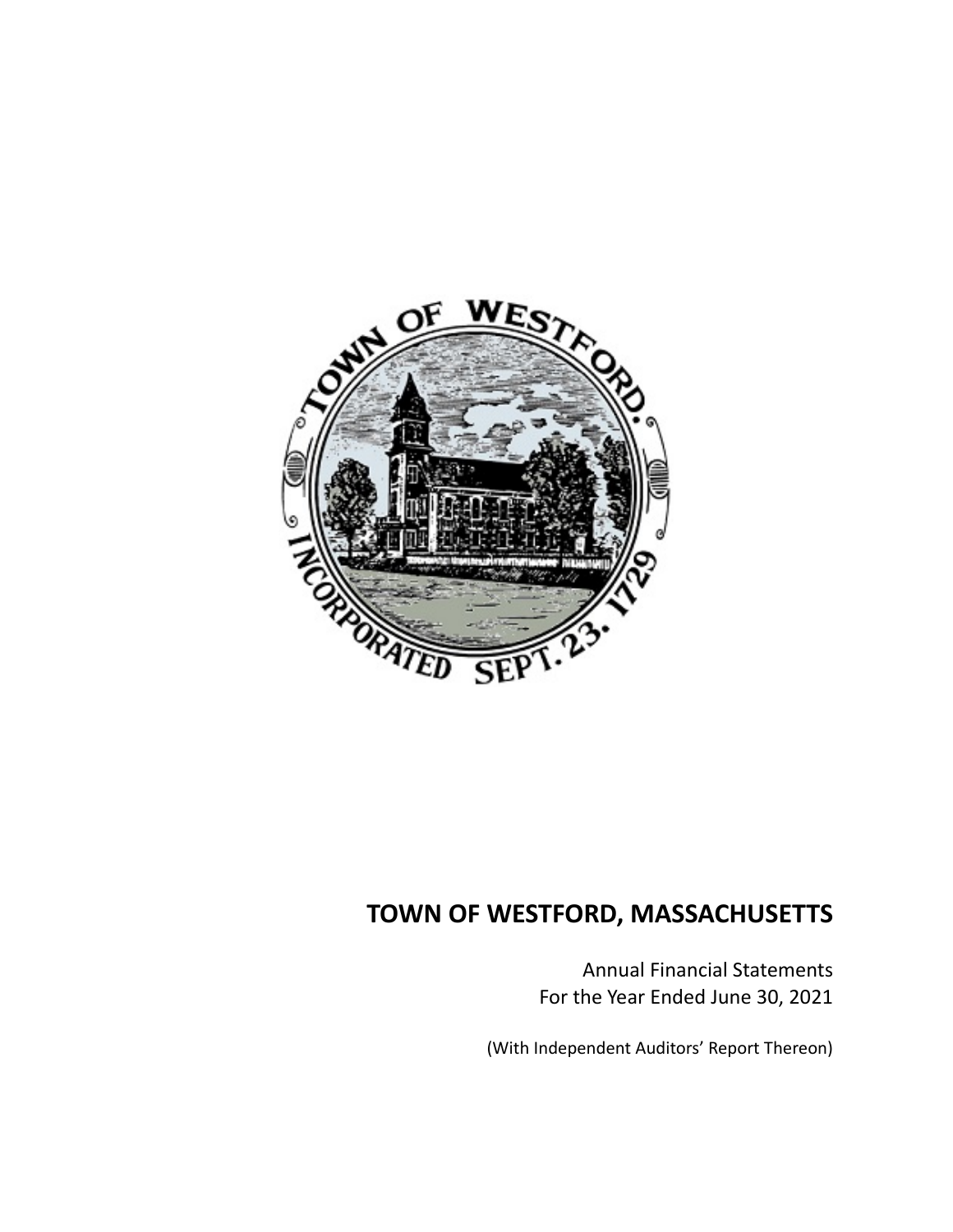# TOWN OF WESTFORD, MASSACHUSETTS

Annual Financial Statements
For the Year Ended June 30, 2021

(With Independent Auditors' Report Thereon)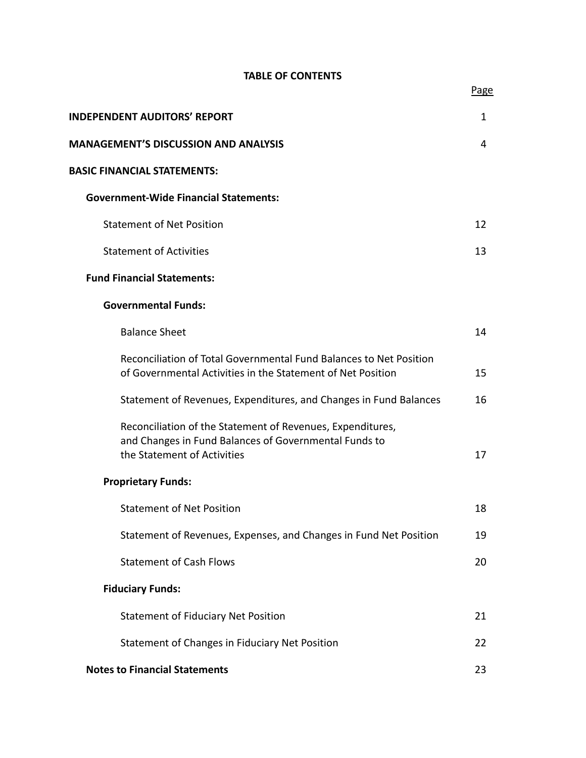# TABLE OF CONTENTS

| | Page |
|---|---|
| **INDEPENDENT AUDITORS' REPORT** | 1 |
| **MANAGEMENT'S DISCUSSION AND ANALYSIS** | 4 |
| **BASIC FINANCIAL STATEMENTS:** | |
| **Government-Wide Financial Statements:** | |
| Statement of Net Position | 12 |
| Statement of Activities | 13 |
| **Fund Financial Statements:** | |
| **Governmental Funds:** | |
| Balance Sheet | 14 |
| Reconciliation of Total Governmental Fund Balances to Net Position of Governmental Activities in the Statement of Net Position | 15 |
| Statement of Revenues, Expenditures, and Changes in Fund Balances | 16 |
| Reconciliation of the Statement of Revenues, Expenditures, and Changes in Fund Balances of Governmental Funds to the Statement of Activities | 17 |
| **Proprietary Funds:** | |
| Statement of Net Position | 18 |
| Statement of Revenues, Expenses, and Changes in Fund Net Position | 19 |
| Statement of Cash Flows | 20 |
| **Fiduciary Funds:** | |
| Statement of Fiduciary Net Position | 21 |
| Statement of Changes in Fiduciary Net Position | 22 |
| **Notes to Financial Statements** | 23 |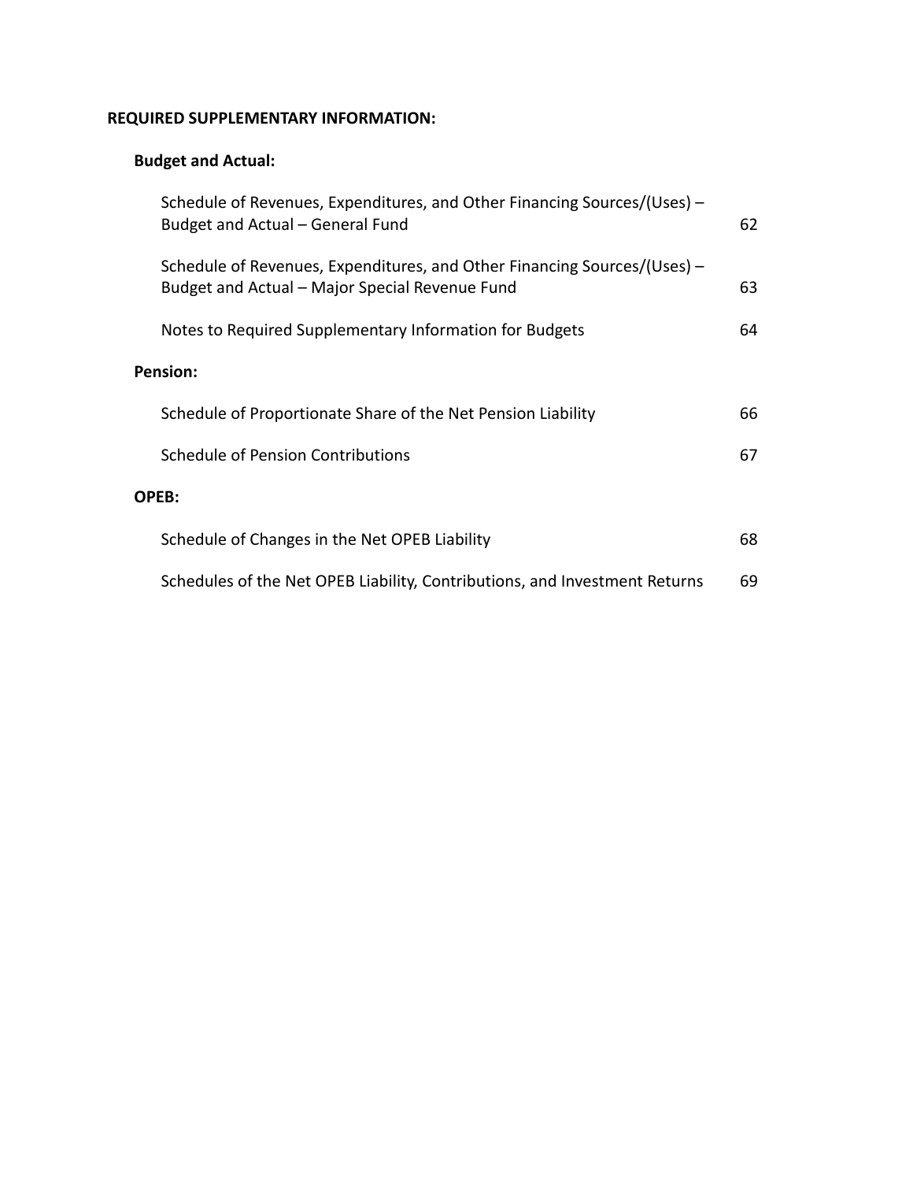**REQUIRED SUPPLEMENTARY INFORMATION:**

**Budget and Actual:**

| | |
|---|---|
| Schedule of Revenues, Expenditures, and Other Financing Sources/(Uses) – Budget and Actual – General Fund | 62 |
| Schedule of Revenues, Expenditures, and Other Financing Sources/(Uses) – Budget and Actual – Major Special Revenue Fund | 63 |
| Notes to Required Supplementary Information for Budgets | 64 |

**Pension:**

| | |
|---|---|
| Schedule of Proportionate Share of the Net Pension Liability | 66 |
| Schedule of Pension Contributions | 67 |

**OPEB:**

| | |
|---|---|
| Schedule of Changes in the Net OPEB Liability | 68 |
| Schedules of the Net OPEB Liability, Contributions, and Investment Returns | 69 |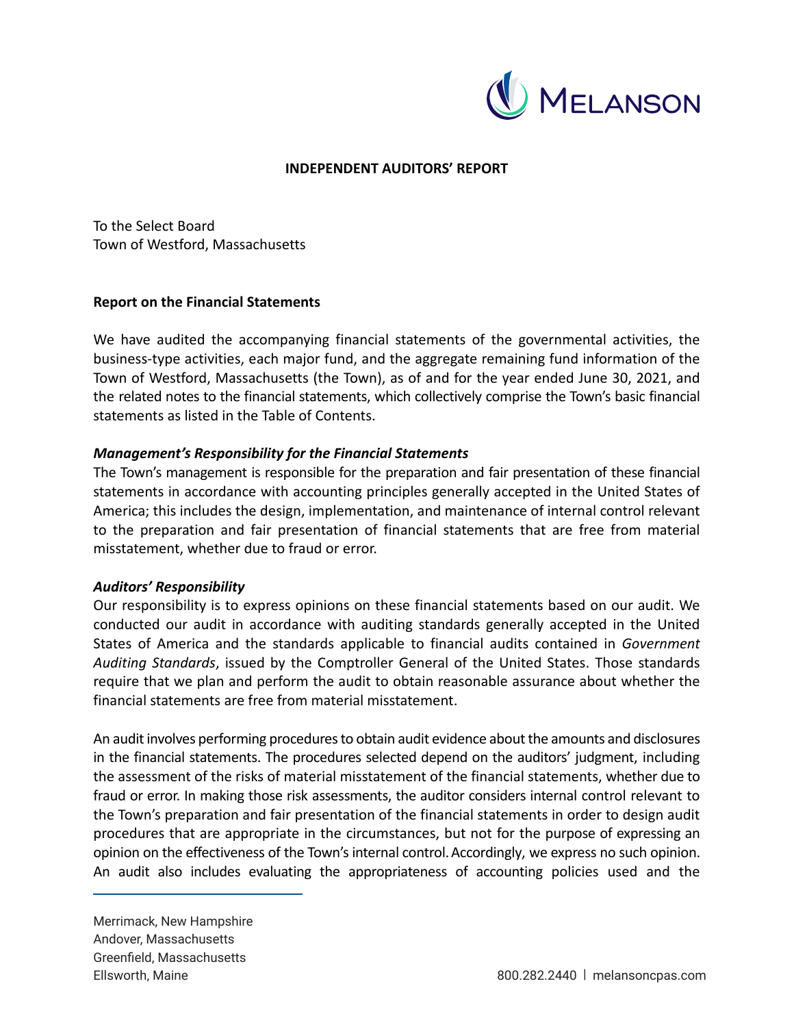# INDEPENDENT AUDITORS' REPORT

To the Select Board
Town of Westford, Massachusetts

## Report on the Financial Statements

We have audited the accompanying financial statements of the governmental activities, the business-type activities, each major fund, and the aggregate remaining fund information of the Town of Westford, Massachusetts (the Town), as of and for the year ended June 30, 2021, and the related notes to the financial statements, which collectively comprise the Town's basic financial statements as listed in the Table of Contents.

### *Management's Responsibility for the Financial Statements*

The Town's management is responsible for the preparation and fair presentation of these financial statements in accordance with accounting principles generally accepted in the United States of America; this includes the design, implementation, and maintenance of internal control relevant to the preparation and fair presentation of financial statements that are free from material misstatement, whether due to fraud or error.

### *Auditors' Responsibility*

Our responsibility is to express opinions on these financial statements based on our audit. We conducted our audit in accordance with auditing standards generally accepted in the United States of America and the standards applicable to financial audits contained in *Government Auditing Standards*, issued by the Comptroller General of the United States. Those standards require that we plan and perform the audit to obtain reasonable assurance about whether the financial statements are free from material misstatement.

An audit involves performing procedures to obtain audit evidence about the amounts and disclosures in the financial statements. The procedures selected depend on the auditors' judgment, including the assessment of the risks of material misstatement of the financial statements, whether due to fraud or error. In making those risk assessments, the auditor considers internal control relevant to the Town's preparation and fair presentation of the financial statements in order to design audit procedures that are appropriate in the circumstances, but not for the purpose of expressing an opinion on the effectiveness of the Town's internal control. Accordingly, we express no such opinion. An audit also includes evaluating the appropriateness of accounting policies used and the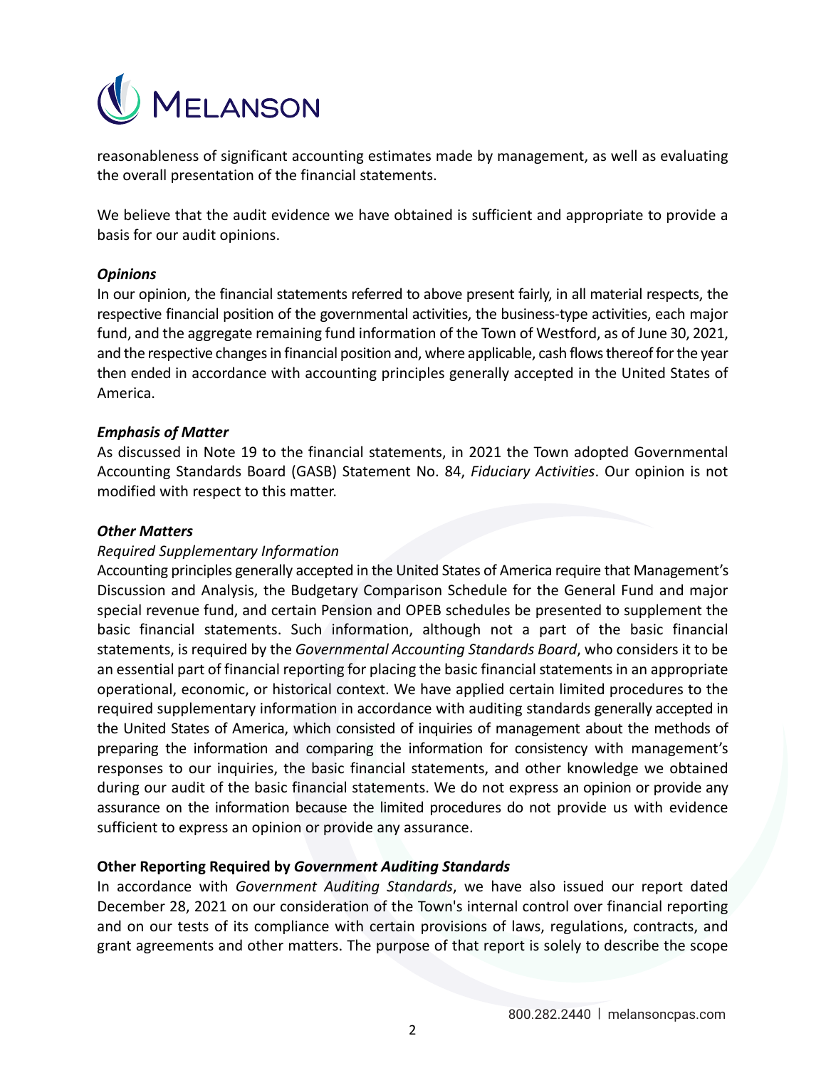reasonableness of significant accounting estimates made by management, as well as evaluating the overall presentation of the financial statements.

We believe that the audit evidence we have obtained is sufficient and appropriate to provide a basis for our audit opinions.

***Opinions***

In our opinion, the financial statements referred to above present fairly, in all material respects, the respective financial position of the governmental activities, the business-type activities, each major fund, and the aggregate remaining fund information of the Town of Westford, as of June 30, 2021, and the respective changes in financial position and, where applicable, cash flows thereof for the year then ended in accordance with accounting principles generally accepted in the United States of America.

***Emphasis of Matter***

As discussed in Note 19 to the financial statements, in 2021 the Town adopted Governmental Accounting Standards Board (GASB) Statement No. 84, *Fiduciary Activities*. Our opinion is not modified with respect to this matter.

***Other Matters***

*Required Supplementary Information*

Accounting principles generally accepted in the United States of America require that Management's Discussion and Analysis, the Budgetary Comparison Schedule for the General Fund and major special revenue fund, and certain Pension and OPEB schedules be presented to supplement the basic financial statements. Such information, although not a part of the basic financial statements, is required by the *Governmental Accounting Standards Board*, who considers it to be an essential part of financial reporting for placing the basic financial statements in an appropriate operational, economic, or historical context. We have applied certain limited procedures to the required supplementary information in accordance with auditing standards generally accepted in the United States of America, which consisted of inquiries of management about the methods of preparing the information and comparing the information for consistency with management's responses to our inquiries, the basic financial statements, and other knowledge we obtained during our audit of the basic financial statements. We do not express an opinion or provide any assurance on the information because the limited procedures do not provide us with evidence sufficient to express an opinion or provide any assurance.

**Other Reporting Required by *Government Auditing Standards***

In accordance with *Government Auditing Standards*, we have also issued our report dated December 28, 2021 on our consideration of the Town's internal control over financial reporting and on our tests of its compliance with certain provisions of laws, regulations, contracts, and grant agreements and other matters. The purpose of that report is solely to describe the scope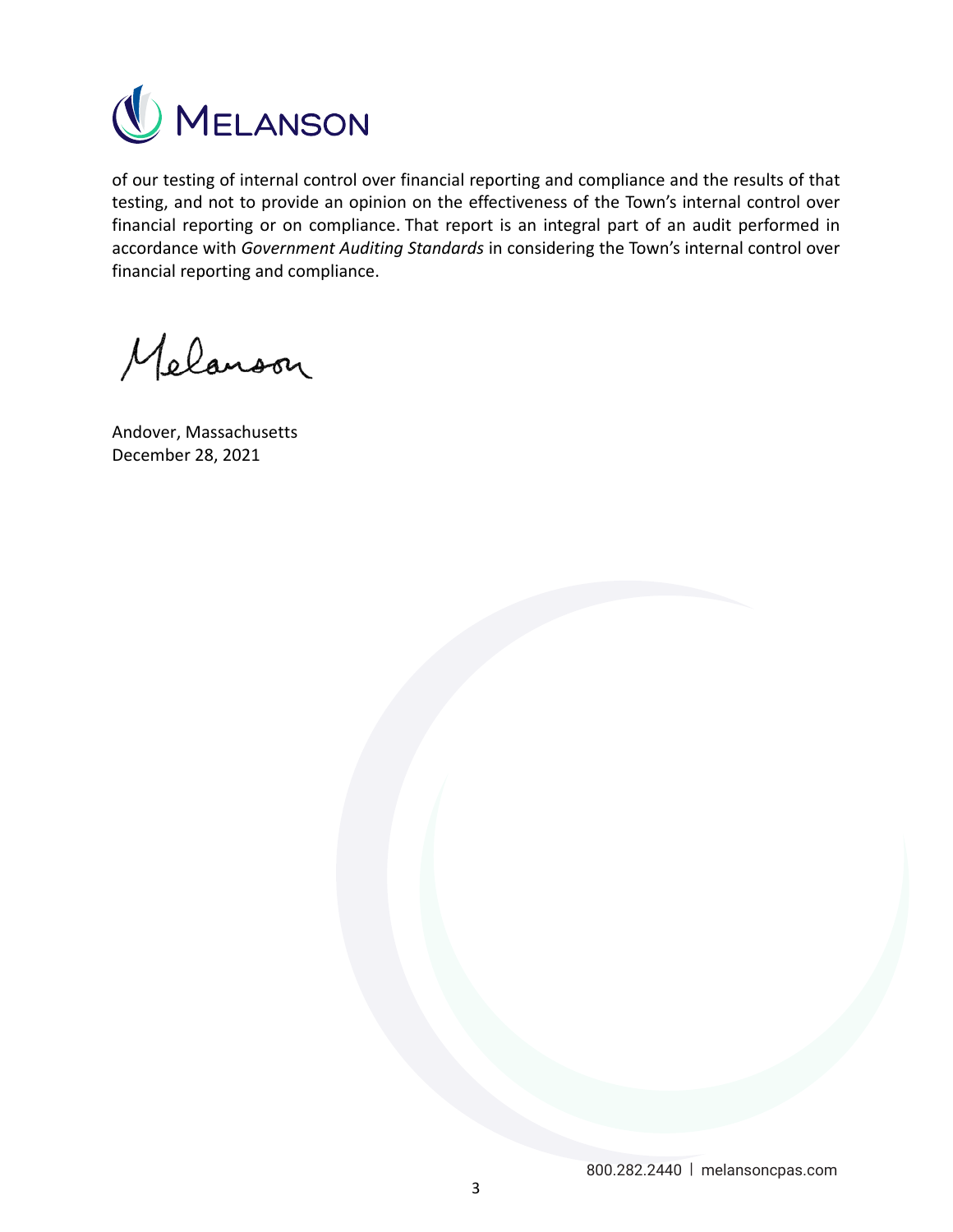of our testing of internal control over financial reporting and compliance and the results of that testing, and not to provide an opinion on the effectiveness of the Town's internal control over financial reporting or on compliance. That report is an integral part of an audit performed in accordance with *Government Auditing Standards* in considering the Town's internal control over financial reporting and compliance.

Melanson

Andover, Massachusetts
December 28, 2021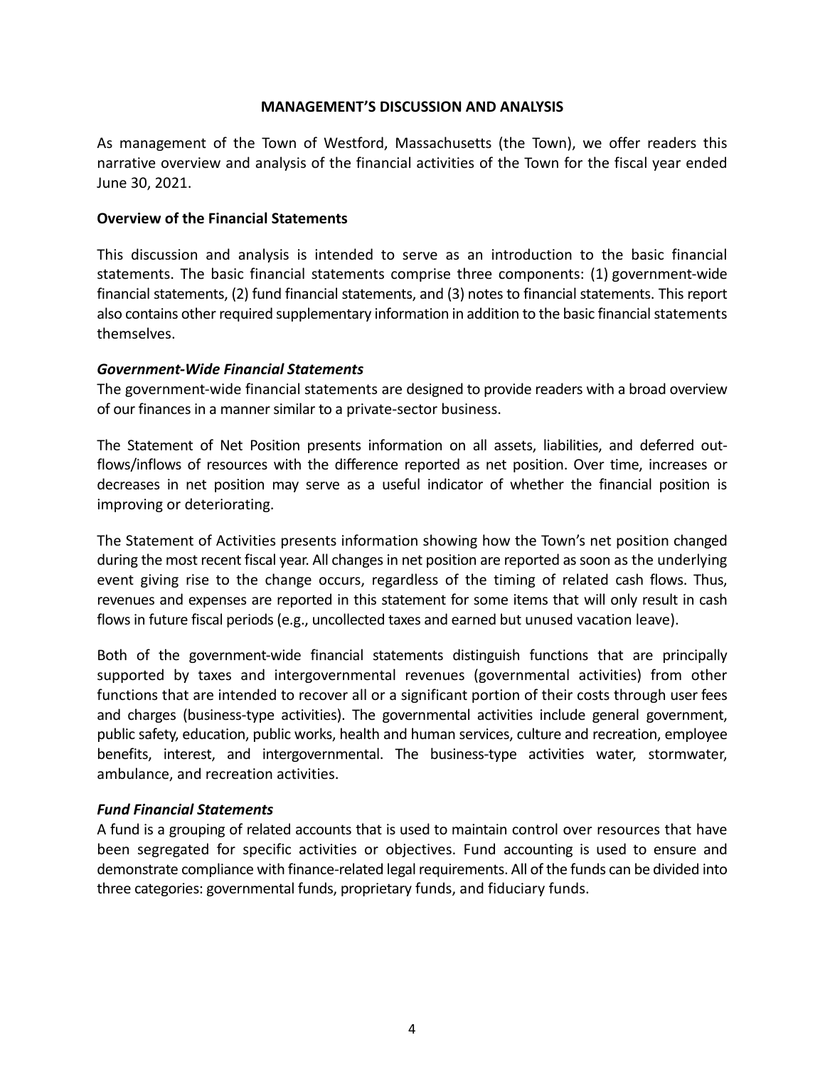## MANAGEMENT'S DISCUSSION AND ANALYSIS

As management of the Town of Westford, Massachusetts (the Town), we offer readers this narrative overview and analysis of the financial activities of the Town for the fiscal year ended June 30, 2021.

### Overview of the Financial Statements

This discussion and analysis is intended to serve as an introduction to the basic financial statements. The basic financial statements comprise three components: (1) government-wide financial statements, (2) fund financial statements, and (3) notes to financial statements. This report also contains other required supplementary information in addition to the basic financial statements themselves.

#### *Government-Wide Financial Statements*

The government-wide financial statements are designed to provide readers with a broad overview of our finances in a manner similar to a private-sector business.

The Statement of Net Position presents information on all assets, liabilities, and deferred out-flows/inflows of resources with the difference reported as net position. Over time, increases or decreases in net position may serve as a useful indicator of whether the financial position is improving or deteriorating.

The Statement of Activities presents information showing how the Town's net position changed during the most recent fiscal year. All changes in net position are reported as soon as the underlying event giving rise to the change occurs, regardless of the timing of related cash flows. Thus, revenues and expenses are reported in this statement for some items that will only result in cash flows in future fiscal periods (e.g., uncollected taxes and earned but unused vacation leave).

Both of the government-wide financial statements distinguish functions that are principally supported by taxes and intergovernmental revenues (governmental activities) from other functions that are intended to recover all or a significant portion of their costs through user fees and charges (business-type activities). The governmental activities include general government, public safety, education, public works, health and human services, culture and recreation, employee benefits, interest, and intergovernmental. The business-type activities water, stormwater, ambulance, and recreation activities.

#### *Fund Financial Statements*

A fund is a grouping of related accounts that is used to maintain control over resources that have been segregated for specific activities or objectives. Fund accounting is used to ensure and demonstrate compliance with finance-related legal requirements. All of the funds can be divided into three categories: governmental funds, proprietary funds, and fiduciary funds.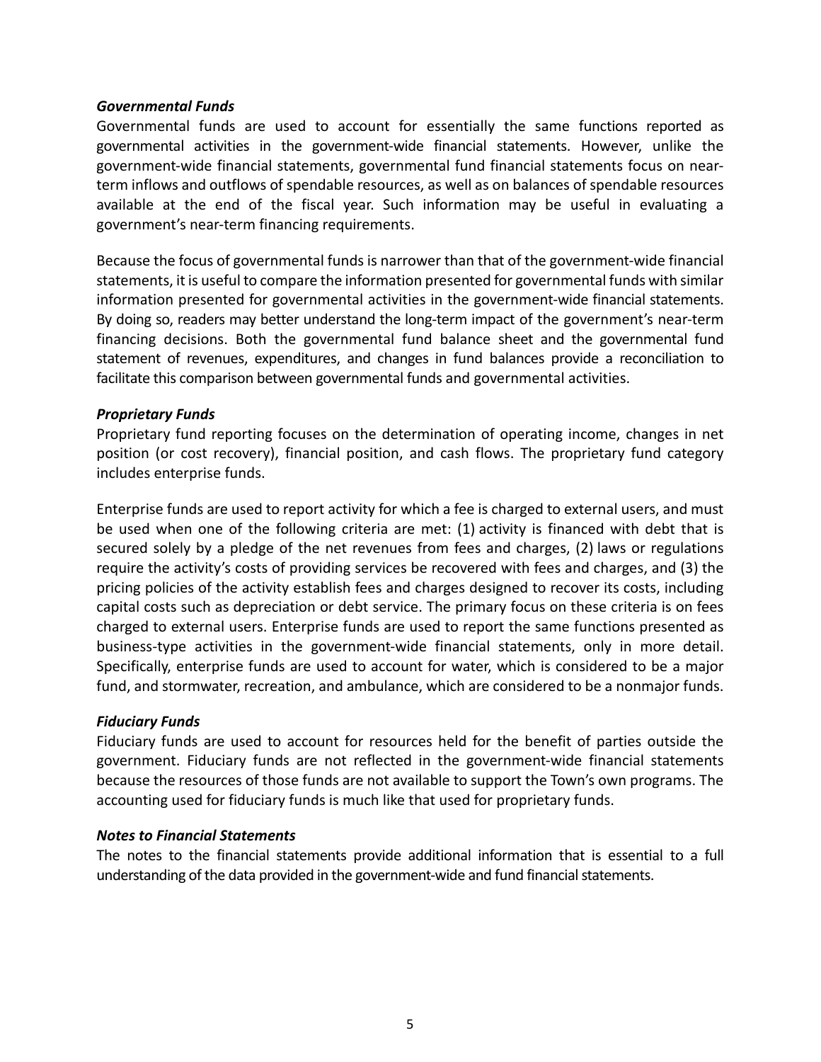***Governmental Funds***

Governmental funds are used to account for essentially the same functions reported as governmental activities in the government-wide financial statements. However, unlike the government-wide financial statements, governmental fund financial statements focus on near-term inflows and outflows of spendable resources, as well as on balances of spendable resources available at the end of the fiscal year. Such information may be useful in evaluating a government's near-term financing requirements.

Because the focus of governmental funds is narrower than that of the government-wide financial statements, it is useful to compare the information presented for governmental funds with similar information presented for governmental activities in the government-wide financial statements. By doing so, readers may better understand the long-term impact of the government's near-term financing decisions. Both the governmental fund balance sheet and the governmental fund statement of revenues, expenditures, and changes in fund balances provide a reconciliation to facilitate this comparison between governmental funds and governmental activities.

***Proprietary Funds***

Proprietary fund reporting focuses on the determination of operating income, changes in net position (or cost recovery), financial position, and cash flows. The proprietary fund category includes enterprise funds.

Enterprise funds are used to report activity for which a fee is charged to external users, and must be used when one of the following criteria are met: (1) activity is financed with debt that is secured solely by a pledge of the net revenues from fees and charges, (2) laws or regulations require the activity's costs of providing services be recovered with fees and charges, and (3) the pricing policies of the activity establish fees and charges designed to recover its costs, including capital costs such as depreciation or debt service. The primary focus on these criteria is on fees charged to external users. Enterprise funds are used to report the same functions presented as business-type activities in the government-wide financial statements, only in more detail. Specifically, enterprise funds are used to account for water, which is considered to be a major fund, and stormwater, recreation, and ambulance, which are considered to be a nonmajor funds.

***Fiduciary Funds***

Fiduciary funds are used to account for resources held for the benefit of parties outside the government. Fiduciary funds are not reflected in the government-wide financial statements because the resources of those funds are not available to support the Town's own programs. The accounting used for fiduciary funds is much like that used for proprietary funds.

***Notes to Financial Statements***

The notes to the financial statements provide additional information that is essential to a full understanding of the data provided in the government-wide and fund financial statements.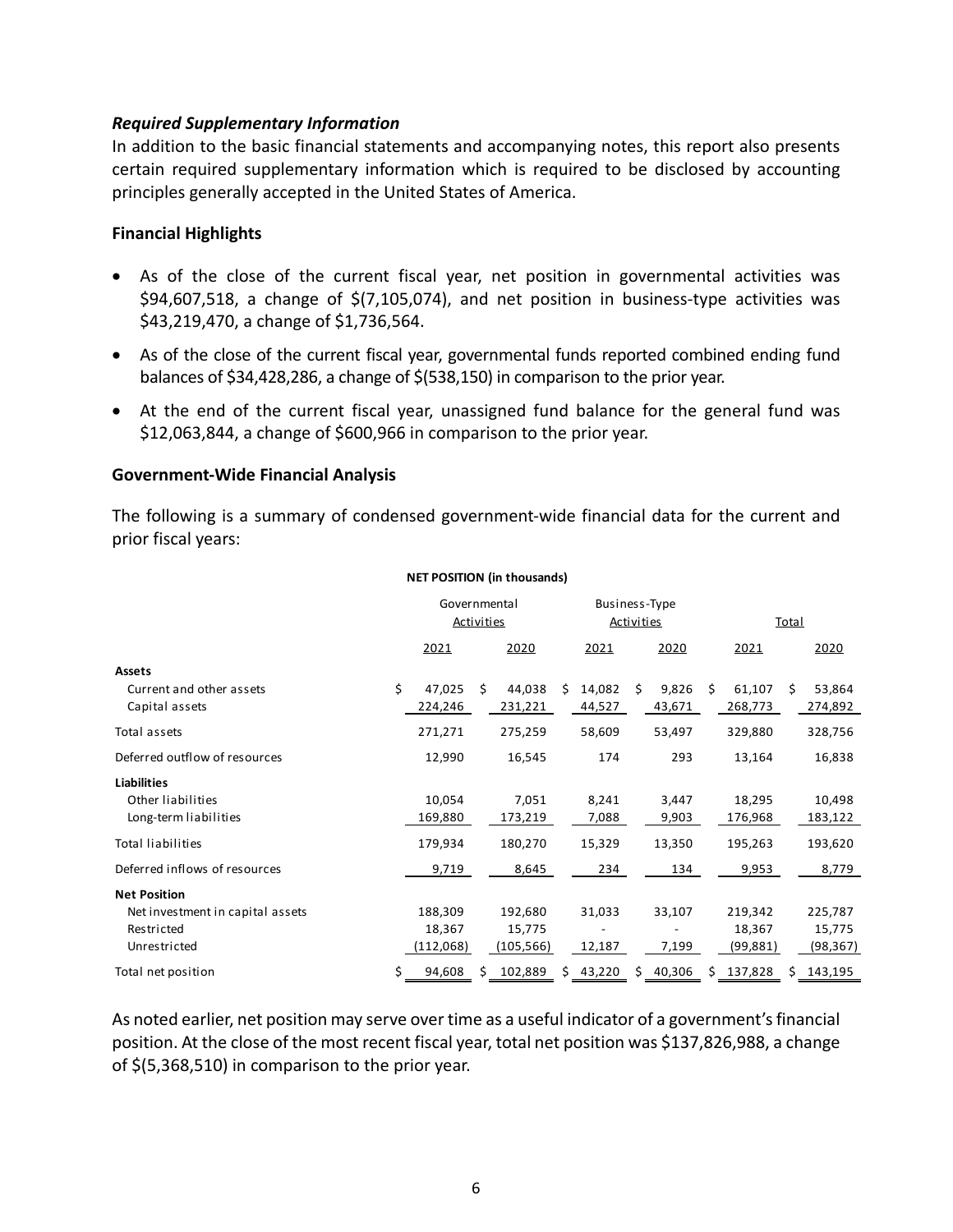### *Required Supplementary Information*

In addition to the basic financial statements and accompanying notes, this report also presents certain required supplementary information which is required to be disclosed by accounting principles generally accepted in the United States of America.

### Financial Highlights

- As of the close of the current fiscal year, net position in governmental activities was $94,607,518, a change of $(7,105,074), and net position in business-type activities was $43,219,470, a change of $1,736,564.
- As of the close of the current fiscal year, governmental funds reported combined ending fund balances of $34,428,286, a change of $(538,150) in comparison to the prior year.
- At the end of the current fiscal year, unassigned fund balance for the general fund was $12,063,844, a change of $600,966 in comparison to the prior year.

### Government-Wide Financial Analysis

The following is a summary of condensed government-wide financial data for the current and prior fiscal years:

**NET POSITION (in thousands)**

| | Governmental Activities | | Business-Type Activities | | Total | |
|---|---|---|---|---|---|---|
| | 2021 | 2020 | 2021 | 2020 | 2021 | 2020 |
| **Assets** | | | | | | |
| Current and other assets | $ 47,025 | $ 44,038 | $ 14,082 | $ 9,826 | $ 61,107 | $ 53,864 |
| Capital assets | 224,246 | 231,221 | 44,527 | 43,671 | 268,773 | 274,892 |
| Total assets | 271,271 | 275,259 | 58,609 | 53,497 | 329,880 | 328,756 |
| Deferred outflow of resources | 12,990 | 16,545 | 174 | 293 | 13,164 | 16,838 |
| **Liabilities** | | | | | | |
| Other liabilities | 10,054 | 7,051 | 8,241 | 3,447 | 18,295 | 10,498 |
| Long-term liabilities | 169,880 | 173,219 | 7,088 | 9,903 | 176,968 | 183,122 |
| Total liabilities | 179,934 | 180,270 | 15,329 | 13,350 | 195,263 | 193,620 |
| Deferred inflows of resources | 9,719 | 8,645 | 234 | 134 | 9,953 | 8,779 |
| **Net Position** | | | | | | |
| Net investment in capital assets | 188,309 | 192,680 | 31,033 | 33,107 | 219,342 | 225,787 |
| Restricted | 18,367 | 15,775 | - | - | 18,367 | 15,775 |
| Unrestricted | (112,068) | (105,566) | 12,187 | 7,199 | (99,881) | (98,367) |
| Total net position | $ 94,608 | $ 102,889 | $ 43,220 | $ 40,306 | $ 137,828 | $ 143,195 |

As noted earlier, net position may serve over time as a useful indicator of a government's financial position. At the close of the most recent fiscal year, total net position was $137,826,988, a change of $(5,368,510) in comparison to the prior year.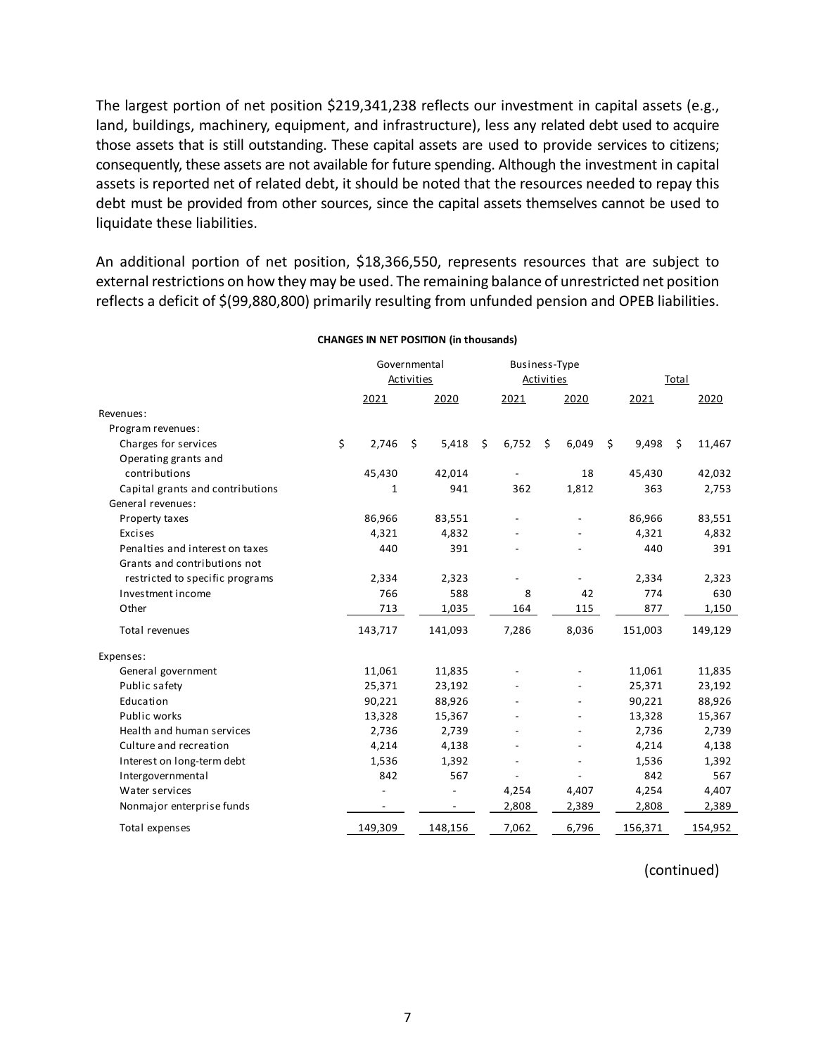The largest portion of net position $219,341,238 reflects our investment in capital assets (e.g., land, buildings, machinery, equipment, and infrastructure), less any related debt used to acquire those assets that is still outstanding. These capital assets are used to provide services to citizens; consequently, these assets are not available for future spending. Although the investment in capital assets is reported net of related debt, it should be noted that the resources needed to repay this debt must be provided from other sources, since the capital assets themselves cannot be used to liquidate these liabilities.

An additional portion of net position, $18,366,550, represents resources that are subject to external restrictions on how they may be used. The remaining balance of unrestricted net position reflects a deficit of $(99,880,800) primarily resulting from unfunded pension and OPEB liabilities.

**CHANGES IN NET POSITION (in thousands)**

| | Governmental Activities | | Business-Type Activities | | Total | |
|---|---|---|---|---|---|---|
| | 2021 | 2020 | 2021 | 2020 | 2021 | 2020 |
| Revenues: | | | | | | |
| Program revenues: | | | | | | |
| Charges for services | $ 2,746 | $ 5,418 | $ 6,752 | $ 6,049 | $ 9,498 | $ 11,467 |
| Operating grants and contributions | 45,430 | 42,014 | - | 18 | 45,430 | 42,032 |
| Capital grants and contributions | 1 | 941 | 362 | 1,812 | 363 | 2,753 |
| General revenues: | | | | | | |
| Property taxes | 86,966 | 83,551 | - | - | 86,966 | 83,551 |
| Excises | 4,321 | 4,832 | - | - | 4,321 | 4,832 |
| Penalties and interest on taxes | 440 | 391 | - | - | 440 | 391 |
| Grants and contributions not restricted to specific programs | 2,334 | 2,323 | - | - | 2,334 | 2,323 |
| Investment income | 766 | 588 | 8 | 42 | 774 | 630 |
| Other | 713 | 1,035 | 164 | 115 | 877 | 1,150 |
| Total revenues | 143,717 | 141,093 | 7,286 | 8,036 | 151,003 | 149,129 |
| Expenses: | | | | | | |
| General government | 11,061 | 11,835 | - | - | 11,061 | 11,835 |
| Public safety | 25,371 | 23,192 | - | - | 25,371 | 23,192 |
| Education | 90,221 | 88,926 | - | - | 90,221 | 88,926 |
| Public works | 13,328 | 15,367 | - | - | 13,328 | 15,367 |
| Health and human services | 2,736 | 2,739 | - | - | 2,736 | 2,739 |
| Culture and recreation | 4,214 | 4,138 | - | - | 4,214 | 4,138 |
| Interest on long-term debt | 1,536 | 1,392 | - | - | 1,536 | 1,392 |
| Intergovernmental | 842 | 567 | - | - | 842 | 567 |
| Water services | - | - | 4,254 | 4,407 | 4,254 | 4,407 |
| Nonmajor enterprise funds | - | - | 2,808 | 2,389 | 2,808 | 2,389 |
| Total expenses | 149,309 | 148,156 | 7,062 | 6,796 | 156,371 | 154,952 |

(continued)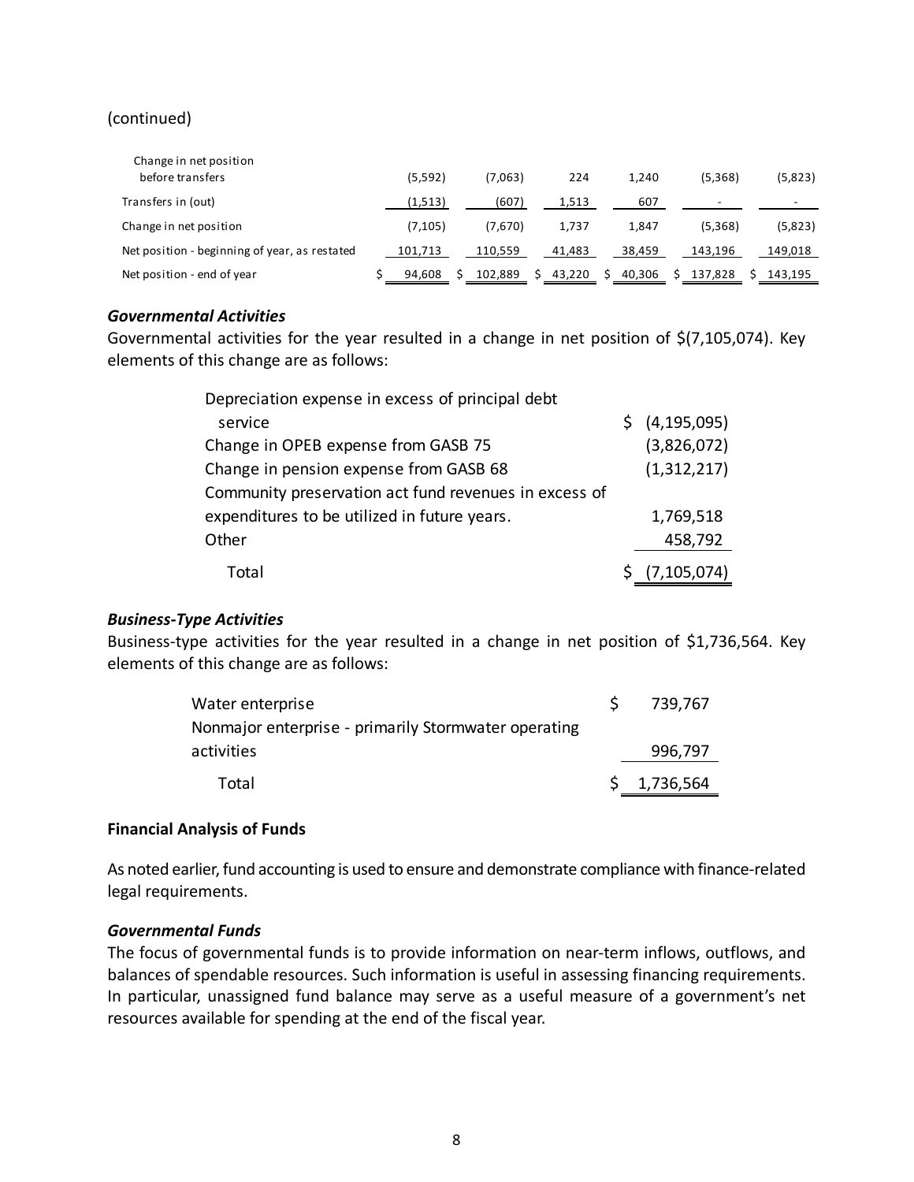(continued)

| | | | | | | |
|---|---|---|---|---|---|---|
| Change in net position before transfers | (5,592) | (7,063) | 224 | 1,240 | (5,368) | (5,823) |
| Transfers in (out) | (1,513) | (607) | 1,513 | 607 | - | - |
| Change in net position | (7,105) | (7,670) | 1,737 | 1,847 | (5,368) | (5,823) |
| Net position - beginning of year, as restated | 101,713 | 110,559 | 41,483 | 38,459 | 143,196 | 149,018 |
| Net position - end of year | $ 94,608 | $ 102,889 | $ 43,220 | $ 40,306 | $ 137,828 | $ 143,195 |

### *Governmental Activities*

Governmental activities for the year resulted in a change in net position of $(7,105,074). Key elements of this change are as follows:

| | |
|---|---|
| Depreciation expense in excess of principal debt service | $ (4,195,095) |
| Change in OPEB expense from GASB 75 | (3,826,072) |
| Change in pension expense from GASB 68 | (1,312,217) |
| Community preservation act fund revenues in excess of expenditures to be utilized in future years. | 1,769,518 |
| Other | 458,792 |
| Total | $ (7,105,074) |

### *Business-Type Activities*

Business-type activities for the year resulted in a change in net position of $1,736,564. Key elements of this change are as follows:

| | |
|---|---|
| Water enterprise | $ 739,767 |
| Nonmajor enterprise - primarily Stormwater operating activities | 996,797 |
| Total | $ 1,736,564 |

## **Financial Analysis of Funds**

As noted earlier, fund accounting is used to ensure and demonstrate compliance with finance-related legal requirements.

### *Governmental Funds*

The focus of governmental funds is to provide information on near-term inflows, outflows, and balances of spendable resources. Such information is useful in assessing financing requirements. In particular, unassigned fund balance may serve as a useful measure of a government's net resources available for spending at the end of the fiscal year.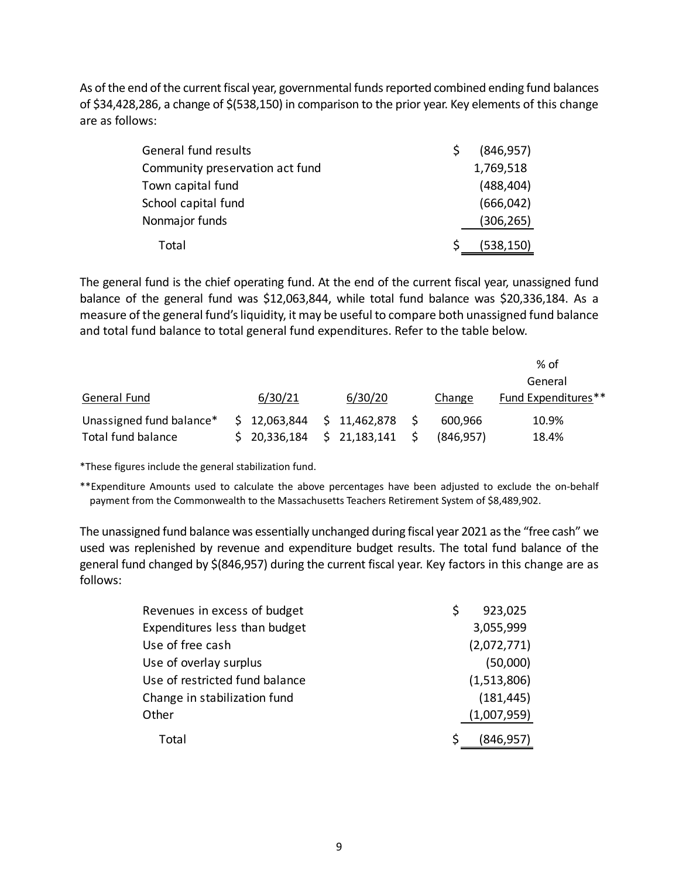As of the end of the current fiscal year, governmental funds reported combined ending fund balances of $34,428,286, a change of $(538,150) in comparison to the prior year. Key elements of this change are as follows:

| | |
|---|---|
| General fund results | $ (846,957) |
| Community preservation act fund | 1,769,518 |
| Town capital fund | (488,404) |
| School capital fund | (666,042) |
| Nonmajor funds | (306,265) |
| Total | $ (538,150) |

The general fund is the chief operating fund. At the end of the current fiscal year, unassigned fund balance of the general fund was $12,063,844, while total fund balance was $20,336,184. As a measure of the general fund's liquidity, it may be useful to compare both unassigned fund balance and total fund balance to total general fund expenditures. Refer to the table below.

| General Fund | 6/30/21 | 6/30/20 | Change | % of General Fund Expenditures** |
|---|---|---|---|---|
| Unassigned fund balance* | $ 12,063,844 | $ 11,462,878 | $ 600,966 | 10.9% |
| Total fund balance | $ 20,336,184 | $ 21,183,141 | $ (846,957) | 18.4% |

*These figures include the general stabilization fund.

**Expenditure Amounts used to calculate the above percentages have been adjusted to exclude the on-behalf payment from the Commonwealth to the Massachusetts Teachers Retirement System of $8,489,902.

The unassigned fund balance was essentially unchanged during fiscal year 2021 as the "free cash" we used was replenished by revenue and expenditure budget results. The total fund balance of the general fund changed by $(846,957) during the current fiscal year. Key factors in this change are as follows:

| | |
|---|---|
| Revenues in excess of budget | $ 923,025 |
| Expenditures less than budget | 3,055,999 |
| Use of free cash | (2,072,771) |
| Use of overlay surplus | (50,000) |
| Use of restricted fund balance | (1,513,806) |
| Change in stabilization fund | (181,445) |
| Other | (1,007,959) |
| Total | $ (846,957) |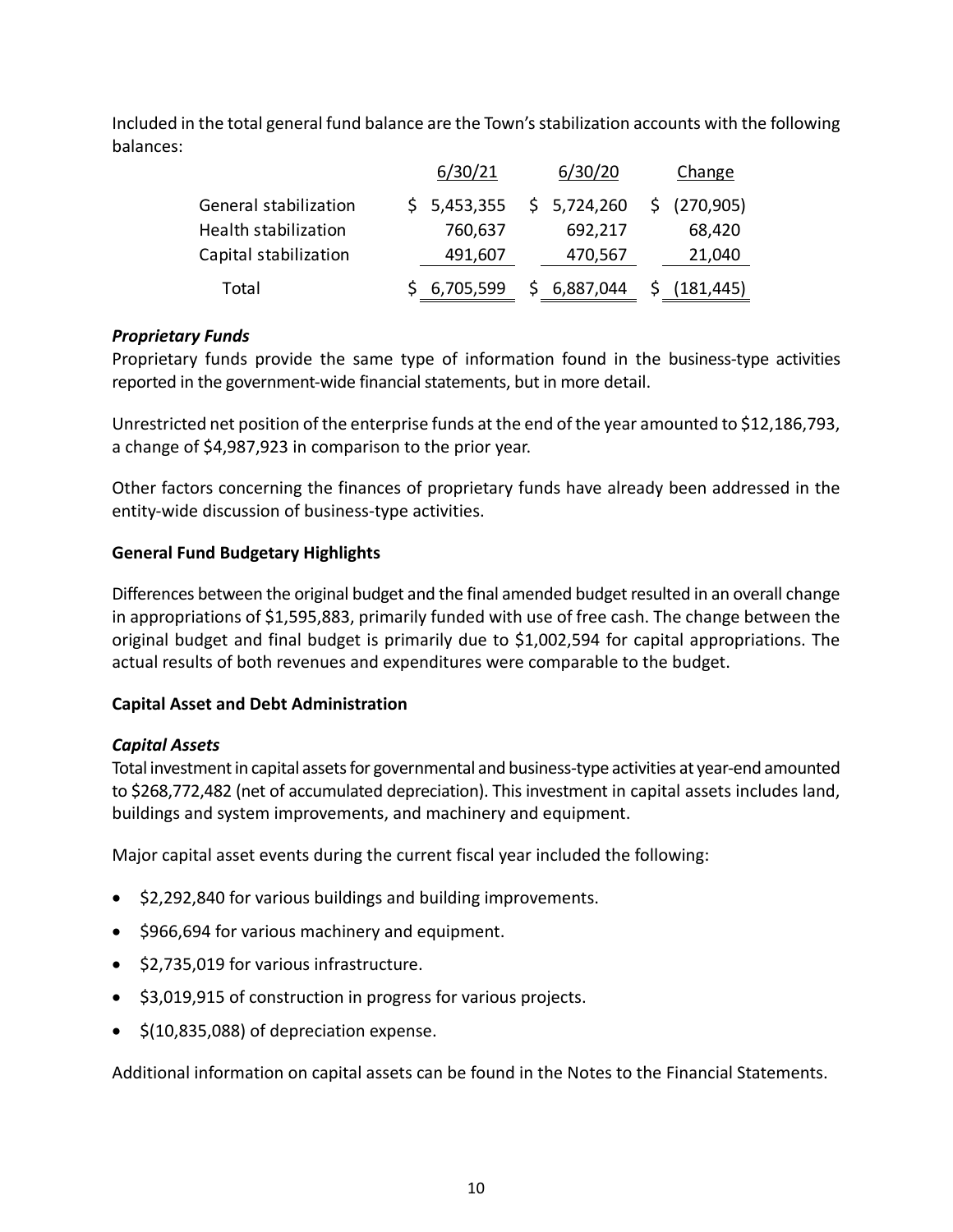Included in the total general fund balance are the Town's stabilization accounts with the following balances:

| | 6/30/21 | 6/30/20 | Change |
|---|---|---|---|
| General stabilization | $ 5,453,355 | $ 5,724,260 | $ (270,905) |
| Health stabilization | 760,637 | 692,217 | 68,420 |
| Capital stabilization | 491,607 | 470,567 | 21,040 |
| Total | $ 6,705,599 | $ 6,887,044 | $ (181,445) |

### *Proprietary Funds*

Proprietary funds provide the same type of information found in the business-type activities reported in the government-wide financial statements, but in more detail.

Unrestricted net position of the enterprise funds at the end of the year amounted to $12,186,793, a change of $4,987,923 in comparison to the prior year.

Other factors concerning the finances of proprietary funds have already been addressed in the entity-wide discussion of business-type activities.

## **General Fund Budgetary Highlights**

Differences between the original budget and the final amended budget resulted in an overall change in appropriations of $1,595,883, primarily funded with use of free cash. The change between the original budget and final budget is primarily due to $1,002,594 for capital appropriations. The actual results of both revenues and expenditures were comparable to the budget.

## **Capital Asset and Debt Administration**

### *Capital Assets*

Total investment in capital assets for governmental and business-type activities at year-end amounted to $268,772,482 (net of accumulated depreciation). This investment in capital assets includes land, buildings and system improvements, and machinery and equipment.

Major capital asset events during the current fiscal year included the following:

- $2,292,840 for various buildings and building improvements.
- $966,694 for various machinery and equipment.
- $2,735,019 for various infrastructure.
- $3,019,915 of construction in progress for various projects.
- $(10,835,088) of depreciation expense.

Additional information on capital assets can be found in the Notes to the Financial Statements.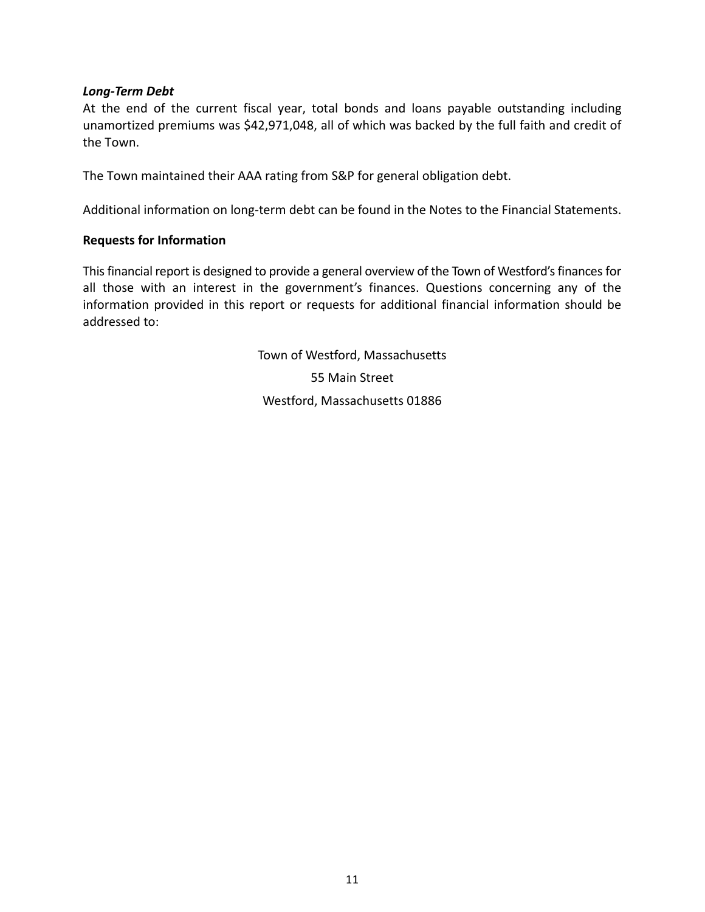***Long-Term Debt***

At the end of the current fiscal year, total bonds and loans payable outstanding including unamortized premiums was $42,971,048, all of which was backed by the full faith and credit of the Town.

The Town maintained their AAA rating from S&P for general obligation debt.

Additional information on long-term debt can be found in the Notes to the Financial Statements.

**Requests for Information**

This financial report is designed to provide a general overview of the Town of Westford's finances for all those with an interest in the government's finances. Questions concerning any of the information provided in this report or requests for additional financial information should be addressed to:

Town of Westford, Massachusetts

55 Main Street

Westford, Massachusetts 01886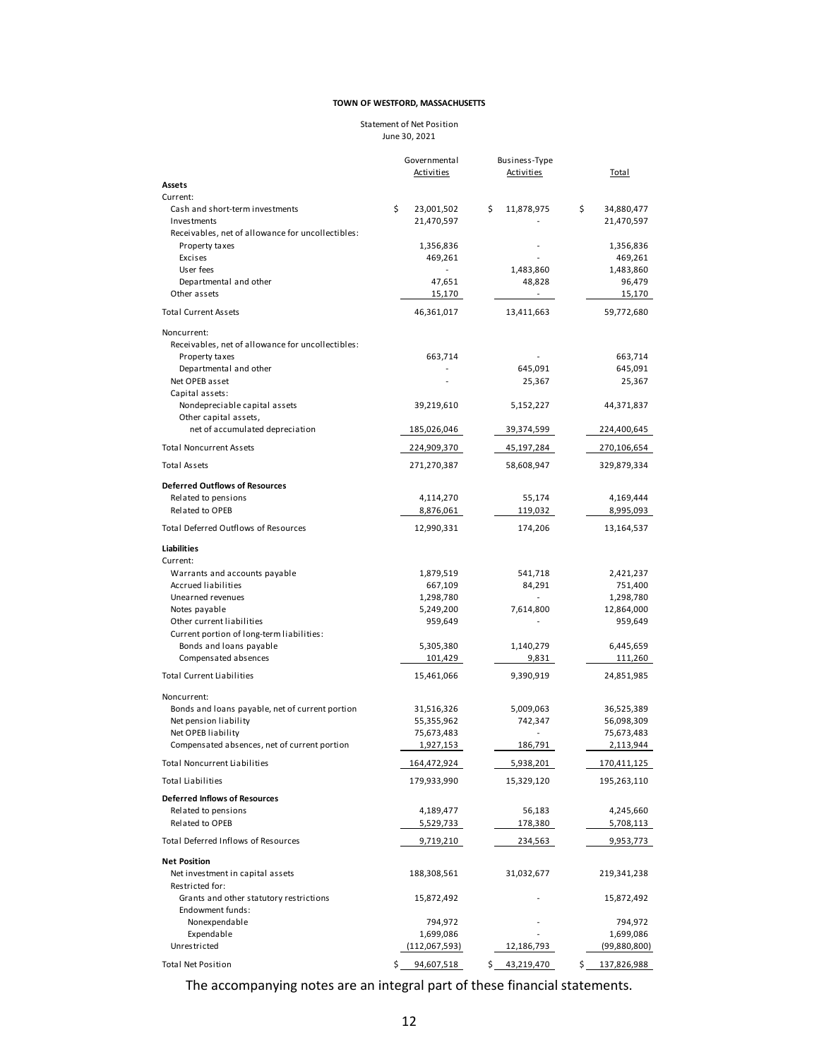**TOWN OF WESTFORD, MASSACHUSETTS**

Statement of Net Position
June 30, 2021

| | Governmental Activities | Business-Type Activities | Total |
|---|---|---|---|
| **Assets** | | | |
| Current: | | | |
| Cash and short-term investments | $ 23,001,502 | $ 11,878,975 | $ 34,880,477 |
| Investments | 21,470,597 | - | 21,470,597 |
| Receivables, net of allowance for uncollectibles: | | | |
| Property taxes | 1,356,836 | - | 1,356,836 |
| Excises | 469,261 | - | 469,261 |
| User fees | - | 1,483,860 | 1,483,860 |
| Departmental and other | 47,651 | 48,828 | 96,479 |
| Other assets | 15,170 | - | 15,170 |
| Total Current Assets | 46,361,017 | 13,411,663 | 59,772,680 |
| Noncurrent: | | | |
| Receivables, net of allowance for uncollectibles: | | | |
| Property taxes | 663,714 | - | 663,714 |
| Departmental and other | - | 645,091 | 645,091 |
| Net OPEB asset | - | 25,367 | 25,367 |
| Capital assets: | | | |
| Nondepreciable capital assets | 39,219,610 | 5,152,227 | 44,371,837 |
| Other capital assets, net of accumulated depreciation | 185,026,046 | 39,374,599 | 224,400,645 |
| Total Noncurrent Assets | 224,909,370 | 45,197,284 | 270,106,654 |
| Total Assets | 271,270,387 | 58,608,947 | 329,879,334 |
| **Deferred Outflows of Resources** | | | |
| Related to pensions | 4,114,270 | 55,174 | 4,169,444 |
| Related to OPEB | 8,876,061 | 119,032 | 8,995,093 |
| Total Deferred Outflows of Resources | 12,990,331 | 174,206 | 13,164,537 |
| **Liabilities** | | | |
| Current: | | | |
| Warrants and accounts payable | 1,879,519 | 541,718 | 2,421,237 |
| Accrued liabilities | 667,109 | 84,291 | 751,400 |
| Unearned revenues | 1,298,780 | - | 1,298,780 |
| Notes payable | 5,249,200 | 7,614,800 | 12,864,000 |
| Other current liabilities | 959,649 | - | 959,649 |
| Current portion of long-term liabilities: | | | |
| Bonds and loans payable | 5,305,380 | 1,140,279 | 6,445,659 |
| Compensated absences | 101,429 | 9,831 | 111,260 |
| Total Current Liabilities | 15,461,066 | 9,390,919 | 24,851,985 |
| Noncurrent: | | | |
| Bonds and loans payable, net of current portion | 31,516,326 | 5,009,063 | 36,525,389 |
| Net pension liability | 55,355,962 | 742,347 | 56,098,309 |
| Net OPEB liability | 75,673,483 | - | 75,673,483 |
| Compensated absences, net of current portion | 1,927,153 | 186,791 | 2,113,944 |
| Total Noncurrent Liabilities | 164,472,924 | 5,938,201 | 170,411,125 |
| Total Liabilities | 179,933,990 | 15,329,120 | 195,263,110 |
| **Deferred Inflows of Resources** | | | |
| Related to pensions | 4,189,477 | 56,183 | 4,245,660 |
| Related to OPEB | 5,529,733 | 178,380 | 5,708,113 |
| Total Deferred Inflows of Resources | 9,719,210 | 234,563 | 9,953,773 |
| **Net Position** | | | |
| Net investment in capital assets | 188,308,561 | 31,032,677 | 219,341,238 |
| Restricted for: | | | |
| Grants and other statutory restrictions | 15,872,492 | - | 15,872,492 |
| Endowment funds: | | | |
| Nonexpendable | 794,972 | - | 794,972 |
| Expendable | 1,699,086 | - | 1,699,086 |
| Unrestricted | (112,067,593) | 12,186,793 | (99,880,800) |
| Total Net Position | $ 94,607,518 | $ 43,219,470 | $ 137,826,988 |

The accompanying notes are an integral part of these financial statements.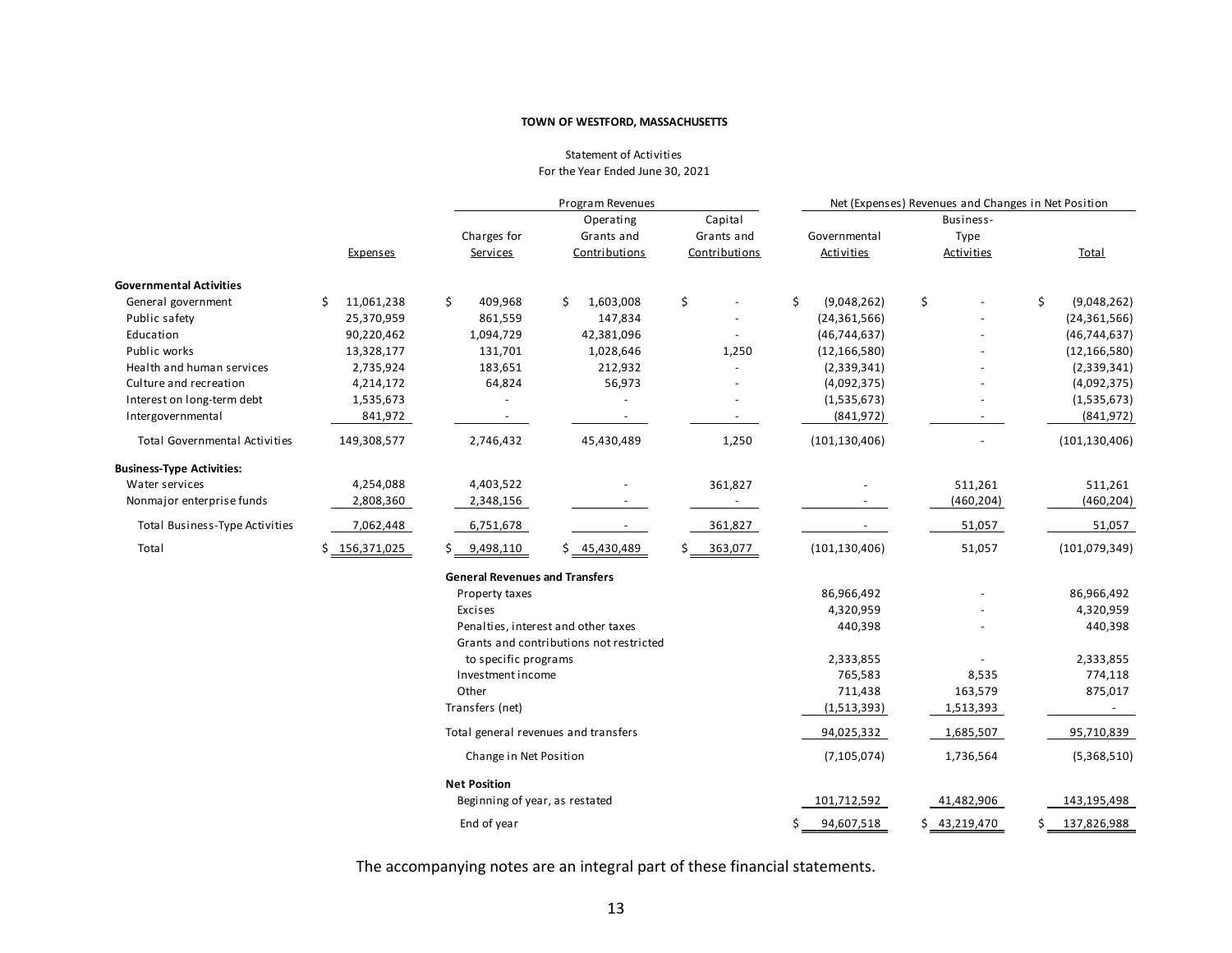**TOWN OF WESTFORD, MASSACHUSETTS**

Statement of Activities
For the Year Ended June 30, 2021

| | | Program Revenues | | | Net (Expenses) Revenues and Changes in Net Position | | |
|---|---|---|---|---|---|---|---|
| | Expenses | Charges for Services | Operating Grants and Contributions | Capital Grants and Contributions | Governmental Activities | Business-Type Activities | Total |
| **Governmental Activities** | | | | | | | |
| General government | $ 11,061,238 | $ 409,968 | $ 1,603,008 | $ - | $ (9,048,262) | $ - | $ (9,048,262) |
| Public safety | 25,370,959 | 861,559 | 147,834 | - | (24,361,566) | - | (24,361,566) |
| Education | 90,220,462 | 1,094,729 | 42,381,096 | - | (46,744,637) | - | (46,744,637) |
| Public works | 13,328,177 | 131,701 | 1,028,646 | 1,250 | (12,166,580) | - | (12,166,580) |
| Health and human services | 2,735,924 | 183,651 | 212,932 | - | (2,339,341) | - | (2,339,341) |
| Culture and recreation | 4,214,172 | 64,824 | 56,973 | - | (4,092,375) | - | (4,092,375) |
| Interest on long-term debt | 1,535,673 | - | - | - | (1,535,673) | - | (1,535,673) |
| Intergovernmental | 841,972 | - | - | - | (841,972) | - | (841,972) |
| Total Governmental Activities | 149,308,577 | 2,746,432 | 45,430,489 | 1,250 | (101,130,406) | - | (101,130,406) |
| **Business-Type Activities:** | | | | | | | |
| Water services | 4,254,088 | 4,403,522 | - | 361,827 | - | 511,261 | 511,261 |
| Nonmajor enterprise funds | 2,808,360 | 2,348,156 | - | - | - | (460,204) | (460,204) |
| Total Business-Type Activities | 7,062,448 | 6,751,678 | - | 361,827 | - | 51,057 | 51,057 |
| Total | $ 156,371,025 | $ 9,498,110 | $ 45,430,489 | $ 363,077 | (101,130,406) | 51,057 | (101,079,349) |
| | | **General Revenues and Transfers** | | | | | |
| | | Property taxes | | | 86,966,492 | - | 86,966,492 |
| | | Excises | | | 4,320,959 | - | 4,320,959 |
| | | Penalties, interest and other taxes | | | 440,398 | - | 440,398 |
| | | Grants and contributions not restricted to specific programs | | | 2,333,855 | - | 2,333,855 |
| | | Investment income | | | 765,583 | 8,535 | 774,118 |
| | | Other | | | 711,438 | 163,579 | 875,017 |
| | | Transfers (net) | | | (1,513,393) | 1,513,393 | - |
| | | Total general revenues and transfers | | | 94,025,332 | 1,685,507 | 95,710,839 |
| | | Change in Net Position | | | (7,105,074) | 1,736,564 | (5,368,510) |
| | | **Net Position** | | | | | |
| | | Beginning of year, as restated | | | 101,712,592 | 41,482,906 | 143,195,498 |
| | | End of year | | | $ 94,607,518 | $ 43,219,470 | $ 137,826,988 |

The accompanying notes are an integral part of these financial statements.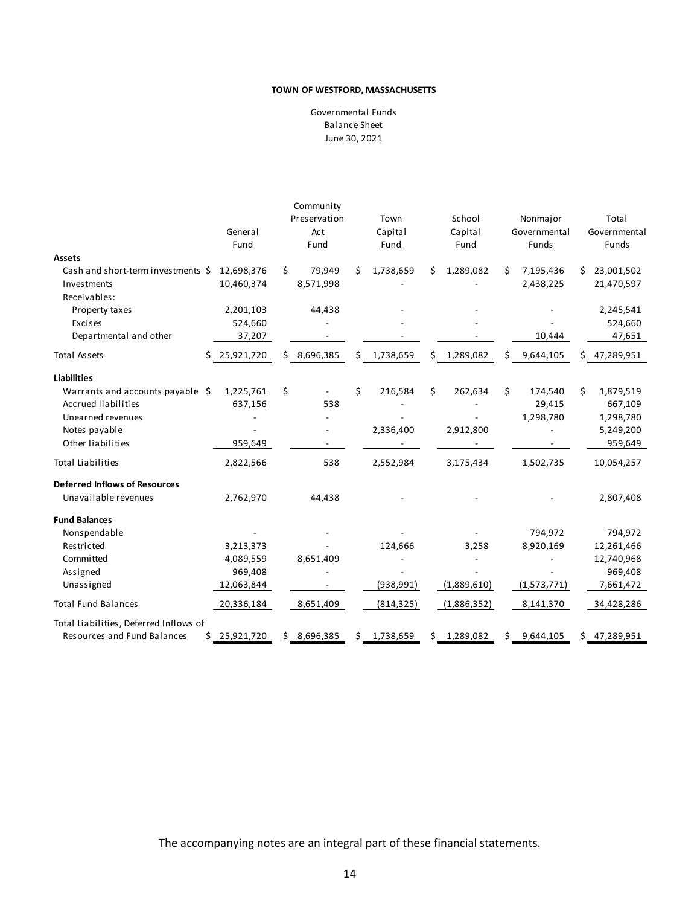**TOWN OF WESTFORD, MASSACHUSETTS**

Governmental Funds
Balance Sheet
June 30, 2021

| | General Fund | Community Preservation Act Fund | Town Capital Fund | School Capital Fund | Nonmajor Governmental Funds | Total Governmental Funds |
|---|---|---|---|---|---|---|
| **Assets** | | | | | | |
| Cash and short-term investments | $ 12,698,376 | $ 79,949 | $ 1,738,659 | $ 1,289,082 | $ 7,195,436 | $ 23,001,502 |
| Investments | 10,460,374 | 8,571,998 | - | - | 2,438,225 | 21,470,597 |
| Receivables: | | | | | | |
| Property taxes | 2,201,103 | 44,438 | - | - | - | 2,245,541 |
| Excises | 524,660 | - | - | - | - | 524,660 |
| Departmental and other | 37,207 | - | - | - | 10,444 | 47,651 |
| Total Assets | $ 25,921,720 | $ 8,696,385 | $ 1,738,659 | $ 1,289,082 | $ 9,644,105 | $ 47,289,951 |
| **Liabilities** | | | | | | |
| Warrants and accounts payable | $ 1,225,761 | $ - | $ 216,584 | $ 262,634 | $ 174,540 | $ 1,879,519 |
| Accrued liabilities | 637,156 | 538 | - | - | 29,415 | 667,109 |
| Unearned revenues | - | - | - | - | 1,298,780 | 1,298,780 |
| Notes payable | - | - | 2,336,400 | 2,912,800 | - | 5,249,200 |
| Other liabilities | 959,649 | - | - | - | - | 959,649 |
| Total Liabilities | 2,822,566 | 538 | 2,552,984 | 3,175,434 | 1,502,735 | 10,054,257 |
| **Deferred Inflows of Resources** | | | | | | |
| Unavailable revenues | 2,762,970 | 44,438 | - | - | - | 2,807,408 |
| **Fund Balances** | | | | | | |
| Nonspendable | - | - | - | - | 794,972 | 794,972 |
| Restricted | 3,213,373 | - | 124,666 | 3,258 | 8,920,169 | 12,261,466 |
| Committed | 4,089,559 | 8,651,409 | - | - | - | 12,740,968 |
| Assigned | 969,408 | - | - | - | - | 969,408 |
| Unassigned | 12,063,844 | - | (938,991) | (1,889,610) | (1,573,771) | 7,661,472 |
| Total Fund Balances | 20,336,184 | 8,651,409 | (814,325) | (1,886,352) | 8,141,370 | 34,428,286 |
| Total Liabilities, Deferred Inflows of Resources and Fund Balances | $ 25,921,720 | $ 8,696,385 | $ 1,738,659 | $ 1,289,082 | $ 9,644,105 | $ 47,289,951 |

The accompanying notes are an integral part of these financial statements.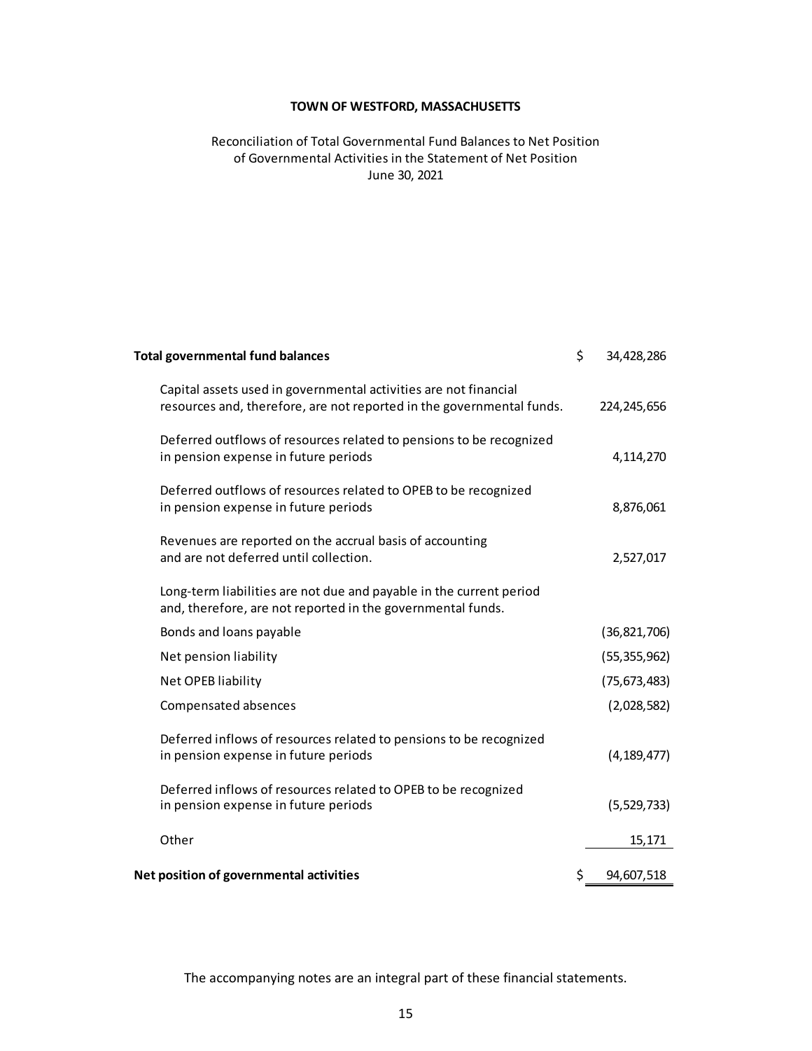**TOWN OF WESTFORD, MASSACHUSETTS**

Reconciliation of Total Governmental Fund Balances to Net Position of Governmental Activities in the Statement of Net Position
June 30, 2021

| | |
|---|---|
| **Total governmental fund balances** | $ 34,428,286 |
| Capital assets used in governmental activities are not financial resources and, therefore, are not reported in the governmental funds. | 224,245,656 |
| Deferred outflows of resources related to pensions to be recognized in pension expense in future periods | 4,114,270 |
| Deferred outflows of resources related to OPEB to be recognized in pension expense in future periods | 8,876,061 |
| Revenues are reported on the accrual basis of accounting and are not deferred until collection. | 2,527,017 |
| Long-term liabilities are not due and payable in the current period and, therefore, are not reported in the governmental funds. | |
| Bonds and loans payable | (36,821,706) |
| Net pension liability | (55,355,962) |
| Net OPEB liability | (75,673,483) |
| Compensated absences | (2,028,582) |
| Deferred inflows of resources related to pensions to be recognized in pension expense in future periods | (4,189,477) |
| Deferred inflows of resources related to OPEB to be recognized in pension expense in future periods | (5,529,733) |
| Other | 15,171 |
| **Net position of governmental activities** | $ 94,607,518 |

The accompanying notes are an integral part of these financial statements.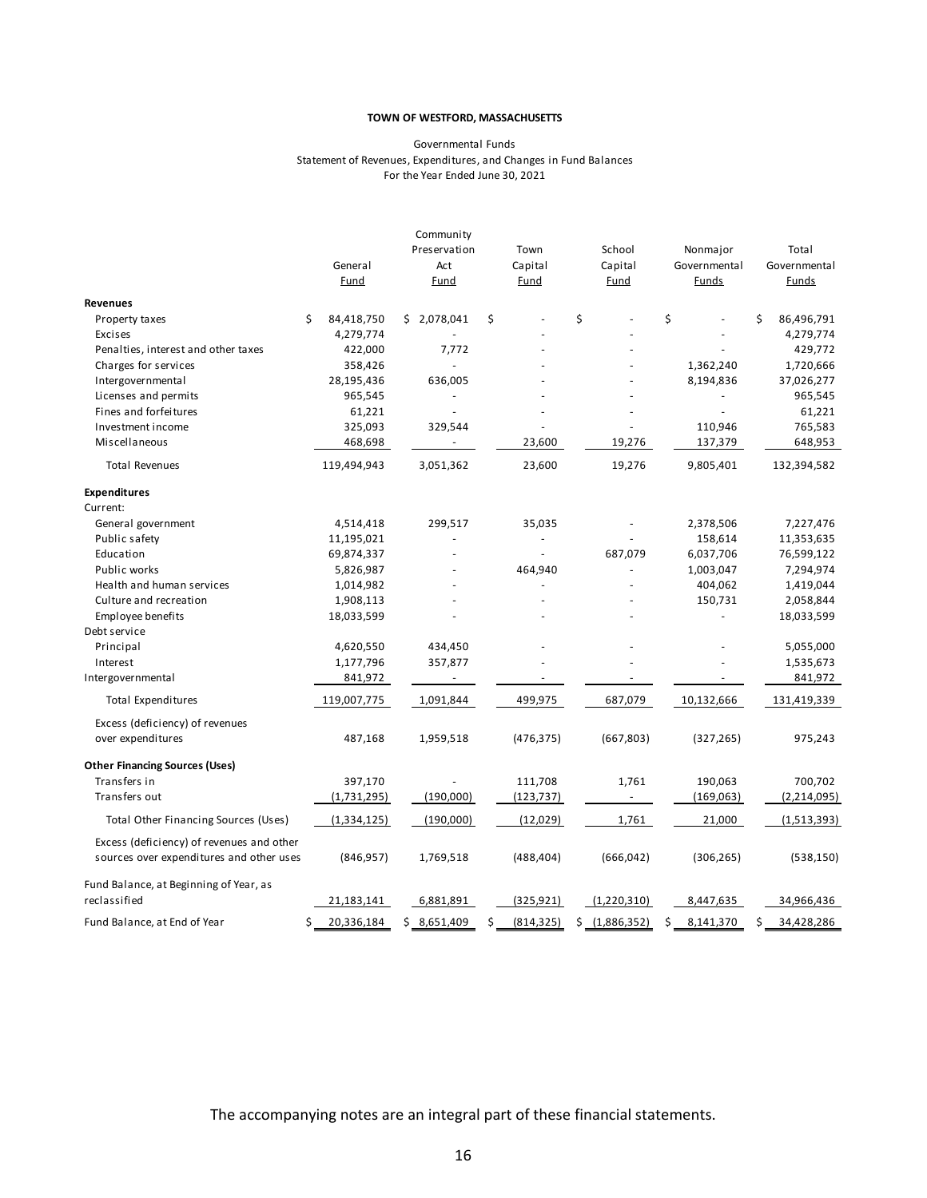**TOWN OF WESTFORD, MASSACHUSETTS**

Governmental Funds
Statement of Revenues, Expenditures, and Changes in Fund Balances
For the Year Ended June 30, 2021

| | General Fund | Community Preservation Act Fund | Town Capital Fund | School Capital Fund | Nonmajor Governmental Funds | Total Governmental Funds |
|---|---|---|---|---|---|---|
| **Revenues** | | | | | | |
| Property taxes | $ 84,418,750 | $ 2,078,041 | $ - | $ - | $ - | $ 86,496,791 |
| Excises | 4,279,774 | - | - | - | - | 4,279,774 |
| Penalties, interest and other taxes | 422,000 | 7,772 | - | - | - | 429,772 |
| Charges for services | 358,426 | - | - | - | 1,362,240 | 1,720,666 |
| Intergovernmental | 28,195,436 | 636,005 | - | - | 8,194,836 | 37,026,277 |
| Licenses and permits | 965,545 | - | - | - | - | 965,545 |
| Fines and forfeitures | 61,221 | - | - | - | - | 61,221 |
| Investment income | 325,093 | 329,544 | - | - | 110,946 | 765,583 |
| Miscellaneous | 468,698 | - | 23,600 | 19,276 | 137,379 | 648,953 |
| Total Revenues | 119,494,943 | 3,051,362 | 23,600 | 19,276 | 9,805,401 | 132,394,582 |
| **Expenditures** | | | | | | |
| Current: | | | | | | |
| General government | 4,514,418 | 299,517 | 35,035 | - | 2,378,506 | 7,227,476 |
| Public safety | 11,195,021 | - | - | - | 158,614 | 11,353,635 |
| Education | 69,874,337 | - | - | 687,079 | 6,037,706 | 76,599,122 |
| Public works | 5,826,987 | - | 464,940 | - | 1,003,047 | 7,294,974 |
| Health and human services | 1,014,982 | - | - | - | 404,062 | 1,419,044 |
| Culture and recreation | 1,908,113 | - | - | - | 150,731 | 2,058,844 |
| Employee benefits | 18,033,599 | - | - | - | - | 18,033,599 |
| Debt service | | | | | | |
| Principal | 4,620,550 | 434,450 | - | - | - | 5,055,000 |
| Interest | 1,177,796 | 357,877 | - | - | - | 1,535,673 |
| Intergovernmental | 841,972 | - | - | - | - | 841,972 |
| Total Expenditures | 119,007,775 | 1,091,844 | 499,975 | 687,079 | 10,132,666 | 131,419,339 |
| Excess (deficiency) of revenues over expenditures | 487,168 | 1,959,518 | (476,375) | (667,803) | (327,265) | 975,243 |
| **Other Financing Sources (Uses)** | | | | | | |
| Transfers in | 397,170 | - | 111,708 | 1,761 | 190,063 | 700,702 |
| Transfers out | (1,731,295) | (190,000) | (123,737) | - | (169,063) | (2,214,095) |
| Total Other Financing Sources (Uses) | (1,334,125) | (190,000) | (12,029) | 1,761 | 21,000 | (1,513,393) |
| Excess (deficiency) of revenues and other sources over expenditures and other uses | (846,957) | 1,769,518 | (488,404) | (666,042) | (306,265) | (538,150) |
| Fund Balance, at Beginning of Year, as reclassified | 21,183,141 | 6,881,891 | (325,921) | (1,220,310) | 8,447,635 | 34,966,436 |
| Fund Balance, at End of Year | $ 20,336,184 | $ 8,651,409 | $ (814,325) | $ (1,886,352) | $ 8,141,370 | $ 34,428,286 |

The accompanying notes are an integral part of these financial statements.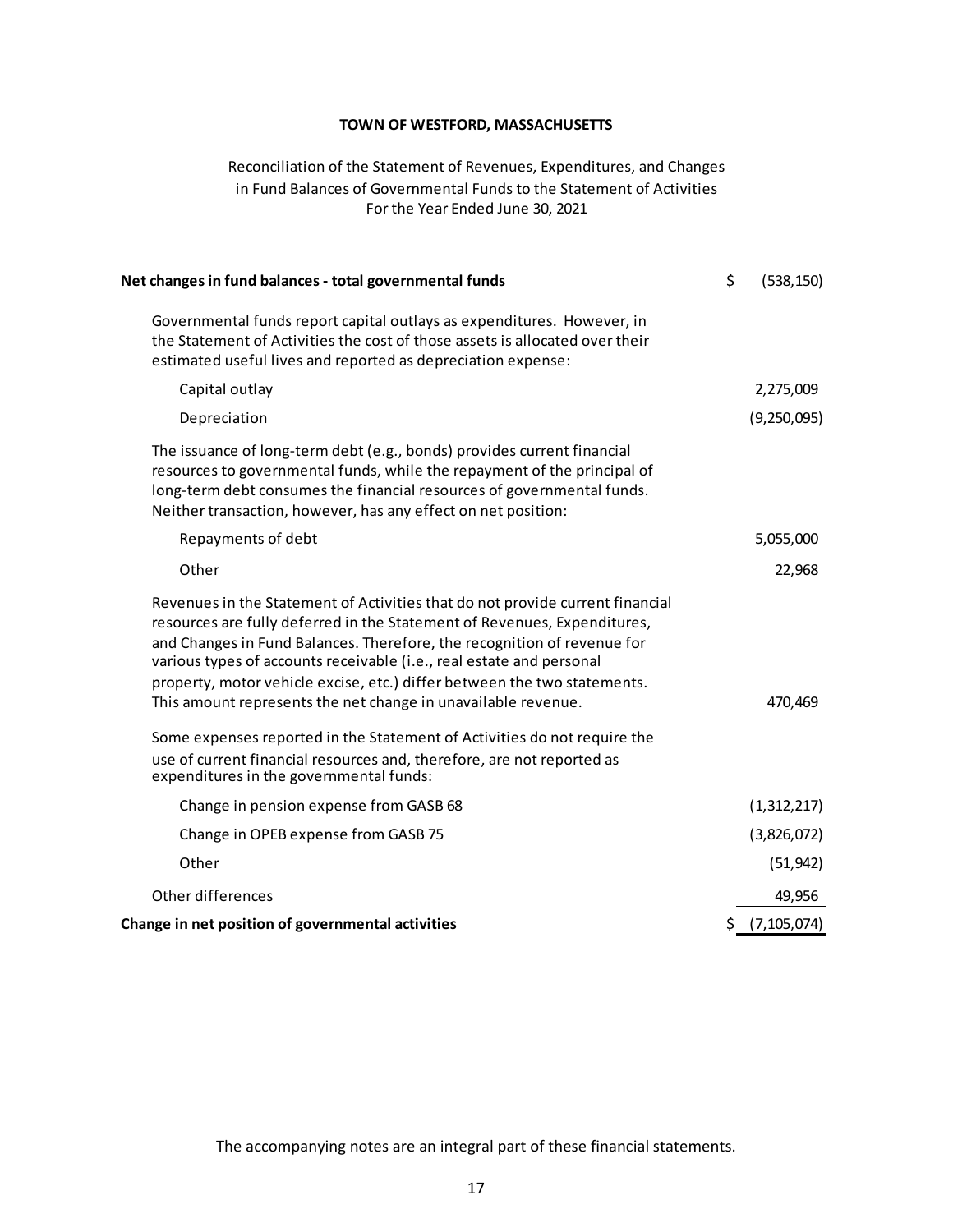**TOWN OF WESTFORD, MASSACHUSETTS**

Reconciliation of the Statement of Revenues, Expenditures, and Changes in Fund Balances of Governmental Funds to the Statement of Activities
For the Year Ended June 30, 2021

| | |
|---|---|
| **Net changes in fund balances - total governmental funds** | $ (538,150) |
| Governmental funds report capital outlays as expenditures. However, in the Statement of Activities the cost of those assets is allocated over their estimated useful lives and reported as depreciation expense: | |
| Capital outlay | 2,275,009 |
| Depreciation | (9,250,095) |
| The issuance of long-term debt (e.g., bonds) provides current financial resources to governmental funds, while the repayment of the principal of long-term debt consumes the financial resources of governmental funds. Neither transaction, however, has any effect on net position: | |
| Repayments of debt | 5,055,000 |
| Other | 22,968 |
| Revenues in the Statement of Activities that do not provide current financial resources are fully deferred in the Statement of Revenues, Expenditures, and Changes in Fund Balances. Therefore, the recognition of revenue for various types of accounts receivable (i.e., real estate and personal property, motor vehicle excise, etc.) differ between the two statements. This amount represents the net change in unavailable revenue. | 470,469 |
| Some expenses reported in the Statement of Activities do not require the use of current financial resources and, therefore, are not reported as expenditures in the governmental funds: | |
| Change in pension expense from GASB 68 | (1,312,217) |
| Change in OPEB expense from GASB 75 | (3,826,072) |
| Other | (51,942) |
| Other differences | 49,956 |
| **Change in net position of governmental activities** | $ (7,105,074) |

The accompanying notes are an integral part of these financial statements.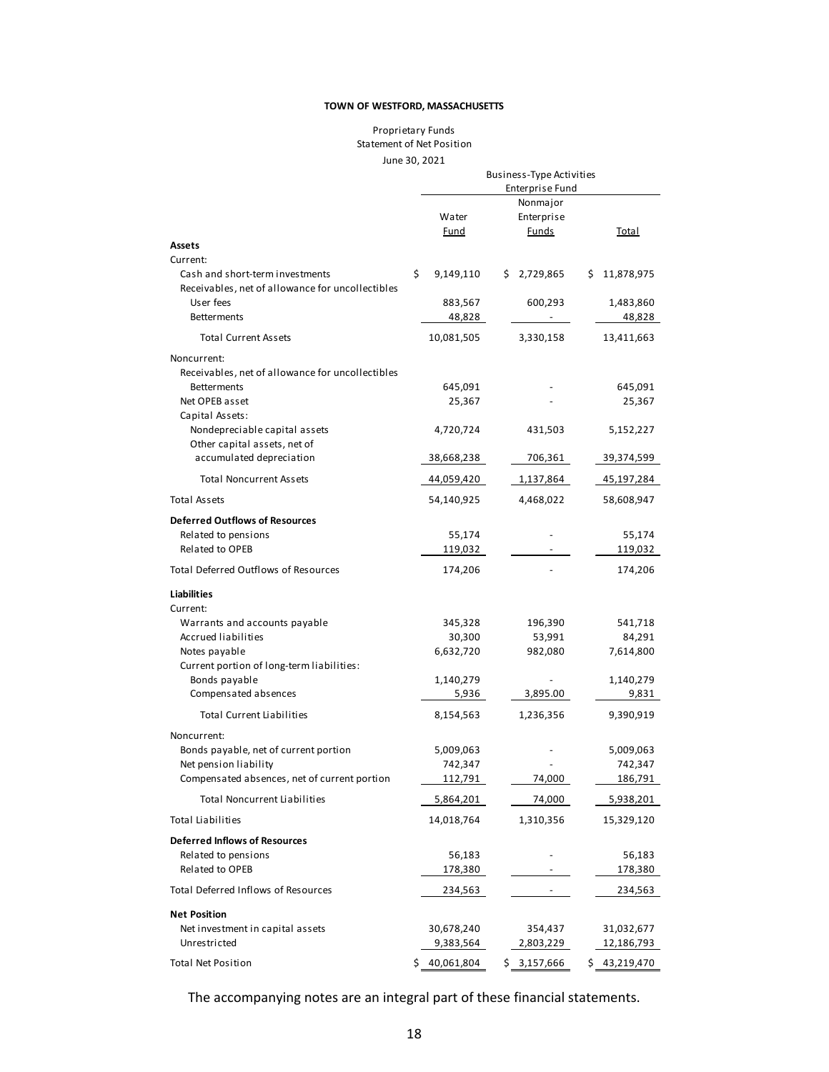**TOWN OF WESTFORD, MASSACHUSETTS**

Proprietary Funds
Statement of Net Position
June 30, 2021

| | Business-Type Activities Enterprise Fund | | |
|---|---|---|---|
| | Water Fund | Nonmajor Enterprise Funds | Total |
| **Assets** | | | |
| Current: | | | |
| Cash and short-term investments | $ 9,149,110 | $ 2,729,865 | $ 11,878,975 |
| Receivables, net of allowance for uncollectibles | | | |
| User fees | 883,567 | 600,293 | 1,483,860 |
| Betterments | 48,828 | - | 48,828 |
| Total Current Assets | 10,081,505 | 3,330,158 | 13,411,663 |
| Noncurrent: | | | |
| Receivables, net of allowance for uncollectibles | | | |
| Betterments | 645,091 | - | 645,091 |
| Net OPEB asset | 25,367 | - | 25,367 |
| Capital Assets: | | | |
| Nondepreciable capital assets | 4,720,724 | 431,503 | 5,152,227 |
| Other capital assets, net of accumulated depreciation | 38,668,238 | 706,361 | 39,374,599 |
| Total Noncurrent Assets | 44,059,420 | 1,137,864 | 45,197,284 |
| Total Assets | 54,140,925 | 4,468,022 | 58,608,947 |
| **Deferred Outflows of Resources** | | | |
| Related to pensions | 55,174 | - | 55,174 |
| Related to OPEB | 119,032 | - | 119,032 |
| Total Deferred Outflows of Resources | 174,206 | - | 174,206 |
| **Liabilities** | | | |
| Current: | | | |
| Warrants and accounts payable | 345,328 | 196,390 | 541,718 |
| Accrued liabilities | 30,300 | 53,991 | 84,291 |
| Notes payable | 6,632,720 | 982,080 | 7,614,800 |
| Current portion of long-term liabilities: | | | |
| Bonds payable | 1,140,279 | - | 1,140,279 |
| Compensated absences | 5,936 | 3,895.00 | 9,831 |
| Total Current Liabilities | 8,154,563 | 1,236,356 | 9,390,919 |
| Noncurrent: | | | |
| Bonds payable, net of current portion | 5,009,063 | - | 5,009,063 |
| Net pension liability | 742,347 | - | 742,347 |
| Compensated absences, net of current portion | 112,791 | 74,000 | 186,791 |
| Total Noncurrent Liabilities | 5,864,201 | 74,000 | 5,938,201 |
| Total Liabilities | 14,018,764 | 1,310,356 | 15,329,120 |
| **Deferred Inflows of Resources** | | | |
| Related to pensions | 56,183 | - | 56,183 |
| Related to OPEB | 178,380 | - | 178,380 |
| Total Deferred Inflows of Resources | 234,563 | - | 234,563 |
| **Net Position** | | | |
| Net investment in capital assets | 30,678,240 | 354,437 | 31,032,677 |
| Unrestricted | 9,383,564 | 2,803,229 | 12,186,793 |
| Total Net Position | $ 40,061,804 | $ 3,157,666 | $ 43,219,470 |

The accompanying notes are an integral part of these financial statements.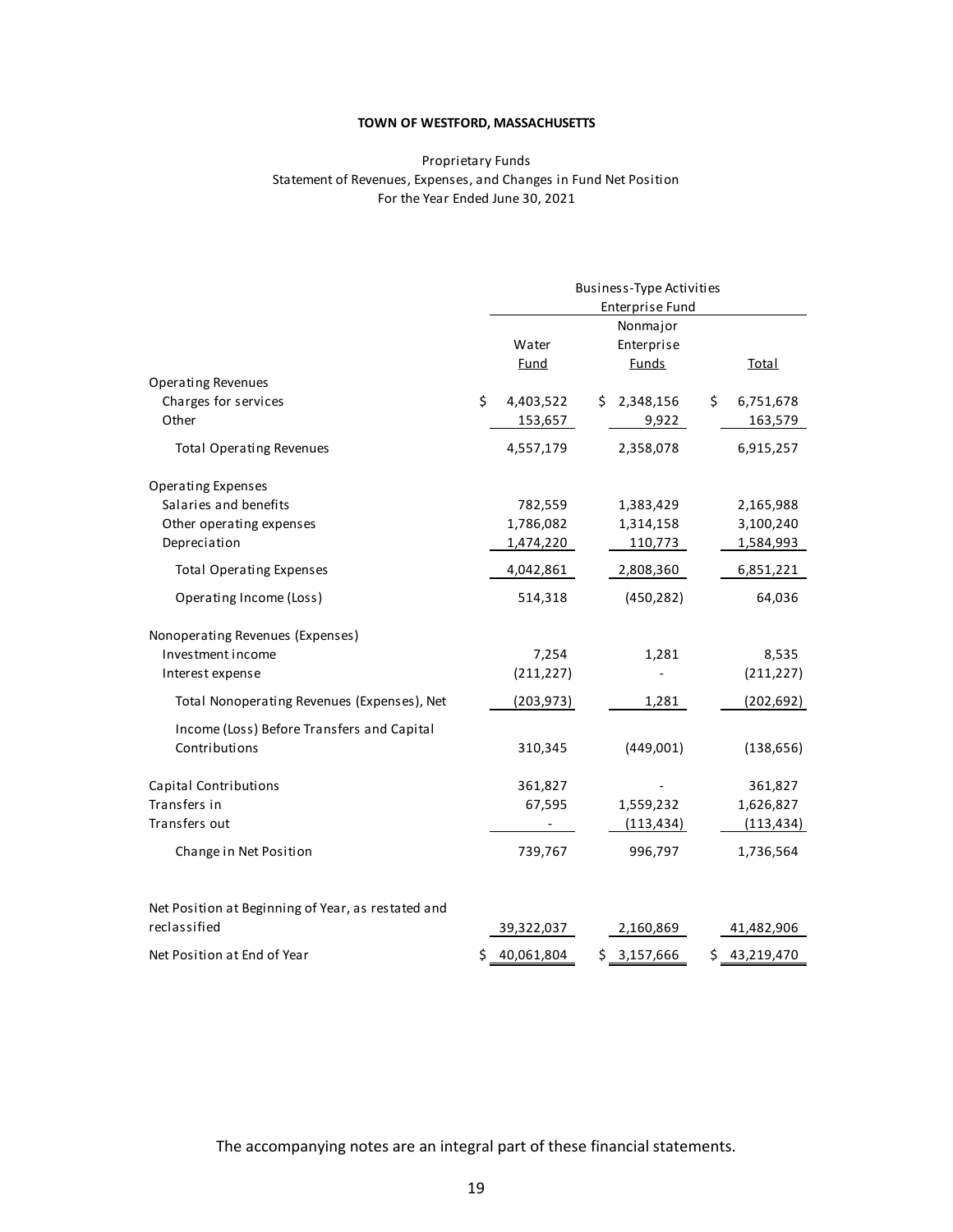**TOWN OF WESTFORD, MASSACHUSETTS**

Proprietary Funds
Statement of Revenues, Expenses, and Changes in Fund Net Position
For the Year Ended June 30, 2021

| | Business-Type Activities Enterprise Fund | | |
|---|---|---|---|
| | Water Fund | Nonmajor Enterprise Funds | Total |
| **Operating Revenues** | | | |
| Charges for services | $ 4,403,522 | $ 2,348,156 | $ 6,751,678 |
| Other | 153,657 | 9,922 | 163,579 |
| Total Operating Revenues | 4,557,179 | 2,358,078 | 6,915,257 |
| **Operating Expenses** | | | |
| Salaries and benefits | 782,559 | 1,383,429 | 2,165,988 |
| Other operating expenses | 1,786,082 | 1,314,158 | 3,100,240 |
| Depreciation | 1,474,220 | 110,773 | 1,584,993 |
| Total Operating Expenses | 4,042,861 | 2,808,360 | 6,851,221 |
| Operating Income (Loss) | 514,318 | (450,282) | 64,036 |
| **Nonoperating Revenues (Expenses)** | | | |
| Investment income | 7,254 | 1,281 | 8,535 |
| Interest expense | (211,227) | - | (211,227) |
| Total Nonoperating Revenues (Expenses), Net | (203,973) | 1,281 | (202,692) |
| Income (Loss) Before Transfers and Capital Contributions | 310,345 | (449,001) | (138,656) |
| Capital Contributions | 361,827 | - | 361,827 |
| Transfers in | 67,595 | 1,559,232 | 1,626,827 |
| Transfers out | - | (113,434) | (113,434) |
| Change in Net Position | 739,767 | 996,797 | 1,736,564 |
| Net Position at Beginning of Year, as restated and reclassified | 39,322,037 | 2,160,869 | 41,482,906 |
| Net Position at End of Year | $ 40,061,804 | $ 3,157,666 | $ 43,219,470 |

The accompanying notes are an integral part of these financial statements.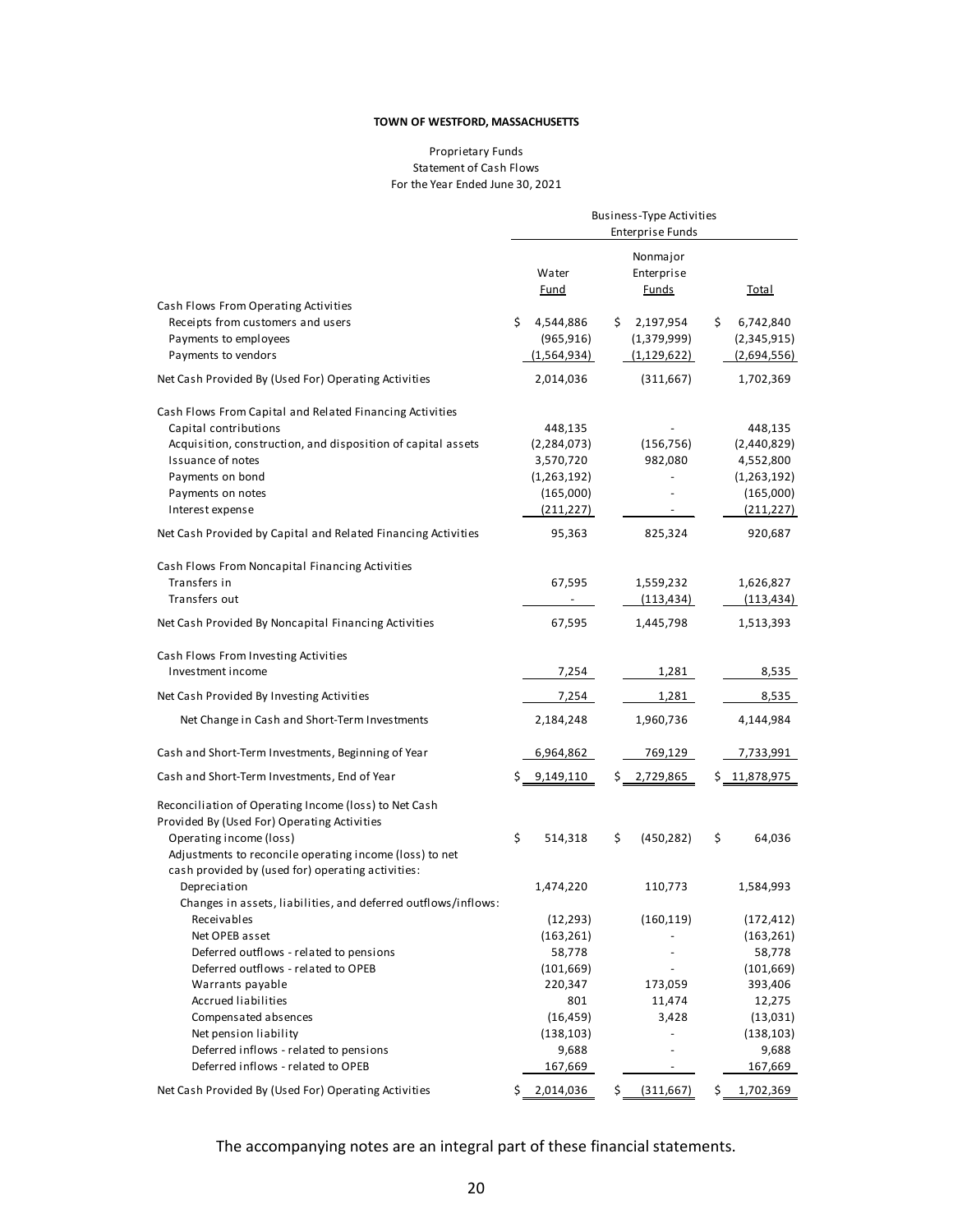**TOWN OF WESTFORD, MASSACHUSETTS**

Proprietary Funds
Statement of Cash Flows
For the Year Ended June 30, 2021

| | Business-Type Activities Enterprise Funds | | |
|---|---|---|---|
| | Water Fund | Nonmajor Enterprise Funds | Total |
| **Cash Flows From Operating Activities** | | | |
| Receipts from customers and users | $ 4,544,886 | $ 2,197,954 | $ 6,742,840 |
| Payments to employees | (965,916) | (1,379,999) | (2,345,915) |
| Payments to vendors | (1,564,934) | (1,129,622) | (2,694,556) |
| Net Cash Provided By (Used For) Operating Activities | 2,014,036 | (311,667) | 1,702,369 |
| **Cash Flows From Capital and Related Financing Activities** | | | |
| Capital contributions | 448,135 | - | 448,135 |
| Acquisition, construction, and disposition of capital assets | (2,284,073) | (156,756) | (2,440,829) |
| Issuance of notes | 3,570,720 | 982,080 | 4,552,800 |
| Payments on bond | (1,263,192) | - | (1,263,192) |
| Payments on notes | (165,000) | - | (165,000) |
| Interest expense | (211,227) | - | (211,227) |
| Net Cash Provided by Capital and Related Financing Activities | 95,363 | 825,324 | 920,687 |
| **Cash Flows From Noncapital Financing Activities** | | | |
| Transfers in | 67,595 | 1,559,232 | 1,626,827 |
| Transfers out | - | (113,434) | (113,434) |
| Net Cash Provided By Noncapital Financing Activities | 67,595 | 1,445,798 | 1,513,393 |
| **Cash Flows From Investing Activities** | | | |
| Investment income | 7,254 | 1,281 | 8,535 |
| Net Cash Provided By Investing Activities | 7,254 | 1,281 | 8,535 |
| Net Change in Cash and Short-Term Investments | 2,184,248 | 1,960,736 | 4,144,984 |
| Cash and Short-Term Investments, Beginning of Year | 6,964,862 | 769,129 | 7,733,991 |
| Cash and Short-Term Investments, End of Year | $ 9,149,110 | $ 2,729,865 | $ 11,878,975 |
| **Reconciliation of Operating Income (loss) to Net Cash Provided By (Used For) Operating Activities** | | | |
| Operating income (loss) | $ 514,318 | $ (450,282) | $ 64,036 |
| Adjustments to reconcile operating income (loss) to net cash provided by (used for) operating activities: | | | |
| Depreciation | 1,474,220 | 110,773 | 1,584,993 |
| Changes in assets, liabilities, and deferred outflows/inflows: | | | |
| Receivables | (12,293) | (160,119) | (172,412) |
| Net OPEB asset | (163,261) | - | (163,261) |
| Deferred outflows - related to pensions | 58,778 | - | 58,778 |
| Deferred outflows - related to OPEB | (101,669) | - | (101,669) |
| Warrants payable | 220,347 | 173,059 | 393,406 |
| Accrued liabilities | 801 | 11,474 | 12,275 |
| Compensated absences | (16,459) | 3,428 | (13,031) |
| Net pension liability | (138,103) | - | (138,103) |
| Deferred inflows - related to pensions | 9,688 | - | 9,688 |
| Deferred inflows - related to OPEB | 167,669 | - | 167,669 |
| Net Cash Provided By (Used For) Operating Activities | $ 2,014,036 | $ (311,667) | $ 1,702,369 |

The accompanying notes are an integral part of these financial statements.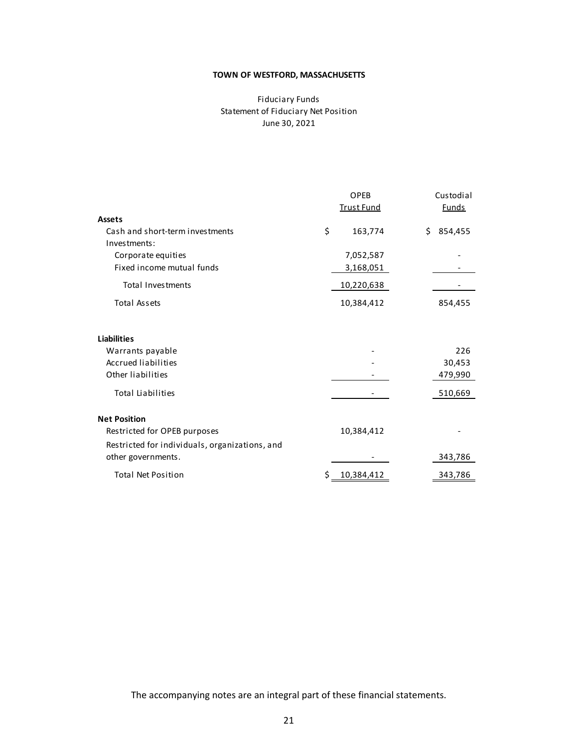**TOWN OF WESTFORD, MASSACHUSETTS**

Fiduciary Funds
Statement of Fiduciary Net Position
June 30, 2021

| | OPEB Trust Fund | Custodial Funds |
|---|---|---|
| **Assets** | | |
| Cash and short-term investments | $ 163,774 | $ 854,455 |
| Investments: | | |
| Corporate equities | 7,052,587 | - |
| Fixed income mutual funds | 3,168,051 | - |
| Total Investments | 10,220,638 | - |
| Total Assets | 10,384,412 | 854,455 |
| **Liabilities** | | |
| Warrants payable | - | 226 |
| Accrued liabilities | - | 30,453 |
| Other liabilities | - | 479,990 |
| Total Liabilities | - | 510,669 |
| **Net Position** | | |
| Restricted for OPEB purposes | 10,384,412 | - |
| Restricted for individuals, organizations, and other governments. | - | 343,786 |
| Total Net Position | $ 10,384,412 | 343,786 |

The accompanying notes are an integral part of these financial statements.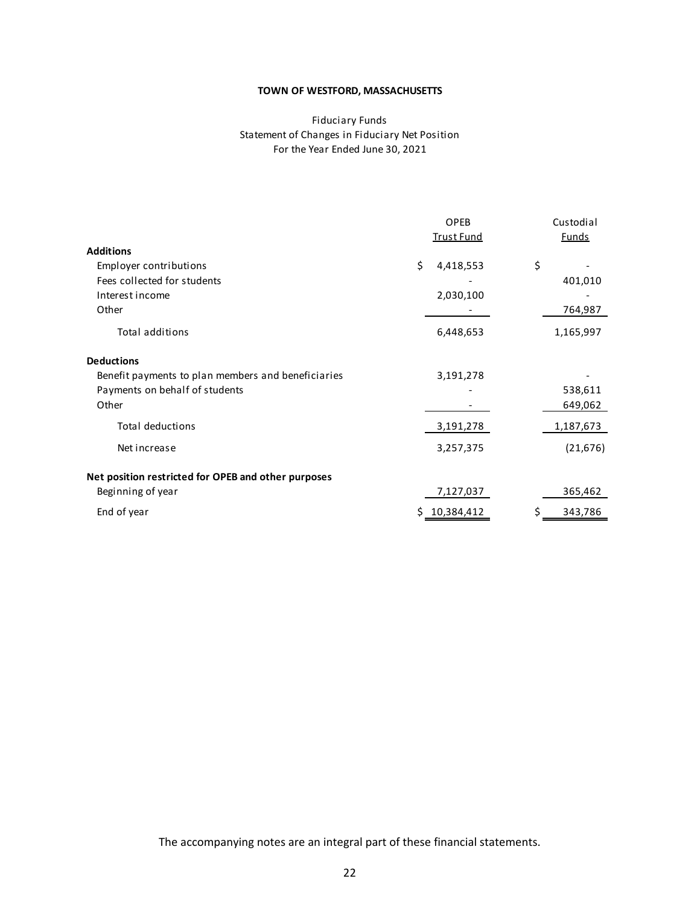**TOWN OF WESTFORD, MASSACHUSETTS**

Fiduciary Funds
Statement of Changes in Fiduciary Net Position
For the Year Ended June 30, 2021

| | OPEB Trust Fund | Custodial Funds |
|---|---|---|
| **Additions** | | |
| Employer contributions | $ 4,418,553 | $ - |
| Fees collected for students | - | 401,010 |
| Interest income | 2,030,100 | - |
| Other | - | 764,987 |
| Total additions | 6,448,653 | 1,165,997 |
| **Deductions** | | |
| Benefit payments to plan members and beneficiaries | 3,191,278 | - |
| Payments on behalf of students | - | 538,611 |
| Other | - | 649,062 |
| Total deductions | 3,191,278 | 1,187,673 |
| Net increase | 3,257,375 | (21,676) |
| **Net position restricted for OPEB and other purposes** | | |
| Beginning of year | 7,127,037 | 365,462 |
| End of year | $ 10,384,412 | $ 343,786 |

The accompanying notes are an integral part of these financial statements.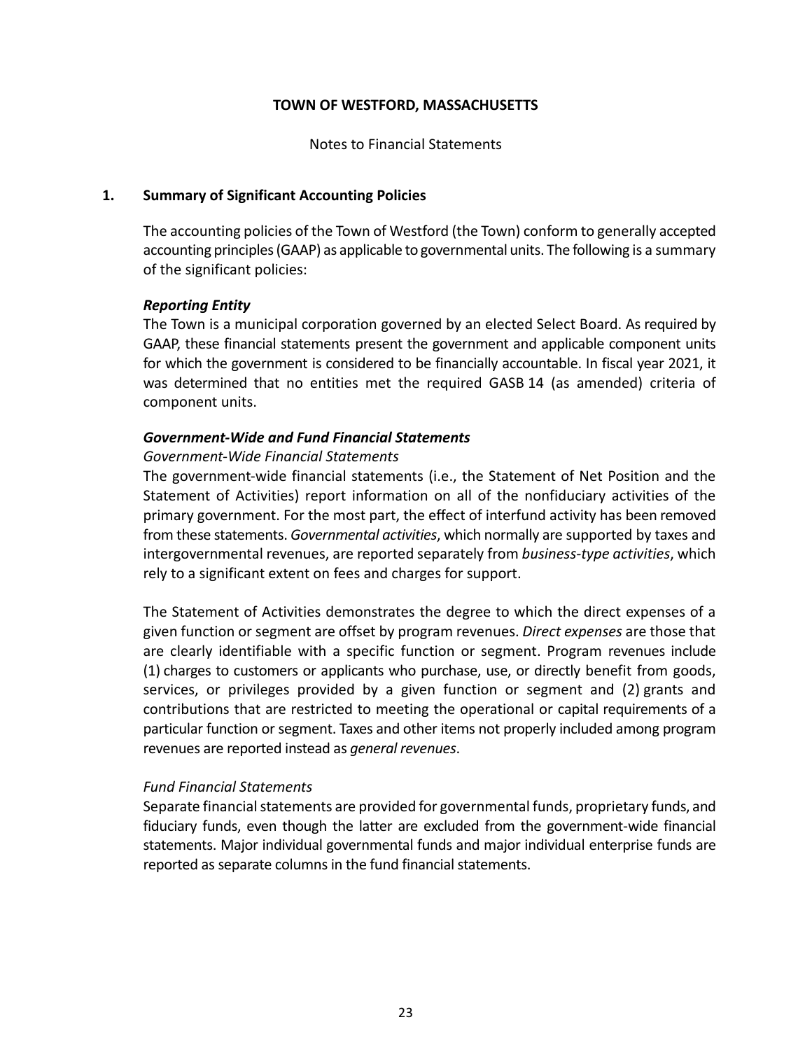**TOWN OF WESTFORD, MASSACHUSETTS**

Notes to Financial Statements

## 1. Summary of Significant Accounting Policies

The accounting policies of the Town of Westford (the Town) conform to generally accepted accounting principles (GAAP) as applicable to governmental units. The following is a summary of the significant policies:

### *Reporting Entity*

The Town is a municipal corporation governed by an elected Select Board. As required by GAAP, these financial statements present the government and applicable component units for which the government is considered to be financially accountable. In fiscal year 2021, it was determined that no entities met the required GASB 14 (as amended) criteria of component units.

### *Government-Wide and Fund Financial Statements*

*Government-Wide Financial Statements*

The government-wide financial statements (i.e., the Statement of Net Position and the Statement of Activities) report information on all of the nonfiduciary activities of the primary government. For the most part, the effect of interfund activity has been removed from these statements. *Governmental activities*, which normally are supported by taxes and intergovernmental revenues, are reported separately from *business-type activities*, which rely to a significant extent on fees and charges for support.

The Statement of Activities demonstrates the degree to which the direct expenses of a given function or segment are offset by program revenues. *Direct expenses* are those that are clearly identifiable with a specific function or segment. Program revenues include (1) charges to customers or applicants who purchase, use, or directly benefit from goods, services, or privileges provided by a given function or segment and (2) grants and contributions that are restricted to meeting the operational or capital requirements of a particular function or segment. Taxes and other items not properly included among program revenues are reported instead as *general revenues*.

*Fund Financial Statements*

Separate financial statements are provided for governmental funds, proprietary funds, and fiduciary funds, even though the latter are excluded from the government-wide financial statements. Major individual governmental funds and major individual enterprise funds are reported as separate columns in the fund financial statements.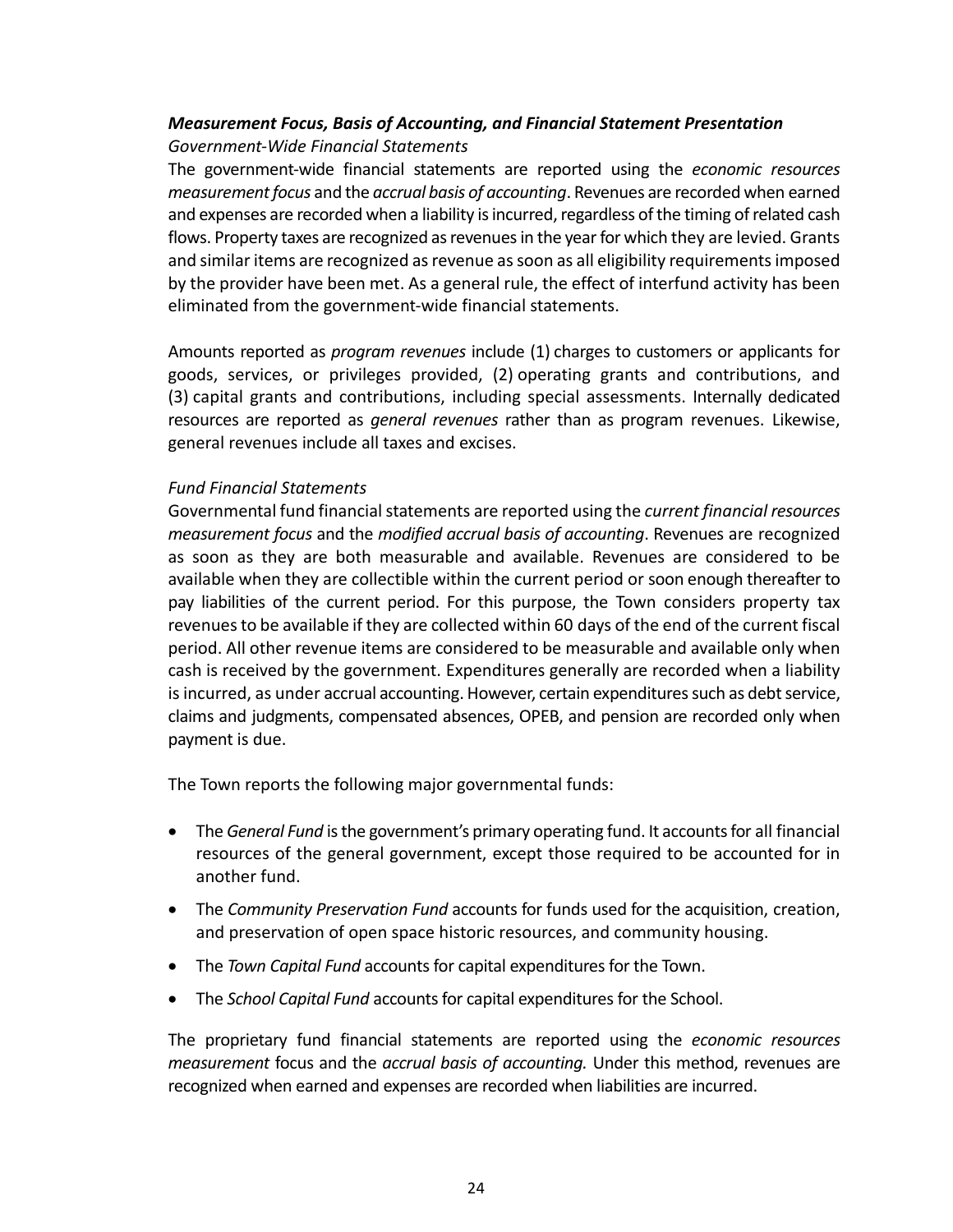### ***Measurement Focus, Basis of Accounting, and Financial Statement Presentation***

*Government-Wide Financial Statements*

The government-wide financial statements are reported using the *economic resources measurement focus* and the *accrual basis of accounting*. Revenues are recorded when earned and expenses are recorded when a liability is incurred, regardless of the timing of related cash flows. Property taxes are recognized as revenues in the year for which they are levied. Grants and similar items are recognized as revenue as soon as all eligibility requirements imposed by the provider have been met. As a general rule, the effect of interfund activity has been eliminated from the government-wide financial statements.

Amounts reported as *program revenues* include (1) charges to customers or applicants for goods, services, or privileges provided, (2) operating grants and contributions, and (3) capital grants and contributions, including special assessments. Internally dedicated resources are reported as *general revenues* rather than as program revenues. Likewise, general revenues include all taxes and excises.

*Fund Financial Statements*

Governmental fund financial statements are reported using the *current financial resources measurement focus* and the *modified accrual basis of accounting*. Revenues are recognized as soon as they are both measurable and available. Revenues are considered to be available when they are collectible within the current period or soon enough thereafter to pay liabilities of the current period. For this purpose, the Town considers property tax revenues to be available if they are collected within 60 days of the end of the current fiscal period. All other revenue items are considered to be measurable and available only when cash is received by the government. Expenditures generally are recorded when a liability is incurred, as under accrual accounting. However, certain expenditures such as debt service, claims and judgments, compensated absences, OPEB, and pension are recorded only when payment is due.

The Town reports the following major governmental funds:

- The *General Fund* is the government's primary operating fund. It accounts for all financial resources of the general government, except those required to be accounted for in another fund.
- The *Community Preservation Fund* accounts for funds used for the acquisition, creation, and preservation of open space historic resources, and community housing.
- The *Town Capital Fund* accounts for capital expenditures for the Town.
- The *School Capital Fund* accounts for capital expenditures for the School.

The proprietary fund financial statements are reported using the *economic resources measurement* focus and the *accrual basis of accounting.* Under this method, revenues are recognized when earned and expenses are recorded when liabilities are incurred.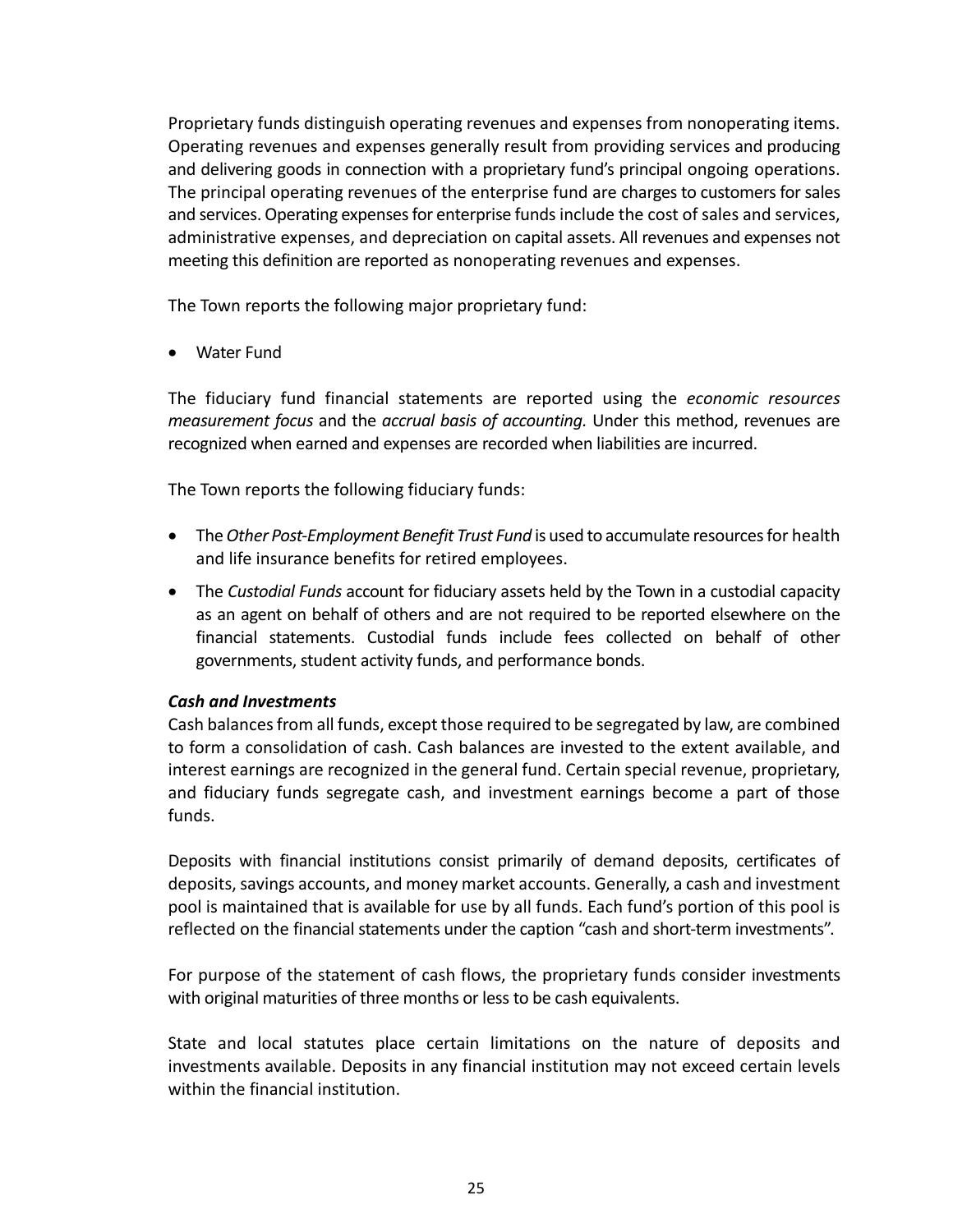Proprietary funds distinguish operating revenues and expenses from nonoperating items. Operating revenues and expenses generally result from providing services and producing and delivering goods in connection with a proprietary fund's principal ongoing operations. The principal operating revenues of the enterprise fund are charges to customers for sales and services. Operating expenses for enterprise funds include the cost of sales and services, administrative expenses, and depreciation on capital assets. All revenues and expenses not meeting this definition are reported as nonoperating revenues and expenses.

The Town reports the following major proprietary fund:

- Water Fund

The fiduciary fund financial statements are reported using the *economic resources measurement focus* and the *accrual basis of accounting.* Under this method, revenues are recognized when earned and expenses are recorded when liabilities are incurred.

The Town reports the following fiduciary funds:

- The *Other Post-Employment Benefit Trust Fund* is used to accumulate resources for health and life insurance benefits for retired employees.
- The *Custodial Funds* account for fiduciary assets held by the Town in a custodial capacity as an agent on behalf of others and are not required to be reported elsewhere on the financial statements. Custodial funds include fees collected on behalf of other governments, student activity funds, and performance bonds.

***Cash and Investments***

Cash balances from all funds, except those required to be segregated by law, are combined to form a consolidation of cash. Cash balances are invested to the extent available, and interest earnings are recognized in the general fund. Certain special revenue, proprietary, and fiduciary funds segregate cash, and investment earnings become a part of those funds.

Deposits with financial institutions consist primarily of demand deposits, certificates of deposits, savings accounts, and money market accounts. Generally, a cash and investment pool is maintained that is available for use by all funds. Each fund's portion of this pool is reflected on the financial statements under the caption "cash and short-term investments".

For purpose of the statement of cash flows, the proprietary funds consider investments with original maturities of three months or less to be cash equivalents.

State and local statutes place certain limitations on the nature of deposits and investments available. Deposits in any financial institution may not exceed certain levels within the financial institution.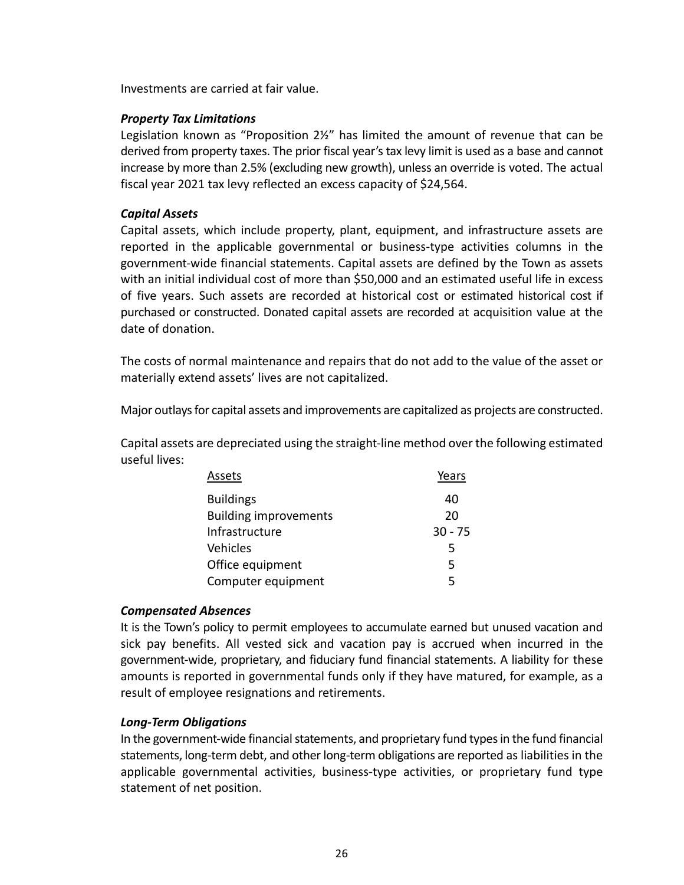Investments are carried at fair value.

***Property Tax Limitations***

Legislation known as "Proposition 2½" has limited the amount of revenue that can be derived from property taxes. The prior fiscal year's tax levy limit is used as a base and cannot increase by more than 2.5% (excluding new growth), unless an override is voted. The actual fiscal year 2021 tax levy reflected an excess capacity of $24,564.

***Capital Assets***

Capital assets, which include property, plant, equipment, and infrastructure assets are reported in the applicable governmental or business-type activities columns in the government-wide financial statements. Capital assets are defined by the Town as assets with an initial individual cost of more than $50,000 and an estimated useful life in excess of five years. Such assets are recorded at historical cost or estimated historical cost if purchased or constructed. Donated capital assets are recorded at acquisition value at the date of donation.

The costs of normal maintenance and repairs that do not add to the value of the asset or materially extend assets' lives are not capitalized.

Major outlays for capital assets and improvements are capitalized as projects are constructed.

Capital assets are depreciated using the straight-line method over the following estimated useful lives:

| Assets | Years |
|---|---|
| Buildings | 40 |
| Building improvements | 20 |
| Infrastructure | 30 - 75 |
| Vehicles | 5 |
| Office equipment | 5 |
| Computer equipment | 5 |

***Compensated Absences***

It is the Town's policy to permit employees to accumulate earned but unused vacation and sick pay benefits. All vested sick and vacation pay is accrued when incurred in the government-wide, proprietary, and fiduciary fund financial statements. A liability for these amounts is reported in governmental funds only if they have matured, for example, as a result of employee resignations and retirements.

***Long-Term Obligations***

In the government-wide financial statements, and proprietary fund types in the fund financial statements, long-term debt, and other long-term obligations are reported as liabilities in the applicable governmental activities, business-type activities, or proprietary fund type statement of net position.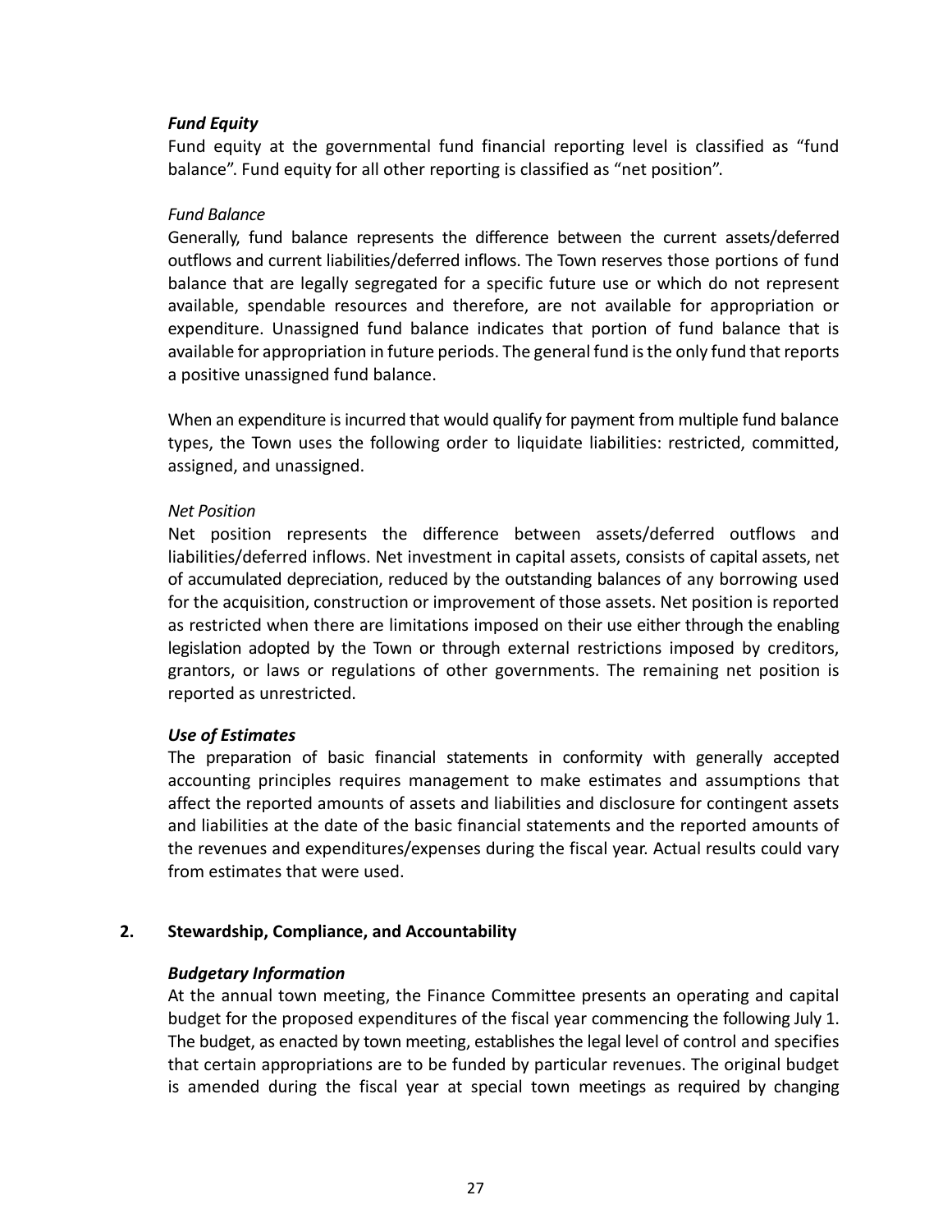***Fund Equity***

Fund equity at the governmental fund financial reporting level is classified as "fund balance". Fund equity for all other reporting is classified as "net position".

*Fund Balance*

Generally, fund balance represents the difference between the current assets/deferred outflows and current liabilities/deferred inflows. The Town reserves those portions of fund balance that are legally segregated for a specific future use or which do not represent available, spendable resources and therefore, are not available for appropriation or expenditure. Unassigned fund balance indicates that portion of fund balance that is available for appropriation in future periods. The general fund is the only fund that reports a positive unassigned fund balance.

When an expenditure is incurred that would qualify for payment from multiple fund balance types, the Town uses the following order to liquidate liabilities: restricted, committed, assigned, and unassigned.

*Net Position*

Net position represents the difference between assets/deferred outflows and liabilities/deferred inflows. Net investment in capital assets, consists of capital assets, net of accumulated depreciation, reduced by the outstanding balances of any borrowing used for the acquisition, construction or improvement of those assets. Net position is reported as restricted when there are limitations imposed on their use either through the enabling legislation adopted by the Town or through external restrictions imposed by creditors, grantors, or laws or regulations of other governments. The remaining net position is reported as unrestricted.

***Use of Estimates***

The preparation of basic financial statements in conformity with generally accepted accounting principles requires management to make estimates and assumptions that affect the reported amounts of assets and liabilities and disclosure for contingent assets and liabilities at the date of the basic financial statements and the reported amounts of the revenues and expenditures/expenses during the fiscal year. Actual results could vary from estimates that were used.

## 2. Stewardship, Compliance, and Accountability

***Budgetary Information***

At the annual town meeting, the Finance Committee presents an operating and capital budget for the proposed expenditures of the fiscal year commencing the following July 1. The budget, as enacted by town meeting, establishes the legal level of control and specifies that certain appropriations are to be funded by particular revenues. The original budget is amended during the fiscal year at special town meetings as required by changing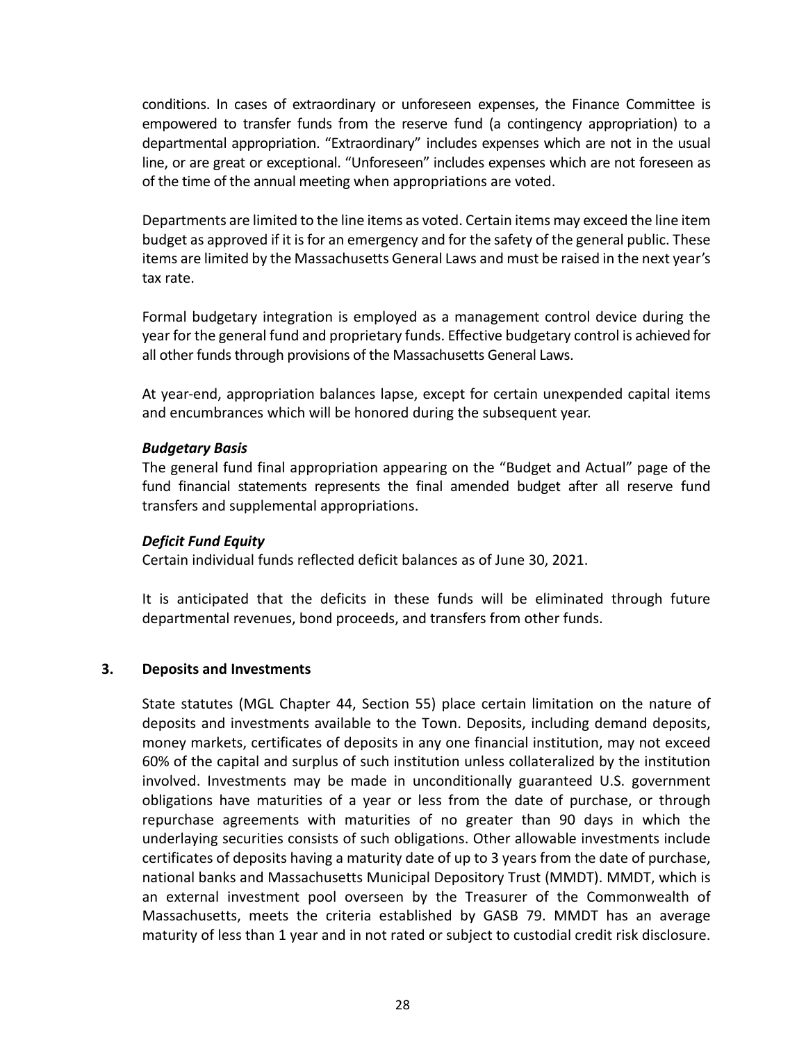conditions. In cases of extraordinary or unforeseen expenses, the Finance Committee is empowered to transfer funds from the reserve fund (a contingency appropriation) to a departmental appropriation. "Extraordinary" includes expenses which are not in the usual line, or are great or exceptional. "Unforeseen" includes expenses which are not foreseen as of the time of the annual meeting when appropriations are voted.

Departments are limited to the line items as voted. Certain items may exceed the line item budget as approved if it is for an emergency and for the safety of the general public. These items are limited by the Massachusetts General Laws and must be raised in the next year's tax rate.

Formal budgetary integration is employed as a management control device during the year for the general fund and proprietary funds. Effective budgetary control is achieved for all other funds through provisions of the Massachusetts General Laws.

At year-end, appropriation balances lapse, except for certain unexpended capital items and encumbrances which will be honored during the subsequent year.

***Budgetary Basis***

The general fund final appropriation appearing on the "Budget and Actual" page of the fund financial statements represents the final amended budget after all reserve fund transfers and supplemental appropriations.

***Deficit Fund Equity***

Certain individual funds reflected deficit balances as of June 30, 2021.

It is anticipated that the deficits in these funds will be eliminated through future departmental revenues, bond proceeds, and transfers from other funds.

## 3. Deposits and Investments

State statutes (MGL Chapter 44, Section 55) place certain limitation on the nature of deposits and investments available to the Town. Deposits, including demand deposits, money markets, certificates of deposits in any one financial institution, may not exceed 60% of the capital and surplus of such institution unless collateralized by the institution involved. Investments may be made in unconditionally guaranteed U.S. government obligations have maturities of a year or less from the date of purchase, or through repurchase agreements with maturities of no greater than 90 days in which the underlaying securities consists of such obligations. Other allowable investments include certificates of deposits having a maturity date of up to 3 years from the date of purchase, national banks and Massachusetts Municipal Depository Trust (MMDT). MMDT, which is an external investment pool overseen by the Treasurer of the Commonwealth of Massachusetts, meets the criteria established by GASB 79. MMDT has an average maturity of less than 1 year and in not rated or subject to custodial credit risk disclosure.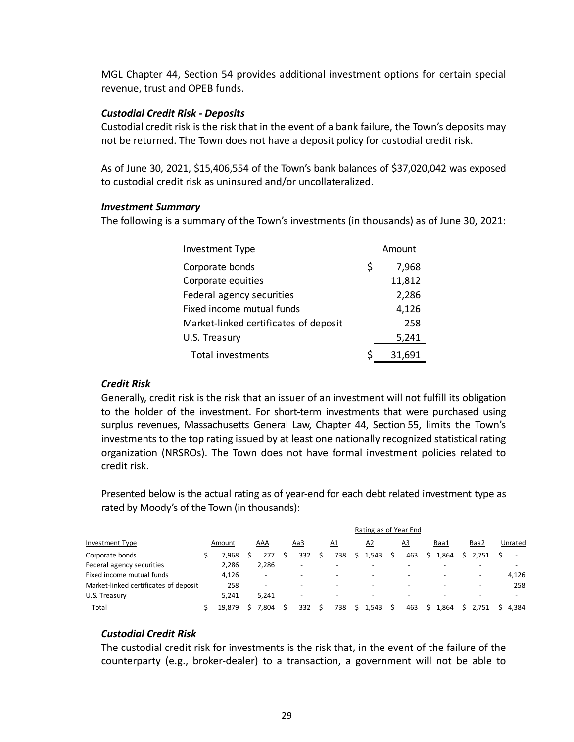MGL Chapter 44, Section 54 provides additional investment options for certain special revenue, trust and OPEB funds.

***Custodial Credit Risk - Deposits***

Custodial credit risk is the risk that in the event of a bank failure, the Town's deposits may not be returned. The Town does not have a deposit policy for custodial credit risk.

As of June 30, 2021, $15,406,554 of the Town's bank balances of $37,020,042 was exposed to custodial credit risk as uninsured and/or uncollateralized.

***Investment Summary***

The following is a summary of the Town's investments (in thousands) as of June 30, 2021:

| Investment Type | Amount |
|---|---|
| Corporate bonds | $ 7,968 |
| Corporate equities | 11,812 |
| Federal agency securities | 2,286 |
| Fixed income mutual funds | 4,126 |
| Market-linked certificates of deposit | 258 |
| U.S. Treasury | 5,241 |
| Total investments | $ 31,691 |

***Credit Risk***

Generally, credit risk is the risk that an issuer of an investment will not fulfill its obligation to the holder of the investment. For short-term investments that were purchased using surplus revenues, Massachusetts General Law, Chapter 44, Section 55, limits the Town's investments to the top rating issued by at least one nationally recognized statistical rating organization (NRSROs). The Town does not have formal investment policies related to credit risk.

Presented below is the actual rating as of year-end for each debt related investment type as rated by Moody's of the Town (in thousands):

| | | Rating as of Year End | | | | | | | |
|---|---|---|---|---|---|---|---|---|---|
| Investment Type | Amount | AAA | Aa3 | A1 | A2 | A3 | Baa1 | Baa2 | Unrated |
| Corporate bonds | $ 7,968 | $ 277 | $ 332 | $ 738 | $ 1,543 | $ 463 | $ 1,864 | $ 2,751 | $ - |
| Federal agency securities | 2,286 | 2,286 | - | - | - | - | - | - | - |
| Fixed income mutual funds | 4,126 | - | - | - | - | - | - | - | 4,126 |
| Market-linked certificates of deposit | 258 | - | - | - | - | - | - | - | 258 |
| U.S. Treasury | 5,241 | 5,241 | - | - | - | - | - | - | - |
| Total | $ 19,879 | $ 7,804 | $ 332 | $ 738 | $ 1,543 | $ 463 | $ 1,864 | $ 2,751 | $ 4,384 |

***Custodial Credit Risk***

The custodial credit risk for investments is the risk that, in the event of the failure of the counterparty (e.g., broker-dealer) to a transaction, a government will not be able to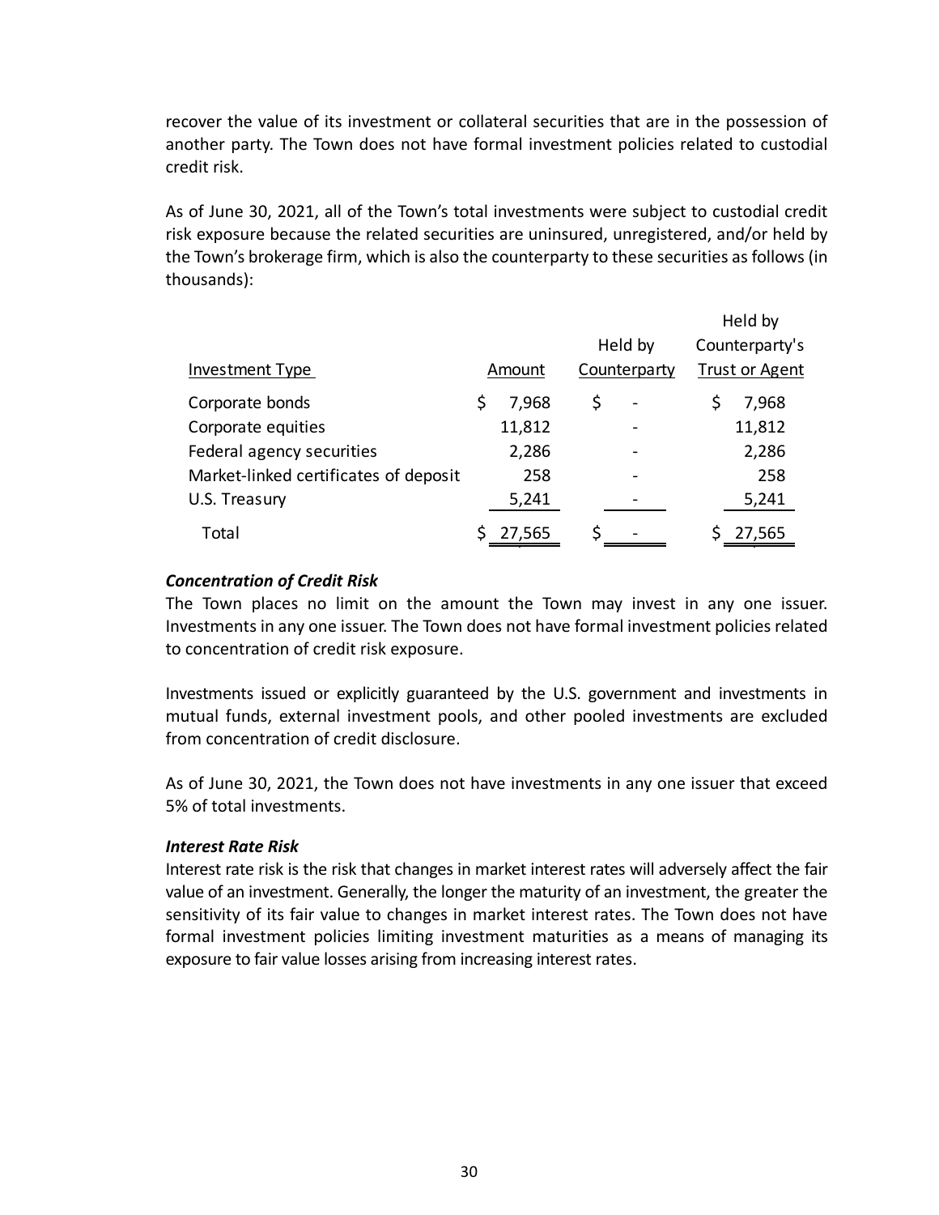recover the value of its investment or collateral securities that are in the possession of another party. The Town does not have formal investment policies related to custodial credit risk.

As of June 30, 2021, all of the Town's total investments were subject to custodial credit risk exposure because the related securities are uninsured, unregistered, and/or held by the Town's brokerage firm, which is also the counterparty to these securities as follows (in thousands):

| Investment Type | Amount | Held by Counterparty | Held by Counterparty's Trust or Agent |
|---|---|---|---|
| Corporate bonds | $ 7,968 | $ - | $ 7,968 |
| Corporate equities | 11,812 | - | 11,812 |
| Federal agency securities | 2,286 | - | 2,286 |
| Market-linked certificates of deposit | 258 | - | 258 |
| U.S. Treasury | 5,241 | - | 5,241 |
| Total | $ 27,565 | $ - | $ 27,565 |

***Concentration of Credit Risk***

The Town places no limit on the amount the Town may invest in any one issuer. Investments in any one issuer. The Town does not have formal investment policies related to concentration of credit risk exposure.

Investments issued or explicitly guaranteed by the U.S. government and investments in mutual funds, external investment pools, and other pooled investments are excluded from concentration of credit disclosure.

As of June 30, 2021, the Town does not have investments in any one issuer that exceed 5% of total investments.

***Interest Rate Risk***

Interest rate risk is the risk that changes in market interest rates will adversely affect the fair value of an investment. Generally, the longer the maturity of an investment, the greater the sensitivity of its fair value to changes in market interest rates. The Town does not have formal investment policies limiting investment maturities as a means of managing its exposure to fair value losses arising from increasing interest rates.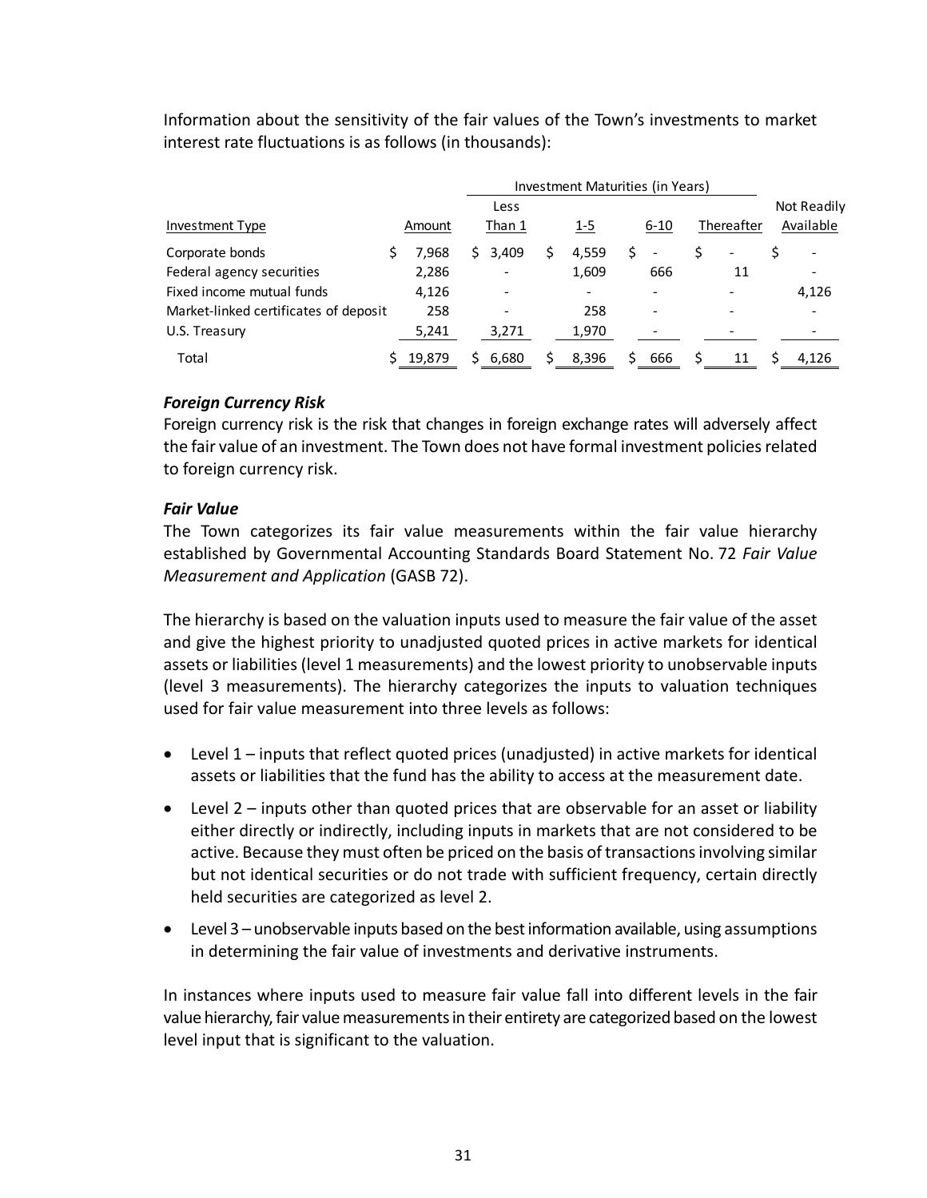Information about the sensitivity of the fair values of the Town's investments to market interest rate fluctuations is as follows (in thousands):

| | | Investment Maturities (in Years) | | | | |
|---|---|---|---|---|---|---|
| Investment Type | Amount | Less Than 1 | 1-5 | 6-10 | Thereafter | Not Readily Available |
| Corporate bonds | $ 7,968 | $ 3,409 | $ 4,559 | $ - | $ - | $ - |
| Federal agency securities | 2,286 | - | 1,609 | 666 | 11 | - |
| Fixed income mutual funds | 4,126 | - | - | - | - | 4,126 |
| Market-linked certificates of deposit | 258 | - | 258 | - | - | - |
| U.S. Treasury | 5,241 | 3,271 | 1,970 | - | - | - |
| Total | $ 19,879 | $ 6,680 | $ 8,396 | $ 666 | $ 11 | $ 4,126 |

***Foreign Currency Risk***

Foreign currency risk is the risk that changes in foreign exchange rates will adversely affect the fair value of an investment. The Town does not have formal investment policies related to foreign currency risk.

***Fair Value***

The Town categorizes its fair value measurements within the fair value hierarchy established by Governmental Accounting Standards Board Statement No. 72 *Fair Value Measurement and Application* (GASB 72).

The hierarchy is based on the valuation inputs used to measure the fair value of the asset and give the highest priority to unadjusted quoted prices in active markets for identical assets or liabilities (level 1 measurements) and the lowest priority to unobservable inputs (level 3 measurements). The hierarchy categorizes the inputs to valuation techniques used for fair value measurement into three levels as follows:

- Level 1 – inputs that reflect quoted prices (unadjusted) in active markets for identical assets or liabilities that the fund has the ability to access at the measurement date.
- Level 2 – inputs other than quoted prices that are observable for an asset or liability either directly or indirectly, including inputs in markets that are not considered to be active. Because they must often be priced on the basis of transactions involving similar but not identical securities or do not trade with sufficient frequency, certain directly held securities are categorized as level 2.
- Level 3 – unobservable inputs based on the best information available, using assumptions in determining the fair value of investments and derivative instruments.

In instances where inputs used to measure fair value fall into different levels in the fair value hierarchy, fair value measurements in their entirety are categorized based on the lowest level input that is significant to the valuation.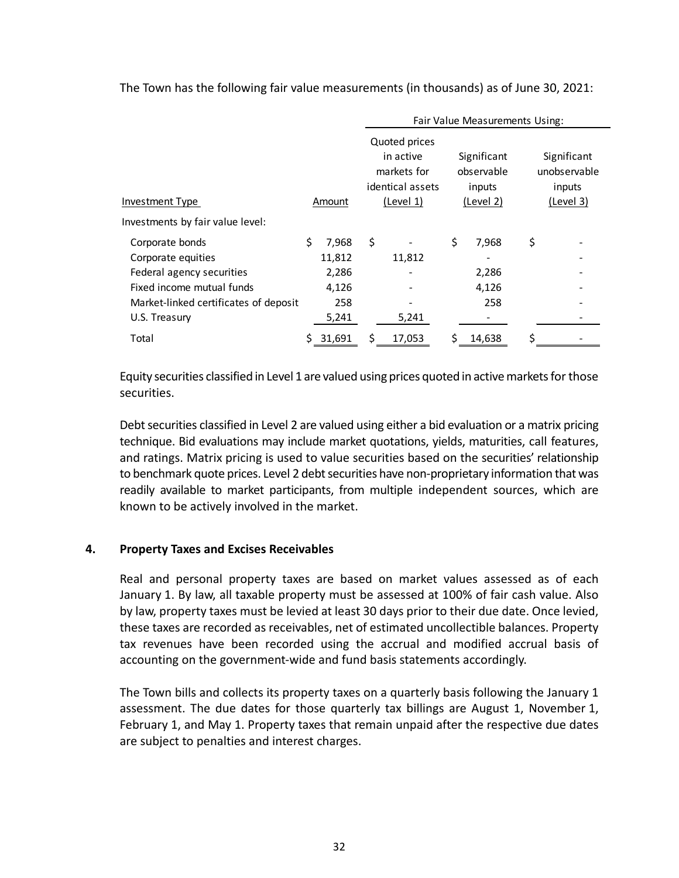The Town has the following fair value measurements (in thousands) as of June 30, 2021:

| Investment Type | Amount | Fair Value Measurements Using: Quoted prices in active markets for identical assets (Level 1) | Significant observable inputs (Level 2) | Significant unobservable inputs (Level 3) |
|---|---|---|---|---|
| Investments by fair value level: | | | | |
| Corporate bonds | $ 7,968 | $ - | $ 7,968 | $ - |
| Corporate equities | 11,812 | 11,812 | - | - |
| Federal agency securities | 2,286 | - | 2,286 | - |
| Fixed income mutual funds | 4,126 | - | 4,126 | - |
| Market-linked certificates of deposit | 258 | - | 258 | - |
| U.S. Treasury | 5,241 | 5,241 | - | - |
| Total | $ 31,691 | $ 17,053 | $ 14,638 | $ - |

Equity securities classified in Level 1 are valued using prices quoted in active markets for those securities.

Debt securities classified in Level 2 are valued using either a bid evaluation or a matrix pricing technique. Bid evaluations may include market quotations, yields, maturities, call features, and ratings. Matrix pricing is used to value securities based on the securities' relationship to benchmark quote prices. Level 2 debt securities have non-proprietary information that was readily available to market participants, from multiple independent sources, which are known to be actively involved in the market.

## 4. Property Taxes and Excises Receivables

Real and personal property taxes are based on market values assessed as of each January 1. By law, all taxable property must be assessed at 100% of fair cash value. Also by law, property taxes must be levied at least 30 days prior to their due date. Once levied, these taxes are recorded as receivables, net of estimated uncollectible balances. Property tax revenues have been recorded using the accrual and modified accrual basis of accounting on the government-wide and fund basis statements accordingly.

The Town bills and collects its property taxes on a quarterly basis following the January 1 assessment. The due dates for those quarterly tax billings are August 1, November 1, February 1, and May 1. Property taxes that remain unpaid after the respective due dates are subject to penalties and interest charges.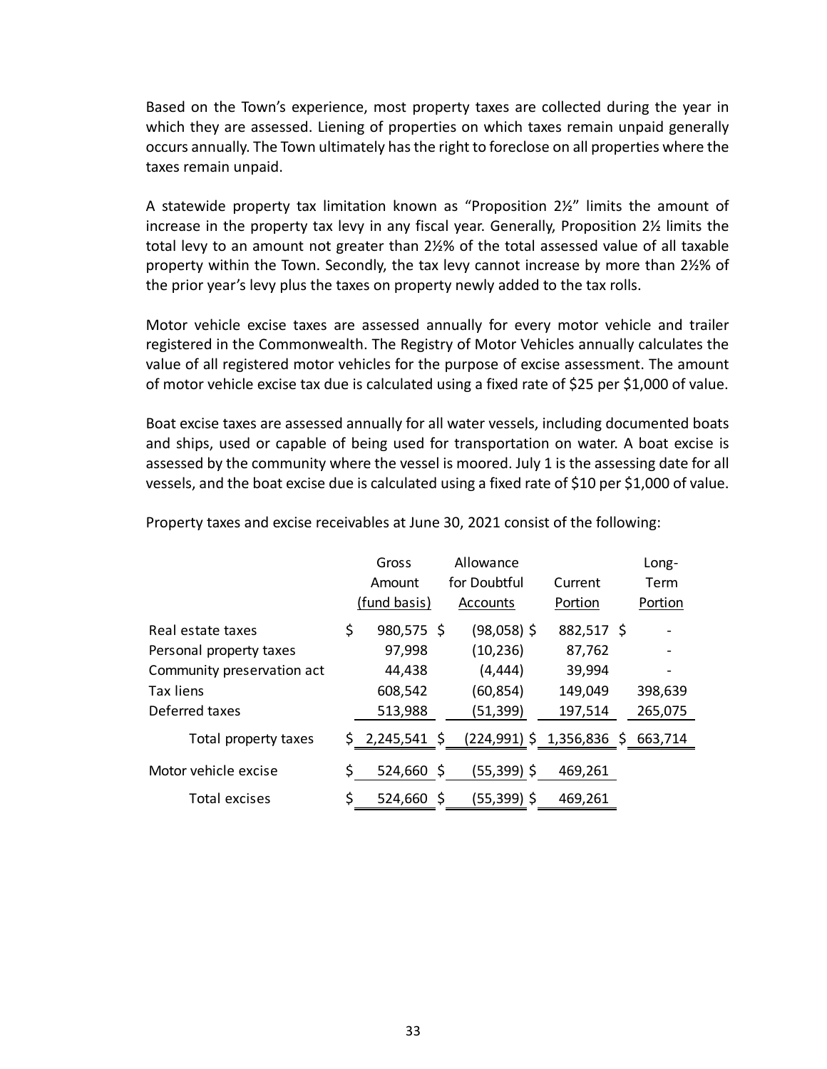Based on the Town's experience, most property taxes are collected during the year in which they are assessed. Liening of properties on which taxes remain unpaid generally occurs annually. The Town ultimately has the right to foreclose on all properties where the taxes remain unpaid.

A statewide property tax limitation known as "Proposition 2½" limits the amount of increase in the property tax levy in any fiscal year. Generally, Proposition 2½ limits the total levy to an amount not greater than 2½% of the total assessed value of all taxable property within the Town. Secondly, the tax levy cannot increase by more than 2½% of the prior year's levy plus the taxes on property newly added to the tax rolls.

Motor vehicle excise taxes are assessed annually for every motor vehicle and trailer registered in the Commonwealth. The Registry of Motor Vehicles annually calculates the value of all registered motor vehicles for the purpose of excise assessment. The amount of motor vehicle excise tax due is calculated using a fixed rate of $25 per $1,000 of value.

Boat excise taxes are assessed annually for all water vessels, including documented boats and ships, used or capable of being used for transportation on water. A boat excise is assessed by the community where the vessel is moored. July 1 is the assessing date for all vessels, and the boat excise due is calculated using a fixed rate of $10 per $1,000 of value.

Property taxes and excise receivables at June 30, 2021 consist of the following:

| | Gross Amount (fund basis) | Allowance for Doubtful Accounts | Current Portion | Long-Term Portion |
|---|---|---|---|---|
| Real estate taxes | $ 980,575 | $ (98,058) | $ 882,517 | $ - |
| Personal property taxes | 97,998 | (10,236) | 87,762 | - |
| Community preservation act | 44,438 | (4,444) | 39,994 | - |
| Tax liens | 608,542 | (60,854) | 149,049 | 398,639 |
| Deferred taxes | 513,988 | (51,399) | 197,514 | 265,075 |
| Total property taxes | $ 2,245,541 | $ (224,991) | $ 1,356,836 | $ 663,714 |
| Motor vehicle excise | $ 524,660 | $ (55,399) | $ 469,261 | |
| Total excises | $ 524,660 | $ (55,399) | $ 469,261 | |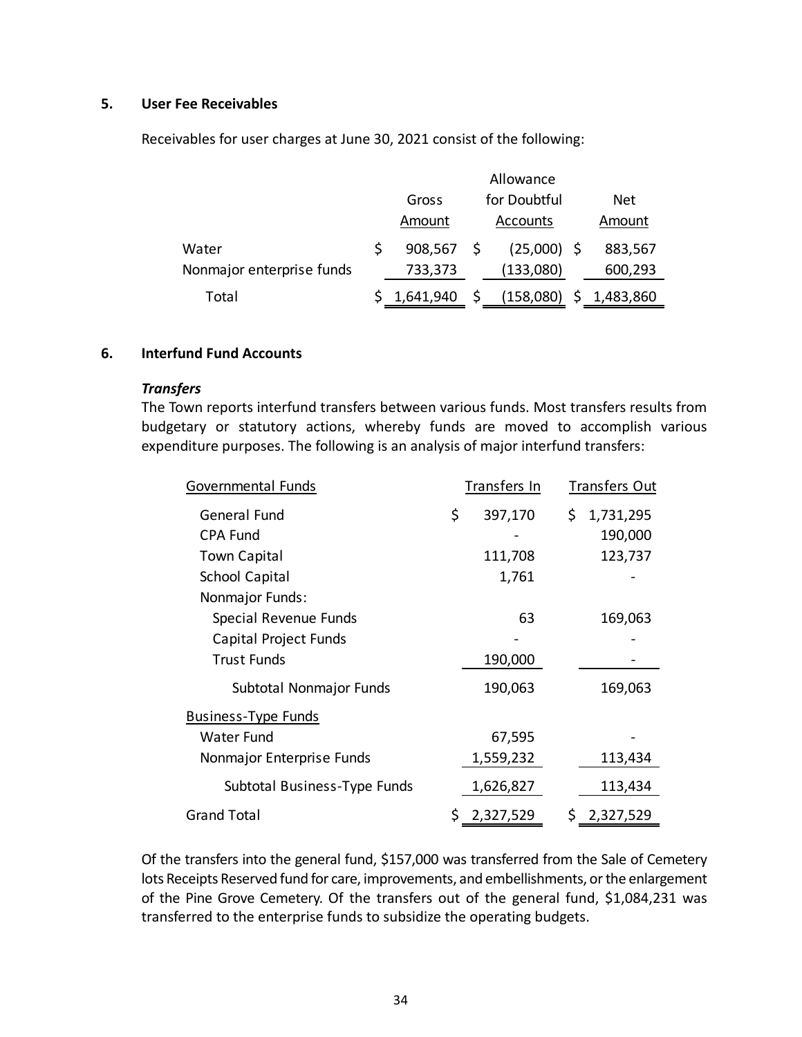### 5. User Fee Receivables

Receivables for user charges at June 30, 2021 consist of the following:

| | Gross Amount | Allowance for Doubtful Accounts | Net Amount |
|---|---|---|---|
| Water | $ 908,567 | $ (25,000) | $ 883,567 |
| Nonmajor enterprise funds | 733,373 | (133,080) | 600,293 |
| Total | $ 1,641,940 | $ (158,080) | $ 1,483,860 |

### 6. Interfund Fund Accounts

***Transfers***

The Town reports interfund transfers between various funds. Most transfers results from budgetary or statutory actions, whereby funds are moved to accomplish various expenditure purposes. The following is an analysis of major interfund transfers:

| Governmental Funds | Transfers In | Transfers Out |
|---|---|---|
| General Fund | $ 397,170 | $ 1,731,295 |
| CPA Fund | - | 190,000 |
| Town Capital | 111,708 | 123,737 |
| School Capital | 1,761 | - |
| Nonmajor Funds: | | |
| Special Revenue Funds | 63 | 169,063 |
| Capital Project Funds | - | - |
| Trust Funds | 190,000 | - |
| Subtotal Nonmajor Funds | 190,063 | 169,063 |
| Business-Type Funds | | |
| Water Fund | 67,595 | - |
| Nonmajor Enterprise Funds | 1,559,232 | 113,434 |
| Subtotal Business-Type Funds | 1,626,827 | 113,434 |
| Grand Total | $ 2,327,529 | $ 2,327,529 |

Of the transfers into the general fund, $157,000 was transferred from the Sale of Cemetery lots Receipts Reserved fund for care, improvements, and embellishments, or the enlargement of the Pine Grove Cemetery. Of the transfers out of the general fund, $1,084,231 was transferred to the enterprise funds to subsidize the operating budgets.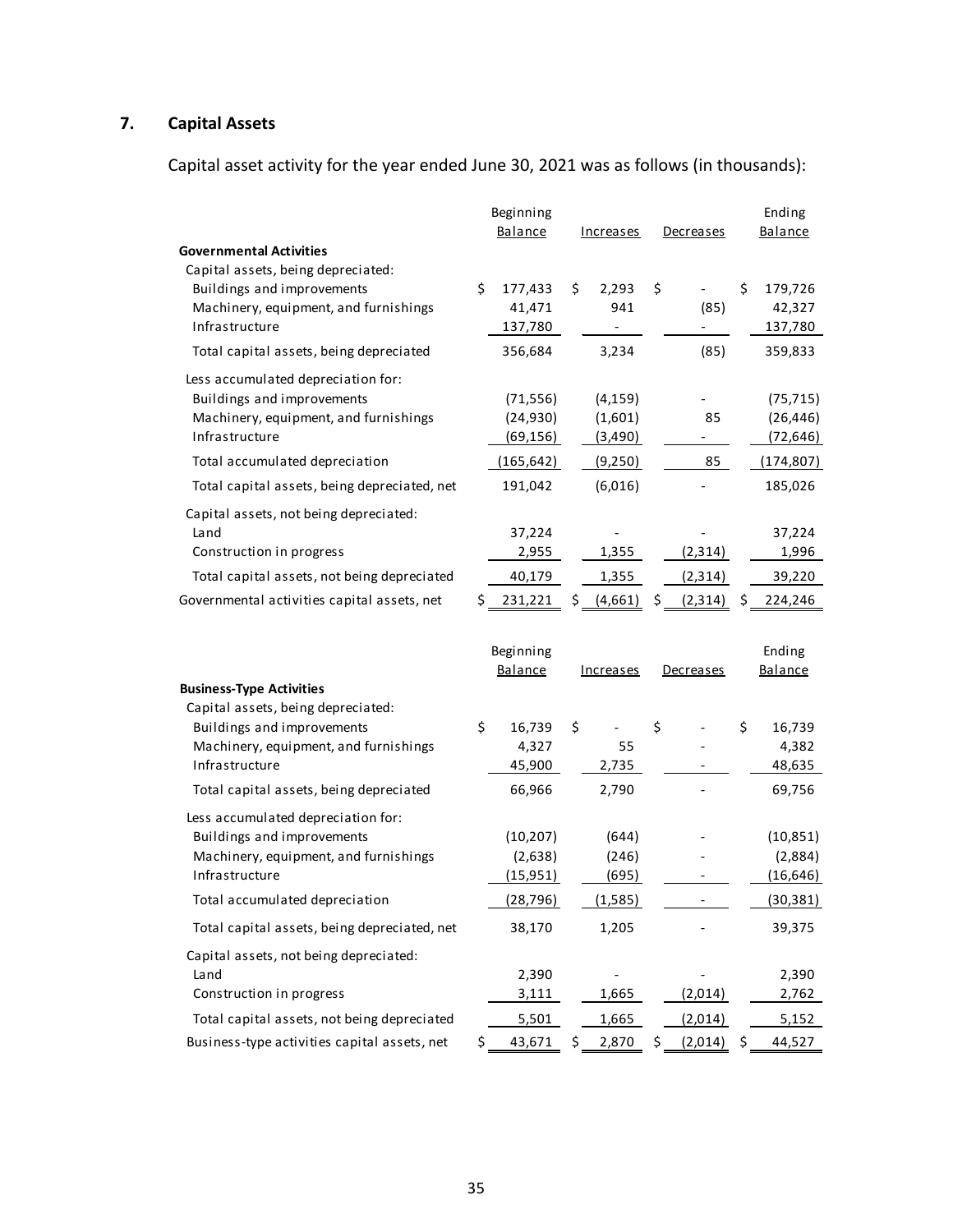## 7. Capital Assets

Capital asset activity for the year ended June 30, 2021 was as follows (in thousands):

| | Beginning Balance | Increases | Decreases | Ending Balance |
|---|---|---|---|---|
| **Governmental Activities** | | | | |
| Capital assets, being depreciated: | | | | |
| Buildings and improvements | $ 177,433 | $ 2,293 | $ - | $ 179,726 |
| Machinery, equipment, and furnishings | 41,471 | 941 | (85) | 42,327 |
| Infrastructure | 137,780 | - | - | 137,780 |
| Total capital assets, being depreciated | 356,684 | 3,234 | (85) | 359,833 |
| Less accumulated depreciation for: | | | | |
| Buildings and improvements | (71,556) | (4,159) | - | (75,715) |
| Machinery, equipment, and furnishings | (24,930) | (1,601) | 85 | (26,446) |
| Infrastructure | (69,156) | (3,490) | - | (72,646) |
| Total accumulated depreciation | (165,642) | (9,250) | 85 | (174,807) |
| Total capital assets, being depreciated, net | 191,042 | (6,016) | - | 185,026 |
| Capital assets, not being depreciated: | | | | |
| Land | 37,224 | - | - | 37,224 |
| Construction in progress | 2,955 | 1,355 | (2,314) | 1,996 |
| Total capital assets, not being depreciated | 40,179 | 1,355 | (2,314) | 39,220 |
| Governmental activities capital assets, net | $ 231,221 | $ (4,661) | $ (2,314) | $ 224,246 |

| | Beginning Balance | Increases | Decreases | Ending Balance |
|---|---|---|---|---|
| **Business-Type Activities** | | | | |
| Capital assets, being depreciated: | | | | |
| Buildings and improvements | $ 16,739 | $ - | $ - | $ 16,739 |
| Machinery, equipment, and furnishings | 4,327 | 55 | - | 4,382 |
| Infrastructure | 45,900 | 2,735 | - | 48,635 |
| Total capital assets, being depreciated | 66,966 | 2,790 | - | 69,756 |
| Less accumulated depreciation for: | | | | |
| Buildings and improvements | (10,207) | (644) | - | (10,851) |
| Machinery, equipment, and furnishings | (2,638) | (246) | - | (2,884) |
| Infrastructure | (15,951) | (695) | - | (16,646) |
| Total accumulated depreciation | (28,796) | (1,585) | - | (30,381) |
| Total capital assets, being depreciated, net | 38,170 | 1,205 | - | 39,375 |
| Capital assets, not being depreciated: | | | | |
| Land | 2,390 | - | - | 2,390 |
| Construction in progress | 3,111 | 1,665 | (2,014) | 2,762 |
| Total capital assets, not being depreciated | 5,501 | 1,665 | (2,014) | 5,152 |
| Business-type activities capital assets, net | $ 43,671 | $ 2,870 | $ (2,014) | $ 44,527 |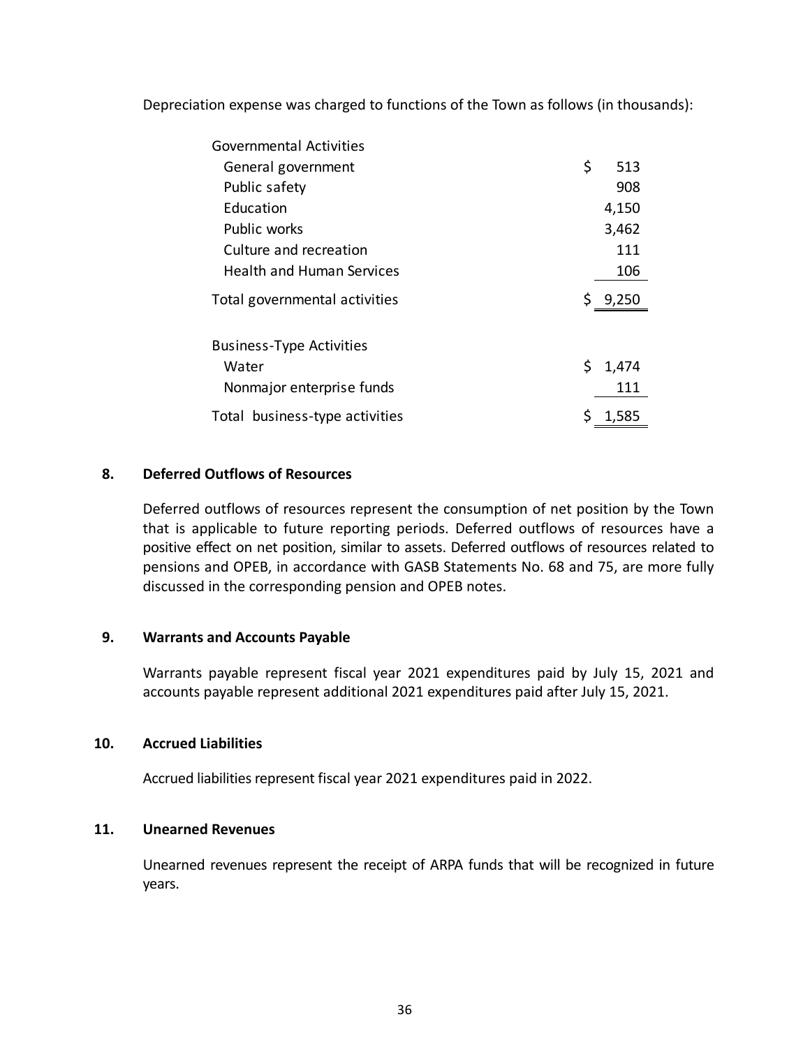Depreciation expense was charged to functions of the Town as follows (in thousands):

| | |
|---|---|
| Governmental Activities | |
| General government | $ 513 |
| Public safety | 908 |
| Education | 4,150 |
| Public works | 3,462 |
| Culture and recreation | 111 |
| Health and Human Services | 106 |
| Total governmental activities | $ 9,250 |
| | |
| Business-Type Activities | |
| Water | $ 1,474 |
| Nonmajor enterprise funds | 111 |
| Total business-type activities | $ 1,585 |

## 8. Deferred Outflows of Resources

Deferred outflows of resources represent the consumption of net position by the Town that is applicable to future reporting periods. Deferred outflows of resources have a positive effect on net position, similar to assets. Deferred outflows of resources related to pensions and OPEB, in accordance with GASB Statements No. 68 and 75, are more fully discussed in the corresponding pension and OPEB notes.

## 9. Warrants and Accounts Payable

Warrants payable represent fiscal year 2021 expenditures paid by July 15, 2021 and accounts payable represent additional 2021 expenditures paid after July 15, 2021.

## 10. Accrued Liabilities

Accrued liabilities represent fiscal year 2021 expenditures paid in 2022.

## 11. Unearned Revenues

Unearned revenues represent the receipt of ARPA funds that will be recognized in future years.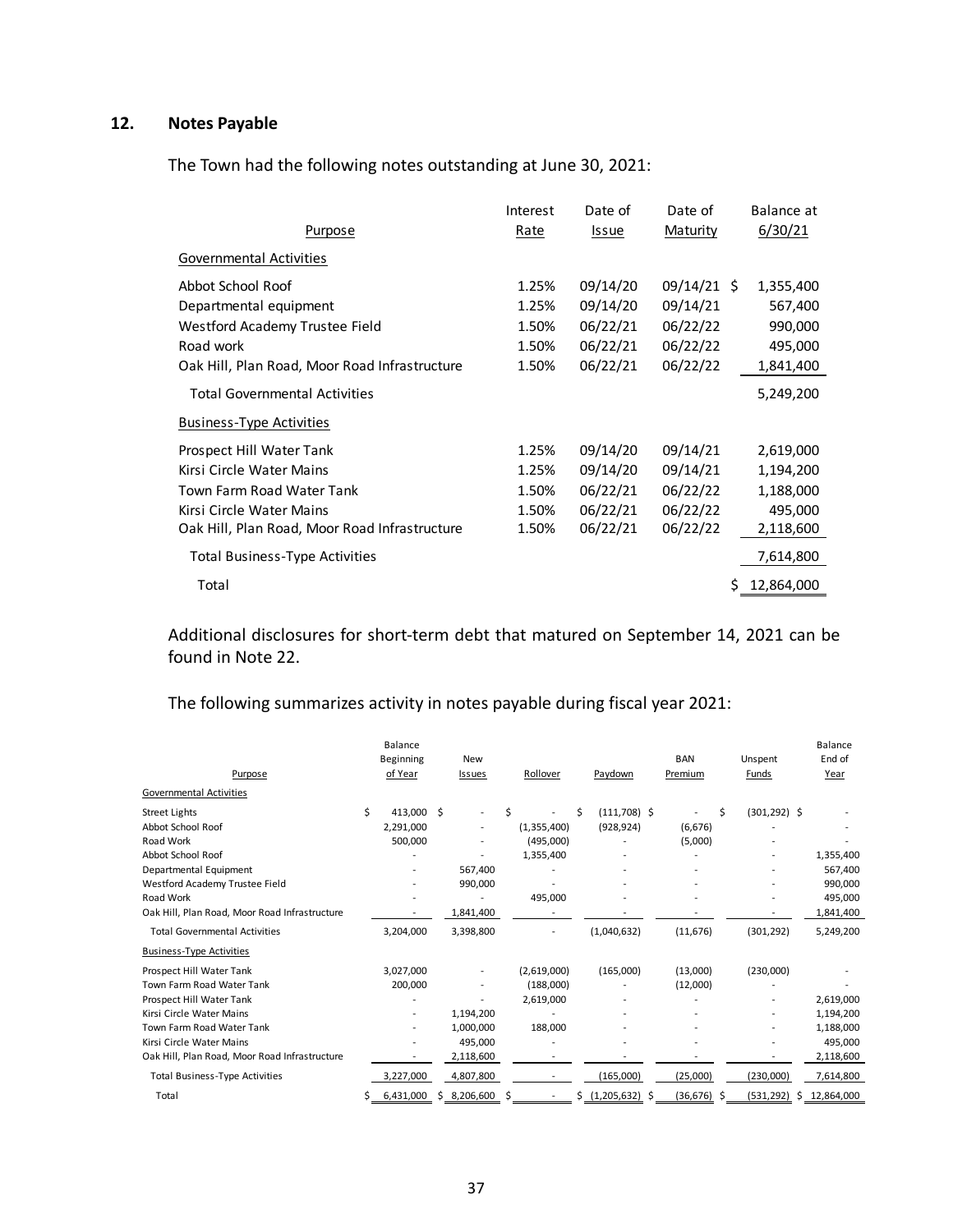## 12. Notes Payable

The Town had the following notes outstanding at June 30, 2021:

| Purpose | Interest Rate | Date of Issue | Date of Maturity | Balance at 6/30/21 |
|---|---|---|---|---|
| Governmental Activities | | | | |
| Abbot School Roof | 1.25% | 09/14/20 | 09/14/21 | $ 1,355,400 |
| Departmental equipment | 1.25% | 09/14/20 | 09/14/21 | 567,400 |
| Westford Academy Trustee Field | 1.50% | 06/22/21 | 06/22/22 | 990,000 |
| Road work | 1.50% | 06/22/21 | 06/22/22 | 495,000 |
| Oak Hill, Plan Road, Moor Road Infrastructure | 1.50% | 06/22/21 | 06/22/22 | 1,841,400 |
| Total Governmental Activities | | | | 5,249,200 |
| Business-Type Activities | | | | |
| Prospect Hill Water Tank | 1.25% | 09/14/20 | 09/14/21 | 2,619,000 |
| Kirsi Circle Water Mains | 1.25% | 09/14/20 | 09/14/21 | 1,194,200 |
| Town Farm Road Water Tank | 1.50% | 06/22/21 | 06/22/22 | 1,188,000 |
| Kirsi Circle Water Mains | 1.50% | 06/22/21 | 06/22/22 | 495,000 |
| Oak Hill, Plan Road, Moor Road Infrastructure | 1.50% | 06/22/21 | 06/22/22 | 2,118,600 |
| Total Business-Type Activities | | | | 7,614,800 |
| Total | | | | $ 12,864,000 |

Additional disclosures for short-term debt that matured on September 14, 2021 can be found in Note 22.

The following summarizes activity in notes payable during fiscal year 2021:

| Purpose | Balance Beginning of Year | New Issues | Rollover | Paydown | BAN Premium | Unspent Funds | Balance End of Year |
|---|---|---|---|---|---|---|---|
| Governmental Activities | | | | | | | |
| Street Lights | $ 413,000 | $ - | $ - | $ (111,708) | $ - | $ (301,292) | $ - |
| Abbot School Roof | 2,291,000 | - | (1,355,400) | (928,924) | (6,676) | - | - |
| Road Work | 500,000 | - | (495,000) | - | (5,000) | - | - |
| Abbot School Roof | - | - | 1,355,400 | - | - | - | 1,355,400 |
| Departmental Equipment | - | 567,400 | - | - | - | - | 567,400 |
| Westford Academy Trustee Field | - | 990,000 | - | - | - | - | 990,000 |
| Road Work | - | - | 495,000 | - | - | - | 495,000 |
| Oak Hill, Plan Road, Moor Road Infrastructure | - | 1,841,400 | - | - | - | - | 1,841,400 |
| Total Governmental Activities | 3,204,000 | 3,398,800 | - | (1,040,632) | (11,676) | (301,292) | 5,249,200 |
| Business-Type Activities | | | | | | | |
| Prospect Hill Water Tank | 3,027,000 | - | (2,619,000) | (165,000) | (13,000) | (230,000) | - |
| Town Farm Road Water Tank | 200,000 | - | (188,000) | - | (12,000) | - | - |
| Prospect Hill Water Tank | - | - | 2,619,000 | - | - | - | 2,619,000 |
| Kirsi Circle Water Mains | - | 1,194,200 | - | - | - | - | 1,194,200 |
| Town Farm Road Water Tank | - | 1,000,000 | 188,000 | - | - | - | 1,188,000 |
| Kirsi Circle Water Mains | - | 495,000 | - | - | - | - | 495,000 |
| Oak Hill, Plan Road, Moor Road Infrastructure | - | 2,118,600 | - | - | - | - | 2,118,600 |
| Total Business-Type Activities | 3,227,000 | 4,807,800 | - | (165,000) | (25,000) | (230,000) | 7,614,800 |
| Total | $ 6,431,000 | $ 8,206,600 | $ - | $ (1,205,632) | $ (36,676) | $ (531,292) | $ 12,864,000 |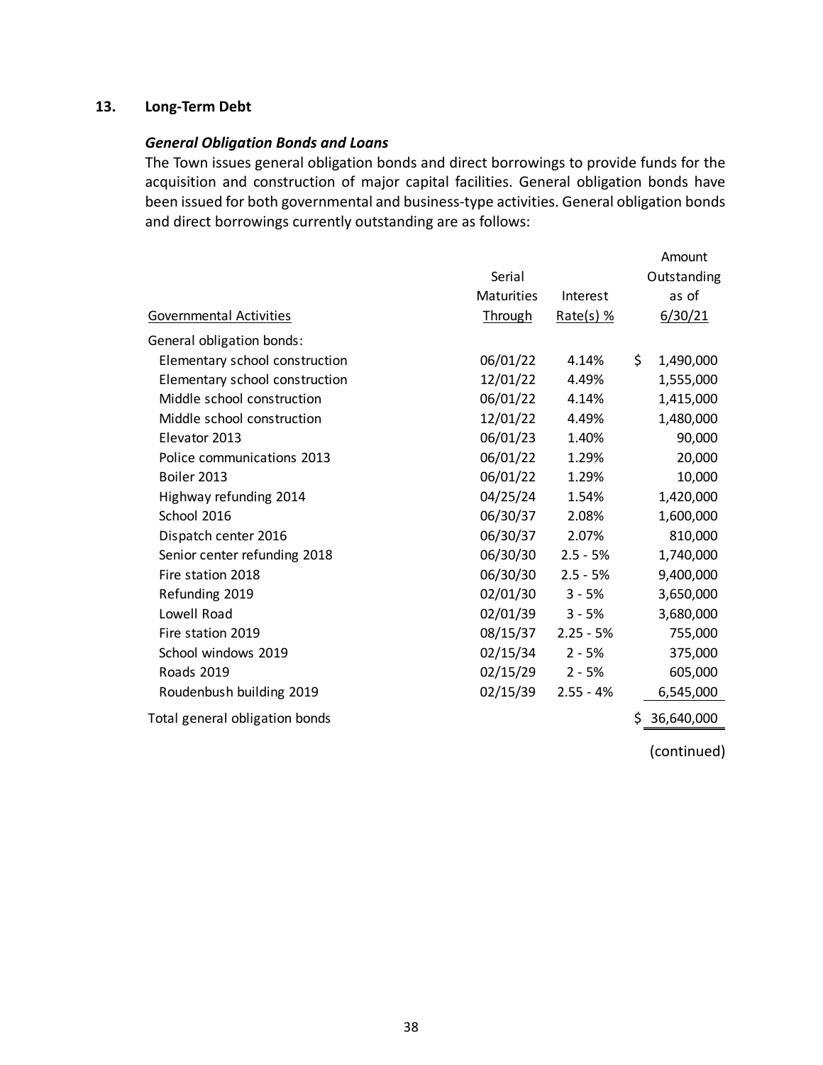## 13. Long-Term Debt

### *General Obligation Bonds and Loans*

The Town issues general obligation bonds and direct borrowings to provide funds for the acquisition and construction of major capital facilities. General obligation bonds have been issued for both governmental and business-type activities. General obligation bonds and direct borrowings currently outstanding are as follows:

| Governmental Activities | Serial Maturities Through | Interest Rate(s) % | Amount Outstanding as of 6/30/21 |
|---|---|---|---|
| General obligation bonds: | | | |
| Elementary school construction | 06/01/22 | 4.14% | $ 1,490,000 |
| Elementary school construction | 12/01/22 | 4.49% | 1,555,000 |
| Middle school construction | 06/01/22 | 4.14% | 1,415,000 |
| Middle school construction | 12/01/22 | 4.49% | 1,480,000 |
| Elevator 2013 | 06/01/23 | 1.40% | 90,000 |
| Police communications 2013 | 06/01/22 | 1.29% | 20,000 |
| Boiler 2013 | 06/01/22 | 1.29% | 10,000 |
| Highway refunding 2014 | 04/25/24 | 1.54% | 1,420,000 |
| School 2016 | 06/30/37 | 2.08% | 1,600,000 |
| Dispatch center 2016 | 06/30/37 | 2.07% | 810,000 |
| Senior center refunding 2018 | 06/30/30 | 2.5 - 5% | 1,740,000 |
| Fire station 2018 | 06/30/30 | 2.5 - 5% | 9,400,000 |
| Refunding 2019 | 02/01/30 | 3 - 5% | 3,650,000 |
| Lowell Road | 02/01/39 | 3 - 5% | 3,680,000 |
| Fire station 2019 | 08/15/37 | 2.25 - 5% | 755,000 |
| School windows 2019 | 02/15/34 | 2 - 5% | 375,000 |
| Roads 2019 | 02/15/29 | 2 - 5% | 605,000 |
| Roudenbush building 2019 | 02/15/39 | 2.55 - 4% | 6,545,000 |
| Total general obligation bonds | | | $ 36,640,000 |

(continued)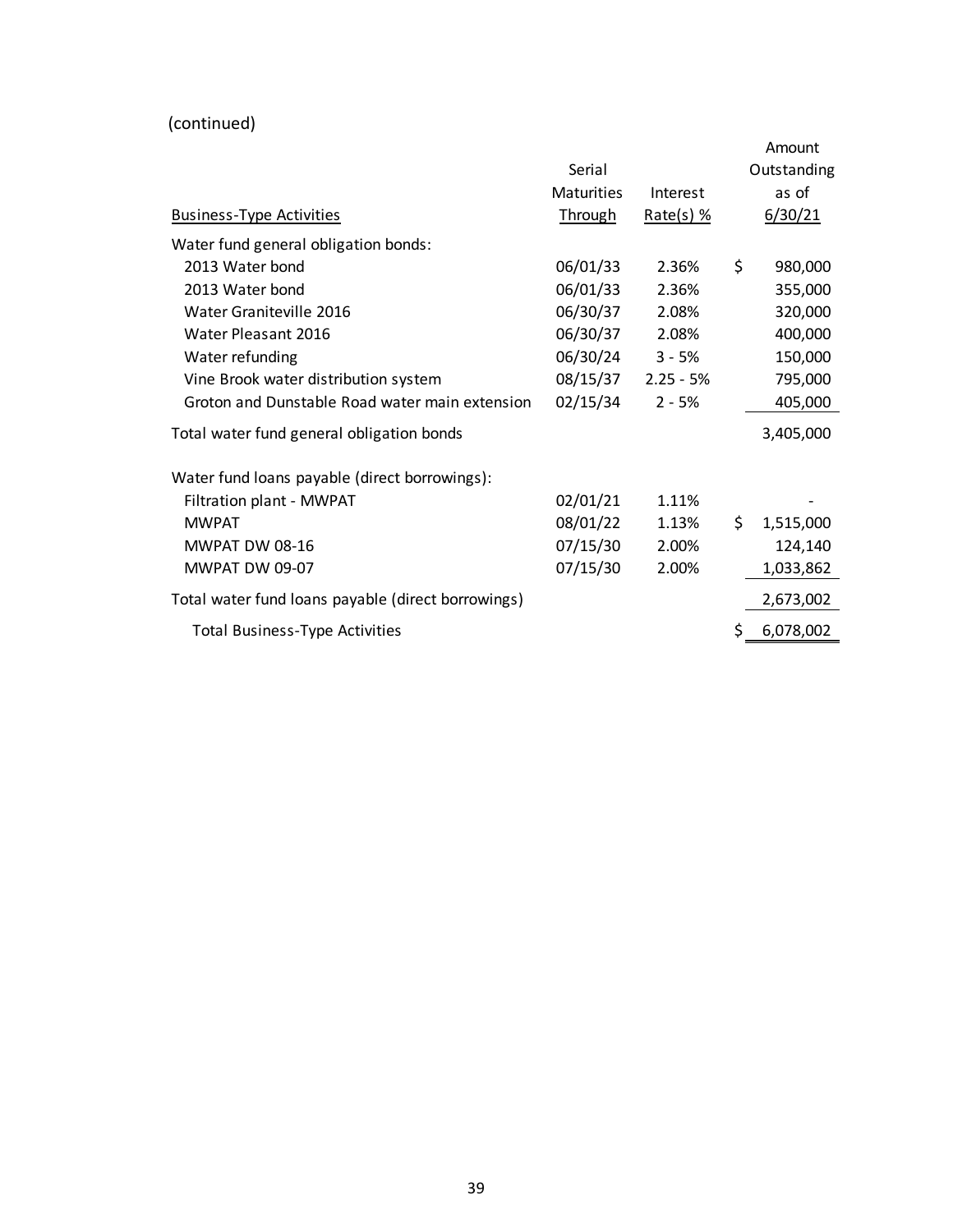(continued)

| Business-Type Activities | Serial Maturities Through | Interest Rate(s) % | Amount Outstanding as of 6/30/21 |
|---|---|---|---|
| Water fund general obligation bonds: | | | |
| 2013 Water bond | 06/01/33 | 2.36% | $ 980,000 |
| 2013 Water bond | 06/01/33 | 2.36% | 355,000 |
| Water Graniteville 2016 | 06/30/37 | 2.08% | 320,000 |
| Water Pleasant 2016 | 06/30/37 | 2.08% | 400,000 |
| Water refunding | 06/30/24 | 3 - 5% | 150,000 |
| Vine Brook water distribution system | 08/15/37 | 2.25 - 5% | 795,000 |
| Groton and Dunstable Road water main extension | 02/15/34 | 2 - 5% | 405,000 |
| Total water fund general obligation bonds | | | 3,405,000 |
| Water fund loans payable (direct borrowings): | | | |
| Filtration plant - MWPAT | 02/01/21 | 1.11% | - |
| MWPAT | 08/01/22 | 1.13% | $ 1,515,000 |
| MWPAT DW 08-16 | 07/15/30 | 2.00% | 124,140 |
| MWPAT DW 09-07 | 07/15/30 | 2.00% | 1,033,862 |
| Total water fund loans payable (direct borrowings) | | | 2,673,002 |
| Total Business-Type Activities | | | $ 6,078,002 |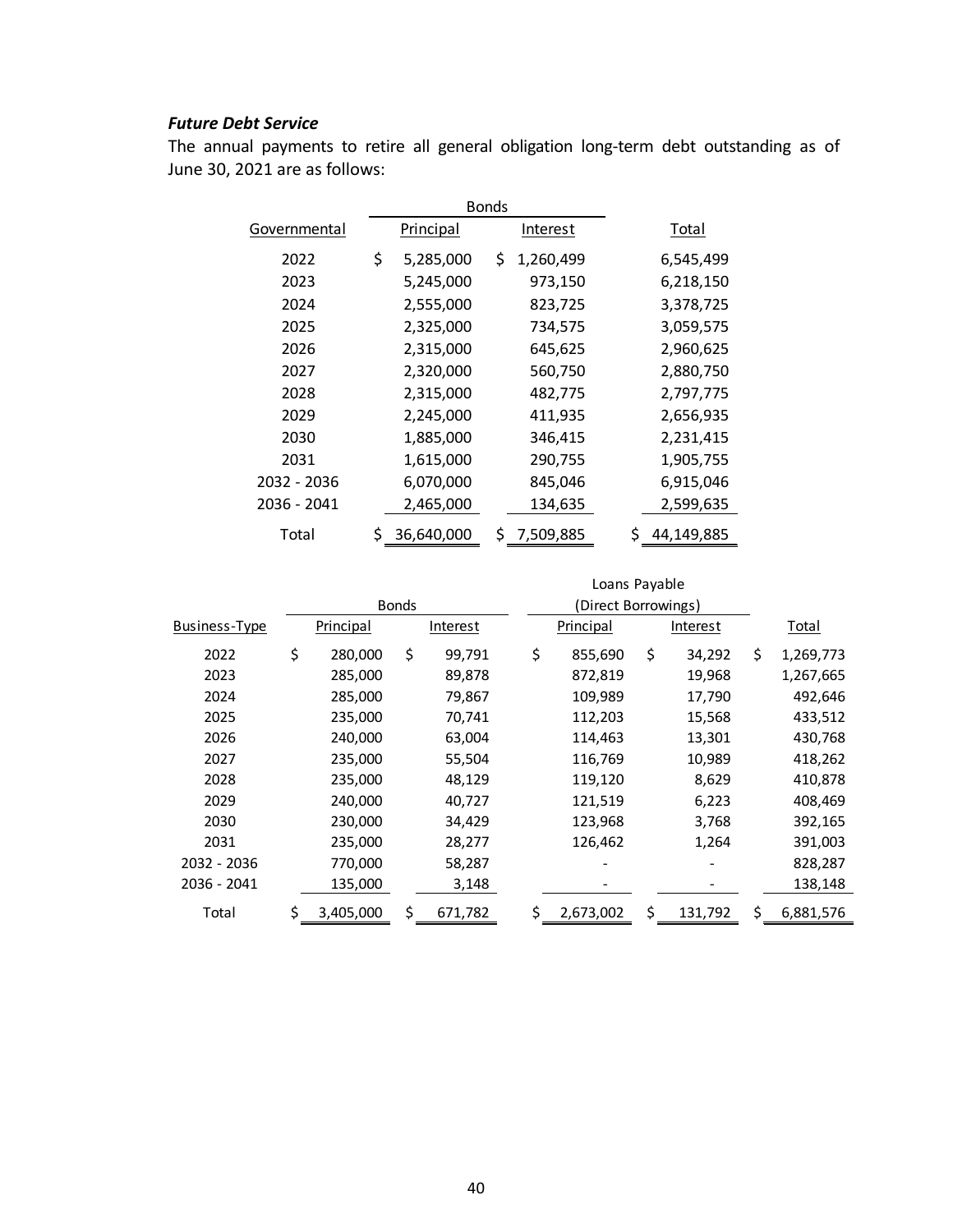### *Future Debt Service*

The annual payments to retire all general obligation long-term debt outstanding as of June 30, 2021 are as follows:

| | Bonds | | |
|---|---|---|---|
| Governmental | Principal | Interest | Total |
| 2022 | $ 5,285,000 | $ 1,260,499 | 6,545,499 |
| 2023 | 5,245,000 | 973,150 | 6,218,150 |
| 2024 | 2,555,000 | 823,725 | 3,378,725 |
| 2025 | 2,325,000 | 734,575 | 3,059,575 |
| 2026 | 2,315,000 | 645,625 | 2,960,625 |
| 2027 | 2,320,000 | 560,750 | 2,880,750 |
| 2028 | 2,315,000 | 482,775 | 2,797,775 |
| 2029 | 2,245,000 | 411,935 | 2,656,935 |
| 2030 | 1,885,000 | 346,415 | 2,231,415 |
| 2031 | 1,615,000 | 290,755 | 1,905,755 |
| 2032 - 2036 | 6,070,000 | 845,046 | 6,915,046 |
| 2036 - 2041 | 2,465,000 | 134,635 | 2,599,635 |
| Total | $ 36,640,000 | $ 7,509,885 | $ 44,149,885 |

| | Bonds | | Loans Payable (Direct Borrowings) | | |
|---|---|---|---|---|---|
| Business-Type | Principal | Interest | Principal | Interest | Total |
| 2022 | $ 280,000 | $ 99,791 | $ 855,690 | $ 34,292 | $ 1,269,773 |
| 2023 | 285,000 | 89,878 | 872,819 | 19,968 | 1,267,665 |
| 2024 | 285,000 | 79,867 | 109,989 | 17,790 | 492,646 |
| 2025 | 235,000 | 70,741 | 112,203 | 15,568 | 433,512 |
| 2026 | 240,000 | 63,004 | 114,463 | 13,301 | 430,768 |
| 2027 | 235,000 | 55,504 | 116,769 | 10,989 | 418,262 |
| 2028 | 235,000 | 48,129 | 119,120 | 8,629 | 410,878 |
| 2029 | 240,000 | 40,727 | 121,519 | 6,223 | 408,469 |
| 2030 | 230,000 | 34,429 | 123,968 | 3,768 | 392,165 |
| 2031 | 235,000 | 28,277 | 126,462 | 1,264 | 391,003 |
| 2032 - 2036 | 770,000 | 58,287 | - | - | 828,287 |
| 2036 - 2041 | 135,000 | 3,148 | - | - | 138,148 |
| Total | $ 3,405,000 | $ 671,782 | $ 2,673,002 | $ 131,792 | $ 6,881,576 |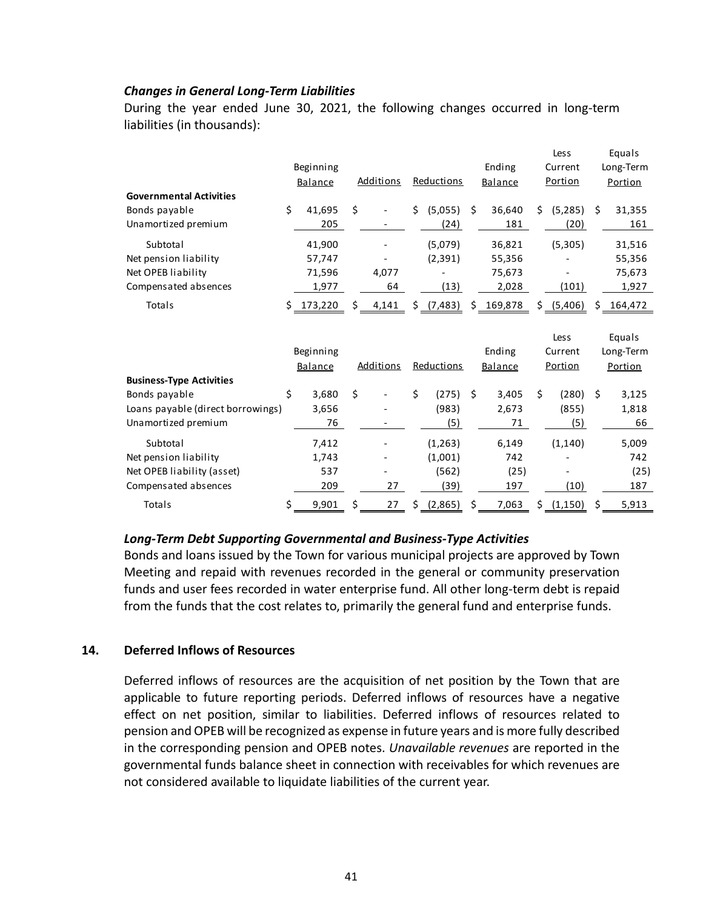### *Changes in General Long-Term Liabilities*

During the year ended June 30, 2021, the following changes occurred in long-term liabilities (in thousands):

| | Beginning Balance | Additions | Reductions | Ending Balance | Less Current Portion | Equals Long-Term Portion |
|---|---|---|---|---|---|---|
| **Governmental Activities** | | | | | | |
| Bonds payable | $ 41,695 | $ - | $ (5,055) | $ 36,640 | $ (5,285) | $ 31,355 |
| Unamortized premium | 205 | - | (24) | 181 | (20) | 161 |
| Subtotal | 41,900 | - | (5,079) | 36,821 | (5,305) | 31,516 |
| Net pension liability | 57,747 | - | (2,391) | 55,356 | - | 55,356 |
| Net OPEB liability | 71,596 | 4,077 | - | 75,673 | - | 75,673 |
| Compensated absences | 1,977 | 64 | (13) | 2,028 | (101) | 1,927 |
| Totals | $ 173,220 | $ 4,141 | $ (7,483) | $ 169,878 | $ (5,406) | $ 164,472 |

| | Beginning Balance | Additions | Reductions | Ending Balance | Less Current Portion | Equals Long-Term Portion |
|---|---|---|---|---|---|---|
| **Business-Type Activities** | | | | | | |
| Bonds payable | $ 3,680 | $ - | $ (275) | $ 3,405 | $ (280) | $ 3,125 |
| Loans payable (direct borrowings) | 3,656 | - | (983) | 2,673 | (855) | 1,818 |
| Unamortized premium | 76 | - | (5) | 71 | (5) | 66 |
| Subtotal | 7,412 | - | (1,263) | 6,149 | (1,140) | 5,009 |
| Net pension liability | 1,743 | - | (1,001) | 742 | - | 742 |
| Net OPEB liability (asset) | 537 | - | (562) | (25) | - | (25) |
| Compensated absences | 209 | 27 | (39) | 197 | (10) | 187 |
| Totals | $ 9,901 | $ 27 | $ (2,865) | $ 7,063 | $ (1,150) | $ 5,913 |

### *Long-Term Debt Supporting Governmental and Business-Type Activities*

Bonds and loans issued by the Town for various municipal projects are approved by Town Meeting and repaid with revenues recorded in the general or community preservation funds and user fees recorded in water enterprise fund. All other long-term debt is repaid from the funds that the cost relates to, primarily the general fund and enterprise funds.

## 14. Deferred Inflows of Resources

Deferred inflows of resources are the acquisition of net position by the Town that are applicable to future reporting periods. Deferred inflows of resources have a negative effect on net position, similar to liabilities. Deferred inflows of resources related to pension and OPEB will be recognized as expense in future years and is more fully described in the corresponding pension and OPEB notes. *Unavailable revenues* are reported in the governmental funds balance sheet in connection with receivables for which revenues are not considered available to liquidate liabilities of the current year.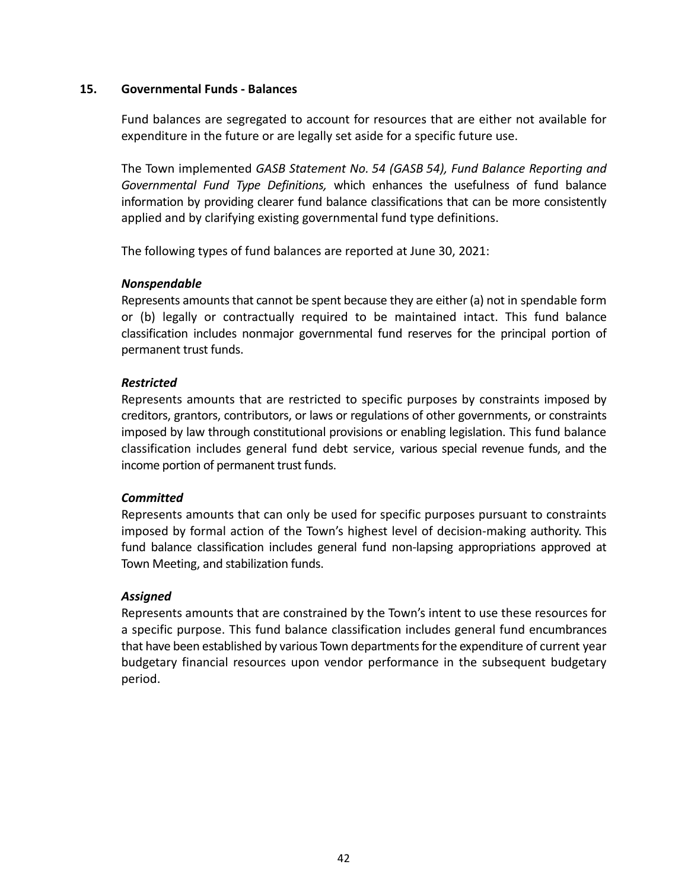## 15. Governmental Funds - Balances

Fund balances are segregated to account for resources that are either not available for expenditure in the future or are legally set aside for a specific future use.

The Town implemented *GASB Statement No. 54 (GASB 54), Fund Balance Reporting and Governmental Fund Type Definitions,* which enhances the usefulness of fund balance information by providing clearer fund balance classifications that can be more consistently applied and by clarifying existing governmental fund type definitions.

The following types of fund balances are reported at June 30, 2021:

***Nonspendable***
Represents amounts that cannot be spent because they are either (a) not in spendable form or (b) legally or contractually required to be maintained intact. This fund balance classification includes nonmajor governmental fund reserves for the principal portion of permanent trust funds.

***Restricted***
Represents amounts that are restricted to specific purposes by constraints imposed by creditors, grantors, contributors, or laws or regulations of other governments, or constraints imposed by law through constitutional provisions or enabling legislation. This fund balance classification includes general fund debt service, various special revenue funds, and the income portion of permanent trust funds.

***Committed***
Represents amounts that can only be used for specific purposes pursuant to constraints imposed by formal action of the Town's highest level of decision-making authority. This fund balance classification includes general fund non-lapsing appropriations approved at Town Meeting, and stabilization funds.

***Assigned***
Represents amounts that are constrained by the Town's intent to use these resources for a specific purpose. This fund balance classification includes general fund encumbrances that have been established by various Town departments for the expenditure of current year budgetary financial resources upon vendor performance in the subsequent budgetary period.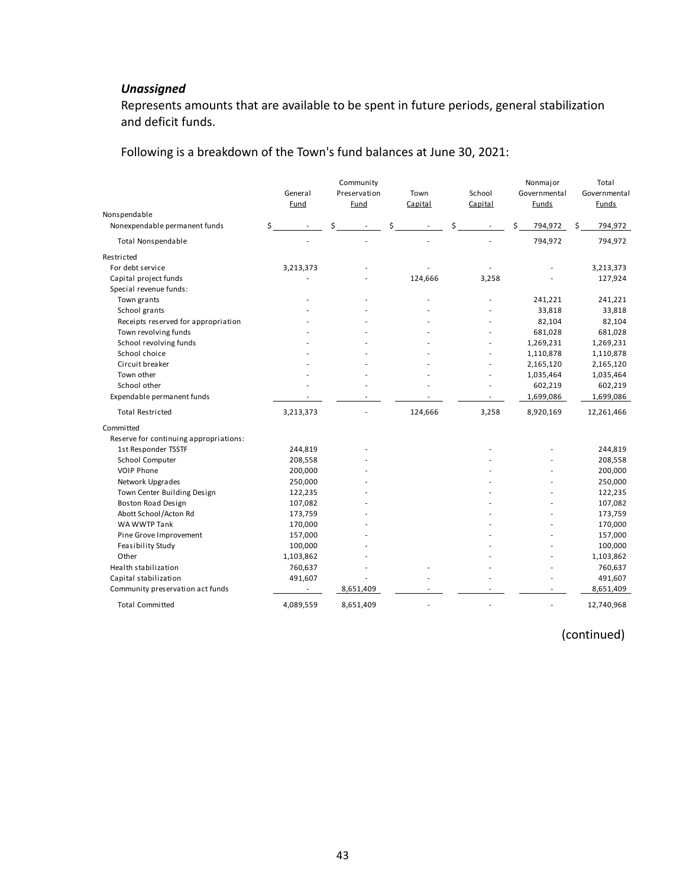***Unassigned***

Represents amounts that are available to be spent in future periods, general stabilization and deficit funds.

Following is a breakdown of the Town's fund balances at June 30, 2021:

| | General Fund | Community Preservation Fund | Town Capital | School Capital | Nonmajor Governmental Funds | Total Governmental Funds |
|---|---|---|---|---|---|---|
| Nonspendable | | | | | | |
| Nonexpendable permanent funds | $ - | $ - | $ - | $ - | $ 794,972 | $ 794,972 |
| Total Nonspendable | - | - | - | - | 794,972 | 794,972 |
| Restricted | | | | | | |
| For debt service | 3,213,373 | - | - | - | - | 3,213,373 |
| Capital project funds | - | - | 124,666 | 3,258 | - | 127,924 |
| Special revenue funds: | | | | | | |
| Town grants | - | - | - | - | 241,221 | 241,221 |
| School grants | - | - | - | - | 33,818 | 33,818 |
| Receipts reserved for appropriation | - | - | - | - | 82,104 | 82,104 |
| Town revolving funds | - | - | - | - | 681,028 | 681,028 |
| School revolving funds | - | - | - | - | 1,269,231 | 1,269,231 |
| School choice | - | - | - | - | 1,110,878 | 1,110,878 |
| Circuit breaker | - | - | - | - | 2,165,120 | 2,165,120 |
| Town other | - | - | - | - | 1,035,464 | 1,035,464 |
| School other | - | - | - | - | 602,219 | 602,219 |
| Expendable permanent funds | - | - | - | - | 1,699,086 | 1,699,086 |
| Total Restricted | 3,213,373 | - | 124,666 | 3,258 | 8,920,169 | 12,261,466 |
| Committed | | | | | | |
| Reserve for continuing appropriations: | | | | | | |
| 1st Responder TSSTF | 244,819 | - | | - | - | 244,819 |
| School Computer | 208,558 | - | | - | - | 208,558 |
| VOIP Phone | 200,000 | - | | - | - | 200,000 |
| Network Upgrades | 250,000 | - | | - | - | 250,000 |
| Town Center Building Design | 122,235 | - | | - | - | 122,235 |
| Boston Road Design | 107,082 | - | | - | - | 107,082 |
| Abott School/Acton Rd | 173,759 | - | | - | - | 173,759 |
| WA WWTP Tank | 170,000 | - | | - | - | 170,000 |
| Pine Grove Improvement | 157,000 | - | | - | - | 157,000 |
| Feasibility Study | 100,000 | - | | - | - | 100,000 |
| Other | 1,103,862 | - | | - | - | 1,103,862 |
| Health stabilization | 760,637 | - | - | - | - | 760,637 |
| Capital stabilization | 491,607 | - | - | - | - | 491,607 |
| Community preservation act funds | - | 8,651,409 | - | - | - | 8,651,409 |
| Total Committed | 4,089,559 | 8,651,409 | - | - | - | 12,740,968 |

(continued)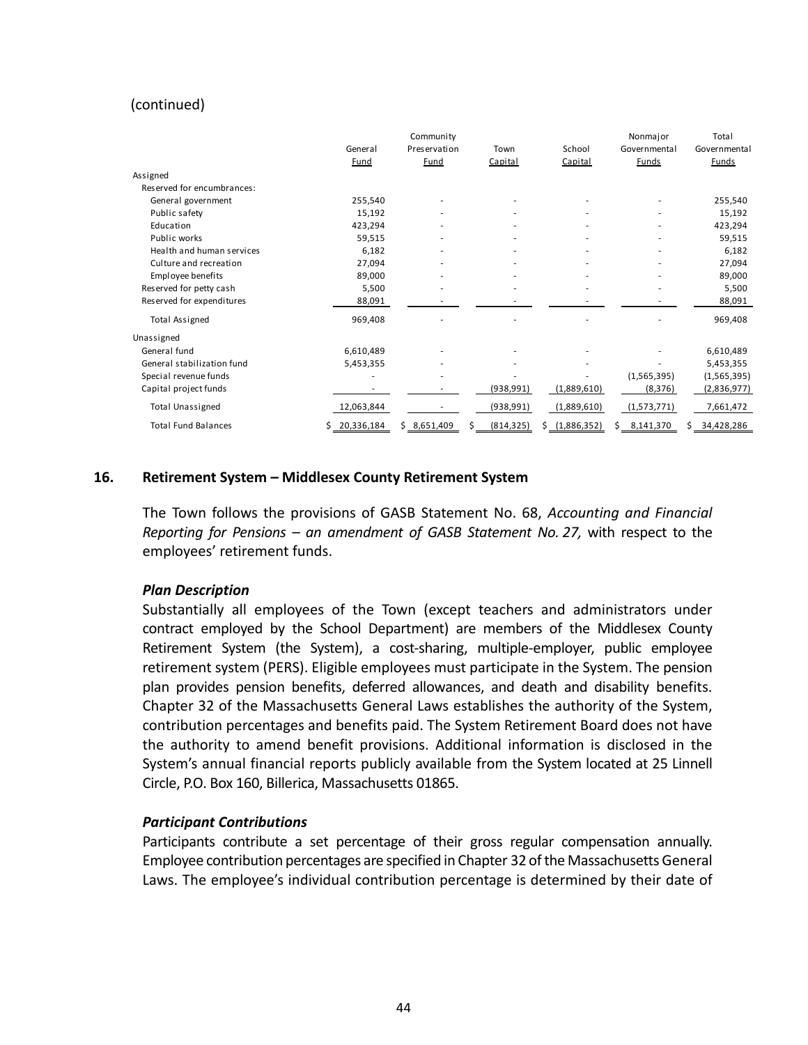(continued)

| | General Fund | Community Preservation Fund | Town Capital | School Capital | Nonmajor Governmental Funds | Total Governmental Funds |
|---|---|---|---|---|---|---|
| Assigned | | | | | | |
| Reserved for encumbrances: | | | | | | |
| General government | 255,540 | - | - | - | - | 255,540 |
| Public safety | 15,192 | - | - | - | - | 15,192 |
| Education | 423,294 | - | - | - | - | 423,294 |
| Public works | 59,515 | - | - | - | - | 59,515 |
| Health and human services | 6,182 | - | - | - | - | 6,182 |
| Culture and recreation | 27,094 | - | - | - | - | 27,094 |
| Employee benefits | 89,000 | - | - | - | - | 89,000 |
| Reserved for petty cash | 5,500 | - | - | - | - | 5,500 |
| Reserved for expenditures | 88,091 | - | - | - | - | 88,091 |
| Total Assigned | 969,408 | - | - | - | - | 969,408 |
| Unassigned | | | | | | |
| General fund | 6,610,489 | - | - | - | - | 6,610,489 |
| General stabilization fund | 5,453,355 | - | - | - | - | 5,453,355 |
| Special revenue funds | - | - | - | - | (1,565,395) | (1,565,395) |
| Capital project funds | - | - | (938,991) | (1,889,610) | (8,376) | (2,836,977) |
| Total Unassigned | 12,063,844 | - | (938,991) | (1,889,610) | (1,573,771) | 7,661,472 |
| Total Fund Balances | $ 20,336,184 | $ 8,651,409 | $ (814,325) | $ (1,886,352) | $ 8,141,370 | $ 34,428,286 |

## 16. Retirement System – Middlesex County Retirement System

The Town follows the provisions of GASB Statement No. 68, *Accounting and Financial Reporting for Pensions – an amendment of GASB Statement No. 27,* with respect to the employees' retirement funds.

### *Plan Description*

Substantially all employees of the Town (except teachers and administrators under contract employed by the School Department) are members of the Middlesex County Retirement System (the System), a cost-sharing, multiple-employer, public employee retirement system (PERS). Eligible employees must participate in the System. The pension plan provides pension benefits, deferred allowances, and death and disability benefits. Chapter 32 of the Massachusetts General Laws establishes the authority of the System, contribution percentages and benefits paid. The System Retirement Board does not have the authority to amend benefit provisions. Additional information is disclosed in the System's annual financial reports publicly available from the System located at 25 Linnell Circle, P.O. Box 160, Billerica, Massachusetts 01865.

### *Participant Contributions*

Participants contribute a set percentage of their gross regular compensation annually. Employee contribution percentages are specified in Chapter 32 of the Massachusetts General Laws. The employee's individual contribution percentage is determined by their date of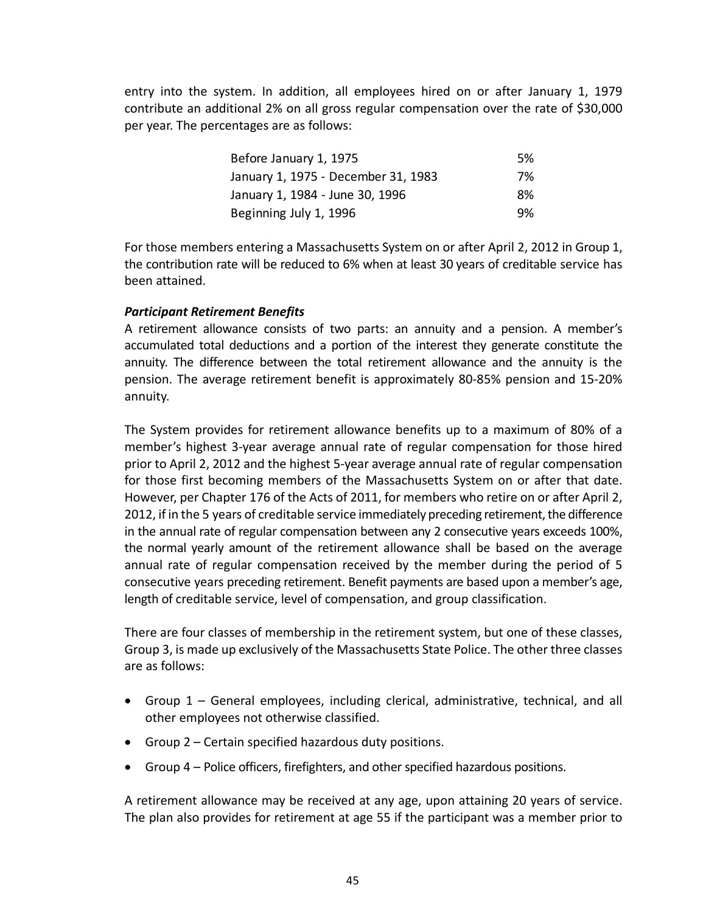entry into the system. In addition, all employees hired on or after January 1, 1979 contribute an additional 2% on all gross regular compensation over the rate of $30,000 per year. The percentages are as follows:

| | |
|---|---|
| Before January 1, 1975 | 5% |
| January 1, 1975 - December 31, 1983 | 7% |
| January 1, 1984 - June 30, 1996 | 8% |
| Beginning July 1, 1996 | 9% |

For those members entering a Massachusetts System on or after April 2, 2012 in Group 1, the contribution rate will be reduced to 6% when at least 30 years of creditable service has been attained.

***Participant Retirement Benefits***

A retirement allowance consists of two parts: an annuity and a pension. A member's accumulated total deductions and a portion of the interest they generate constitute the annuity. The difference between the total retirement allowance and the annuity is the pension. The average retirement benefit is approximately 80-85% pension and 15-20% annuity.

The System provides for retirement allowance benefits up to a maximum of 80% of a member's highest 3-year average annual rate of regular compensation for those hired prior to April 2, 2012 and the highest 5-year average annual rate of regular compensation for those first becoming members of the Massachusetts System on or after that date. However, per Chapter 176 of the Acts of 2011, for members who retire on or after April 2, 2012, if in the 5 years of creditable service immediately preceding retirement, the difference in the annual rate of regular compensation between any 2 consecutive years exceeds 100%, the normal yearly amount of the retirement allowance shall be based on the average annual rate of regular compensation received by the member during the period of 5 consecutive years preceding retirement. Benefit payments are based upon a member's age, length of creditable service, level of compensation, and group classification.

There are four classes of membership in the retirement system, but one of these classes, Group 3, is made up exclusively of the Massachusetts State Police. The other three classes are as follows:

- Group 1 – General employees, including clerical, administrative, technical, and all other employees not otherwise classified.
- Group 2 – Certain specified hazardous duty positions.
- Group 4 – Police officers, firefighters, and other specified hazardous positions.

A retirement allowance may be received at any age, upon attaining 20 years of service. The plan also provides for retirement at age 55 if the participant was a member prior to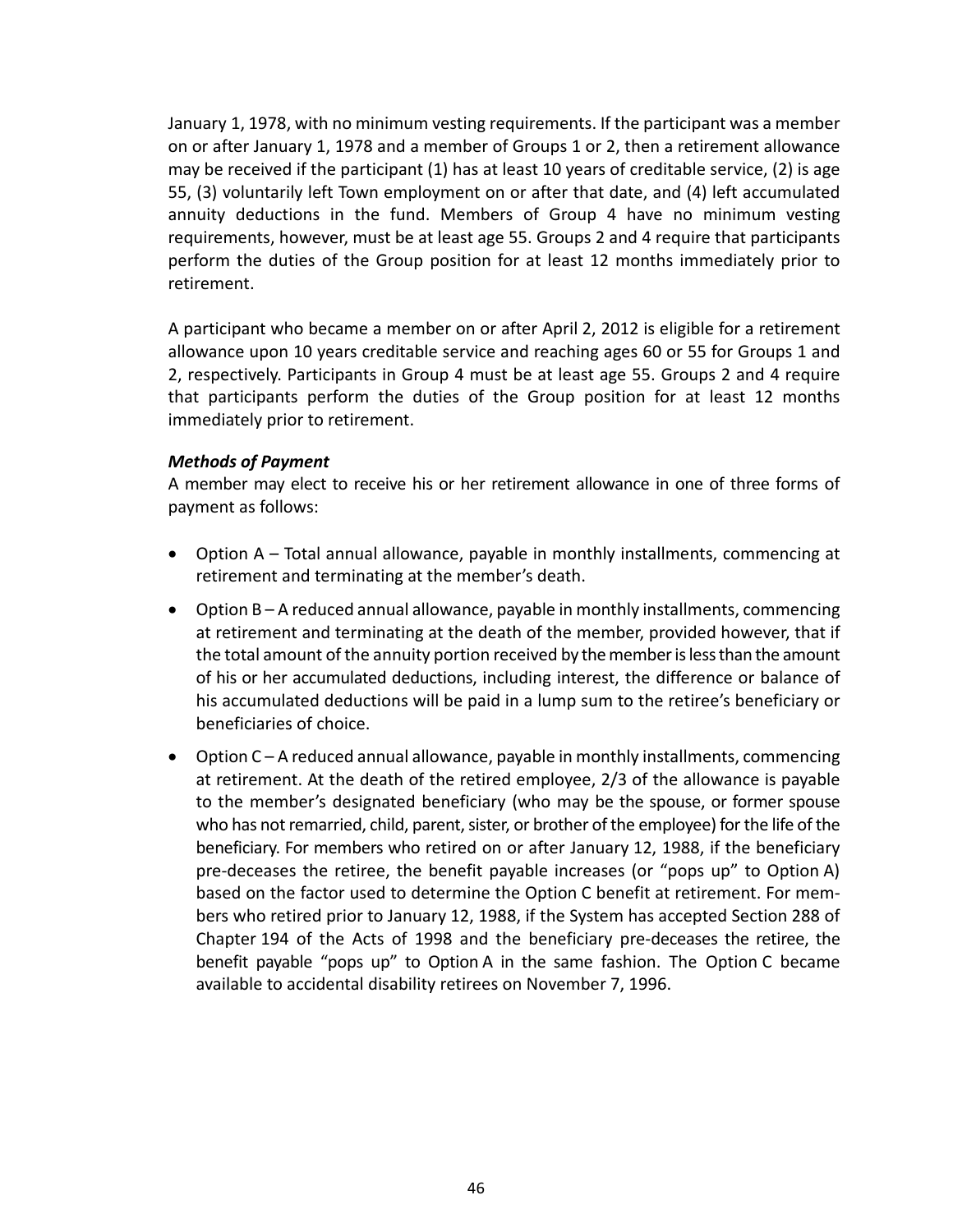January 1, 1978, with no minimum vesting requirements. If the participant was a member on or after January 1, 1978 and a member of Groups 1 or 2, then a retirement allowance may be received if the participant (1) has at least 10 years of creditable service, (2) is age 55, (3) voluntarily left Town employment on or after that date, and (4) left accumulated annuity deductions in the fund. Members of Group 4 have no minimum vesting requirements, however, must be at least age 55. Groups 2 and 4 require that participants perform the duties of the Group position for at least 12 months immediately prior to retirement.

A participant who became a member on or after April 2, 2012 is eligible for a retirement allowance upon 10 years creditable service and reaching ages 60 or 55 for Groups 1 and 2, respectively. Participants in Group 4 must be at least age 55. Groups 2 and 4 require that participants perform the duties of the Group position for at least 12 months immediately prior to retirement.

***Methods of Payment***

A member may elect to receive his or her retirement allowance in one of three forms of payment as follows:

- Option A – Total annual allowance, payable in monthly installments, commencing at retirement and terminating at the member's death.
- Option B – A reduced annual allowance, payable in monthly installments, commencing at retirement and terminating at the death of the member, provided however, that if the total amount of the annuity portion received by the member is less than the amount of his or her accumulated deductions, including interest, the difference or balance of his accumulated deductions will be paid in a lump sum to the retiree's beneficiary or beneficiaries of choice.
- Option C – A reduced annual allowance, payable in monthly installments, commencing at retirement. At the death of the retired employee, 2/3 of the allowance is payable to the member's designated beneficiary (who may be the spouse, or former spouse who has not remarried, child, parent, sister, or brother of the employee) for the life of the beneficiary. For members who retired on or after January 12, 1988, if the beneficiary pre-deceases the retiree, the benefit payable increases (or "pops up" to Option A) based on the factor used to determine the Option C benefit at retirement. For members who retired prior to January 12, 1988, if the System has accepted Section 288 of Chapter 194 of the Acts of 1998 and the beneficiary pre-deceases the retiree, the benefit payable "pops up" to Option A in the same fashion. The Option C became available to accidental disability retirees on November 7, 1996.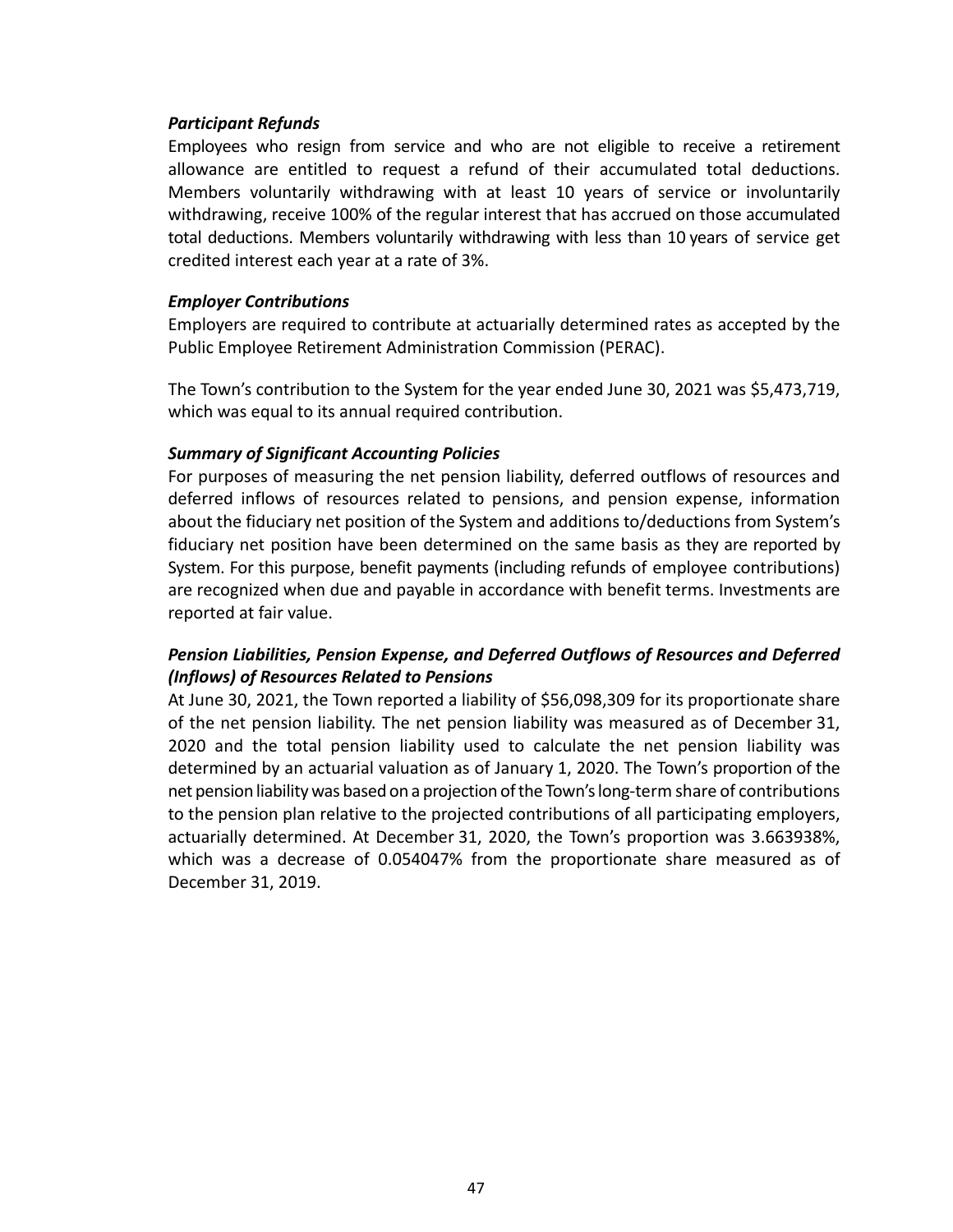***Participant Refunds***

Employees who resign from service and who are not eligible to receive a retirement allowance are entitled to request a refund of their accumulated total deductions. Members voluntarily withdrawing with at least 10 years of service or involuntarily withdrawing, receive 100% of the regular interest that has accrued on those accumulated total deductions. Members voluntarily withdrawing with less than 10 years of service get credited interest each year at a rate of 3%.

***Employer Contributions***

Employers are required to contribute at actuarially determined rates as accepted by the Public Employee Retirement Administration Commission (PERAC).

The Town's contribution to the System for the year ended June 30, 2021 was $5,473,719, which was equal to its annual required contribution.

***Summary of Significant Accounting Policies***

For purposes of measuring the net pension liability, deferred outflows of resources and deferred inflows of resources related to pensions, and pension expense, information about the fiduciary net position of the System and additions to/deductions from System's fiduciary net position have been determined on the same basis as they are reported by System. For this purpose, benefit payments (including refunds of employee contributions) are recognized when due and payable in accordance with benefit terms. Investments are reported at fair value.

***Pension Liabilities, Pension Expense, and Deferred Outflows of Resources and Deferred (Inflows) of Resources Related to Pensions***

At June 30, 2021, the Town reported a liability of $56,098,309 for its proportionate share of the net pension liability. The net pension liability was measured as of December 31, 2020 and the total pension liability used to calculate the net pension liability was determined by an actuarial valuation as of January 1, 2020. The Town's proportion of the net pension liability was based on a projection of the Town's long-term share of contributions to the pension plan relative to the projected contributions of all participating employers, actuarially determined. At December 31, 2020, the Town's proportion was 3.663938%, which was a decrease of 0.054047% from the proportionate share measured as of December 31, 2019.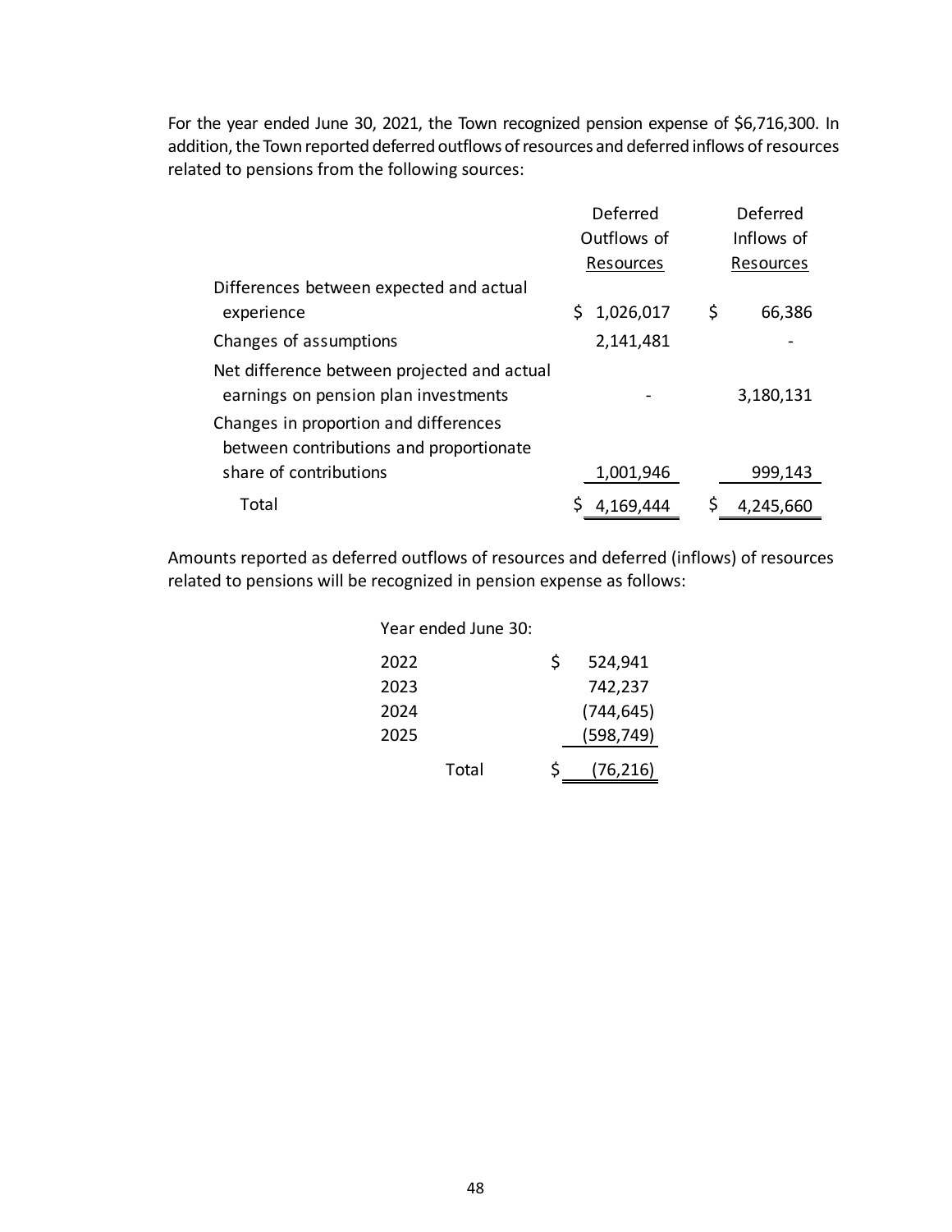For the year ended June 30, 2021, the Town recognized pension expense of $6,716,300. In addition, the Town reported deferred outflows of resources and deferred inflows of resources related to pensions from the following sources:

| | Deferred Outflows of Resources | Deferred Inflows of Resources |
|---|---|---|
| Differences between expected and actual experience | $ 1,026,017 | $ 66,386 |
| Changes of assumptions | 2,141,481 | - |
| Net difference between projected and actual earnings on pension plan investments | - | 3,180,131 |
| Changes in proportion and differences between contributions and proportionate share of contributions | 1,001,946 | 999,143 |
| Total | $ 4,169,444 | $ 4,245,660 |

Amounts reported as deferred outflows of resources and deferred (inflows) of resources related to pensions will be recognized in pension expense as follows:

| Year ended June 30: | |
|---|---|
| 2022 | $ 524,941 |
| 2023 | 742,237 |
| 2024 | (744,645) |
| 2025 | (598,749) |
| Total | $ (76,216) |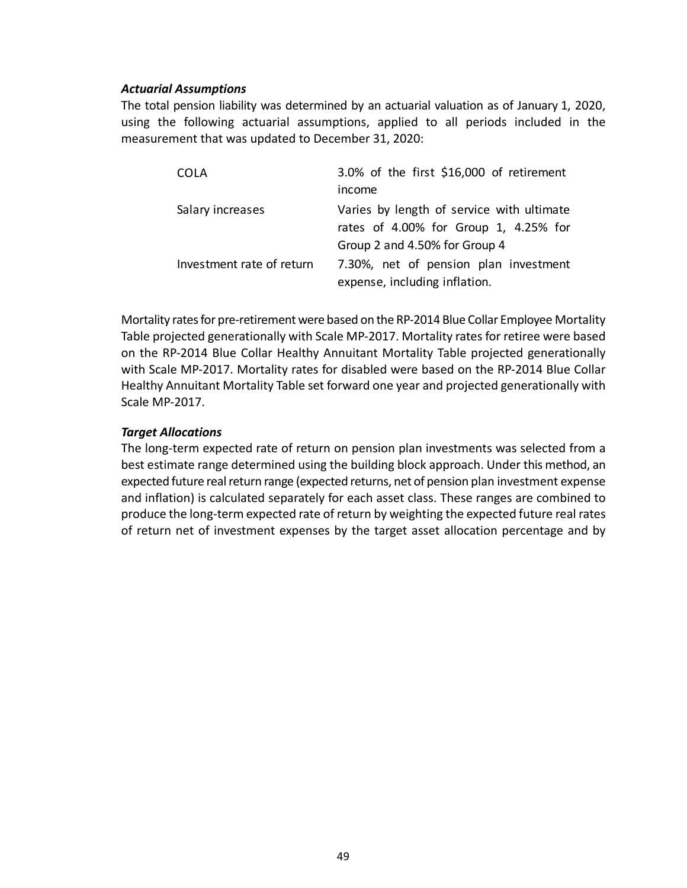***Actuarial Assumptions***

The total pension liability was determined by an actuarial valuation as of January 1, 2020, using the following actuarial assumptions, applied to all periods included in the measurement that was updated to December 31, 2020:

| | |
|---|---|
| COLA | 3.0% of the first $16,000 of retirement income |
| Salary increases | Varies by length of service with ultimate rates of 4.00% for Group 1, 4.25% for Group 2 and 4.50% for Group 4 |
| Investment rate of return | 7.30%, net of pension plan investment expense, including inflation. |

Mortality rates for pre-retirement were based on the RP-2014 Blue Collar Employee Mortality Table projected generationally with Scale MP-2017. Mortality rates for retiree were based on the RP-2014 Blue Collar Healthy Annuitant Mortality Table projected generationally with Scale MP-2017. Mortality rates for disabled were based on the RP-2014 Blue Collar Healthy Annuitant Mortality Table set forward one year and projected generationally with Scale MP-2017.

***Target Allocations***

The long-term expected rate of return on pension plan investments was selected from a best estimate range determined using the building block approach. Under this method, an expected future real return range (expected returns, net of pension plan investment expense and inflation) is calculated separately for each asset class. These ranges are combined to produce the long-term expected rate of return by weighting the expected future real rates of return net of investment expenses by the target asset allocation percentage and by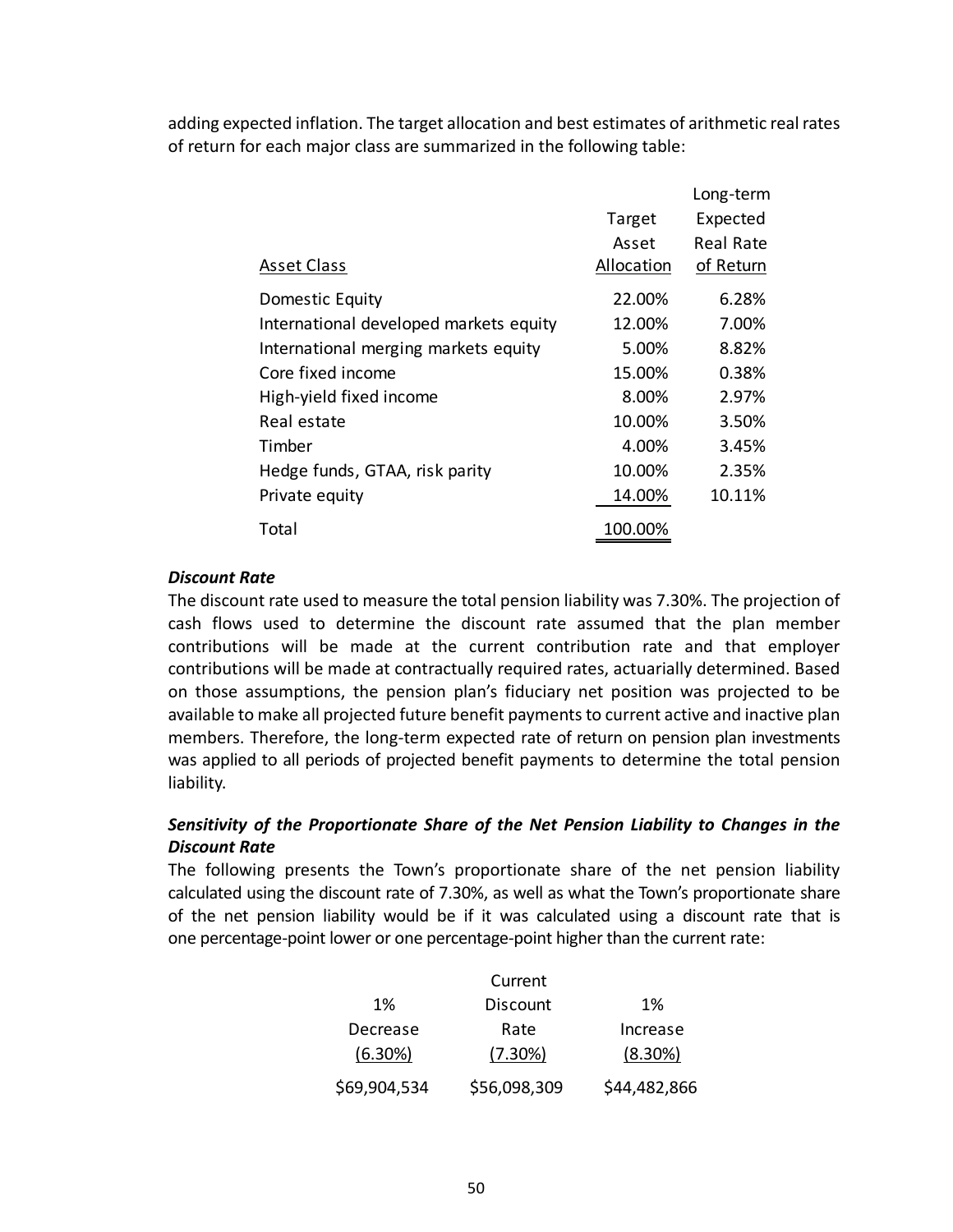adding expected inflation. The target allocation and best estimates of arithmetic real rates of return for each major class are summarized in the following table:

| Asset Class | Target Asset Allocation | Long-term Expected Real Rate of Return |
|---|---|---|
| Domestic Equity | 22.00% | 6.28% |
| International developed markets equity | 12.00% | 7.00% |
| International merging markets equity | 5.00% | 8.82% |
| Core fixed income | 15.00% | 0.38% |
| High-yield fixed income | 8.00% | 2.97% |
| Real estate | 10.00% | 3.50% |
| Timber | 4.00% | 3.45% |
| Hedge funds, GTAA, risk parity | 10.00% | 2.35% |
| Private equity | 14.00% | 10.11% |
| Total | 100.00% | |

***Discount Rate***

The discount rate used to measure the total pension liability was 7.30%. The projection of cash flows used to determine the discount rate assumed that the plan member contributions will be made at the current contribution rate and that employer contributions will be made at contractually required rates, actuarially determined. Based on those assumptions, the pension plan's fiduciary net position was projected to be available to make all projected future benefit payments to current active and inactive plan members. Therefore, the long-term expected rate of return on pension plan investments was applied to all periods of projected benefit payments to determine the total pension liability.

***Sensitivity of the Proportionate Share of the Net Pension Liability to Changes in the Discount Rate***

The following presents the Town's proportionate share of the net pension liability calculated using the discount rate of 7.30%, as well as what the Town's proportionate share of the net pension liability would be if it was calculated using a discount rate that is one percentage-point lower or one percentage-point higher than the current rate:

| 1% Decrease (6.30%) | Current Discount Rate (7.30%) | 1% Increase (8.30%) |
|---|---|---|
| $69,904,534 | $56,098,309 | $44,482,866 |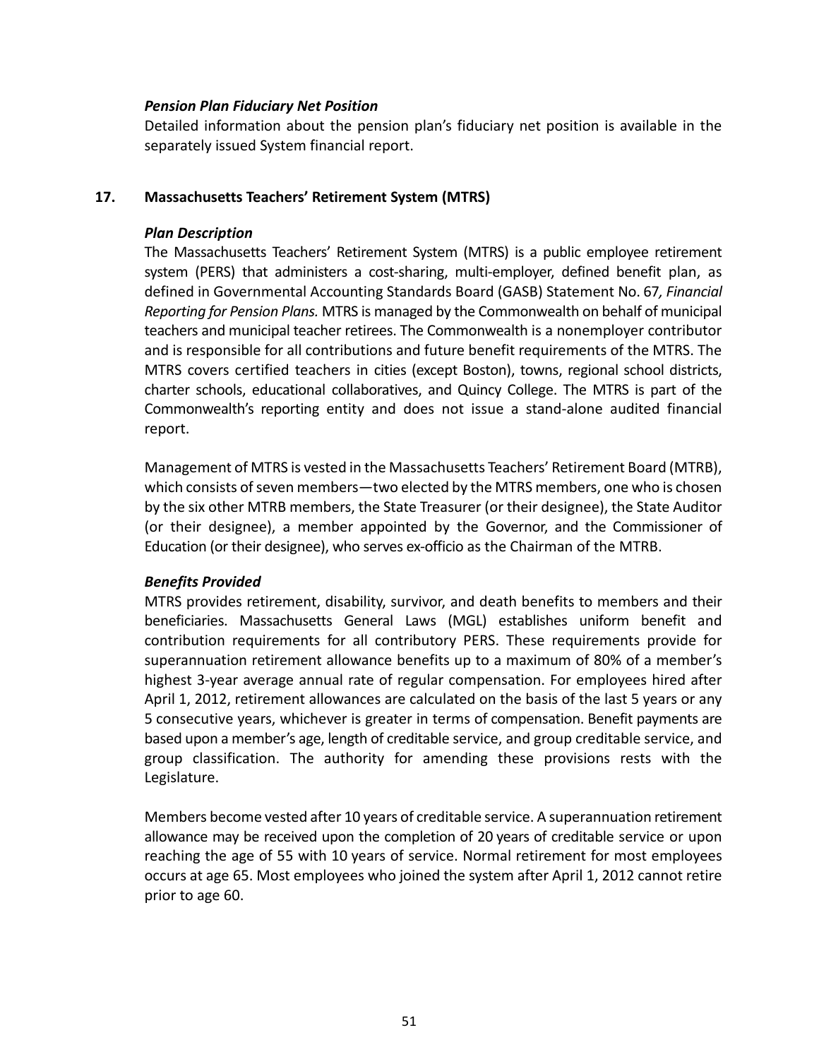### *Pension Plan Fiduciary Net Position*

Detailed information about the pension plan's fiduciary net position is available in the separately issued System financial report.

## 17. Massachusetts Teachers' Retirement System (MTRS)

### *Plan Description*

The Massachusetts Teachers' Retirement System (MTRS) is a public employee retirement system (PERS) that administers a cost-sharing, multi-employer, defined benefit plan, as defined in Governmental Accounting Standards Board (GASB) Statement No. 67*, Financial Reporting for Pension Plans.* MTRS is managed by the Commonwealth on behalf of municipal teachers and municipal teacher retirees. The Commonwealth is a nonemployer contributor and is responsible for all contributions and future benefit requirements of the MTRS. The MTRS covers certified teachers in cities (except Boston), towns, regional school districts, charter schools, educational collaboratives, and Quincy College. The MTRS is part of the Commonwealth's reporting entity and does not issue a stand-alone audited financial report.

Management of MTRS is vested in the Massachusetts Teachers' Retirement Board (MTRB), which consists of seven members—two elected by the MTRS members, one who is chosen by the six other MTRB members, the State Treasurer (or their designee), the State Auditor (or their designee), a member appointed by the Governor, and the Commissioner of Education (or their designee), who serves ex-officio as the Chairman of the MTRB.

### *Benefits Provided*

MTRS provides retirement, disability, survivor, and death benefits to members and their beneficiaries. Massachusetts General Laws (MGL) establishes uniform benefit and contribution requirements for all contributory PERS. These requirements provide for superannuation retirement allowance benefits up to a maximum of 80% of a member's highest 3-year average annual rate of regular compensation. For employees hired after April 1, 2012, retirement allowances are calculated on the basis of the last 5 years or any 5 consecutive years, whichever is greater in terms of compensation. Benefit payments are based upon a member's age, length of creditable service, and group creditable service, and group classification. The authority for amending these provisions rests with the Legislature.

Members become vested after 10 years of creditable service. A superannuation retirement allowance may be received upon the completion of 20 years of creditable service or upon reaching the age of 55 with 10 years of service. Normal retirement for most employees occurs at age 65. Most employees who joined the system after April 1, 2012 cannot retire prior to age 60.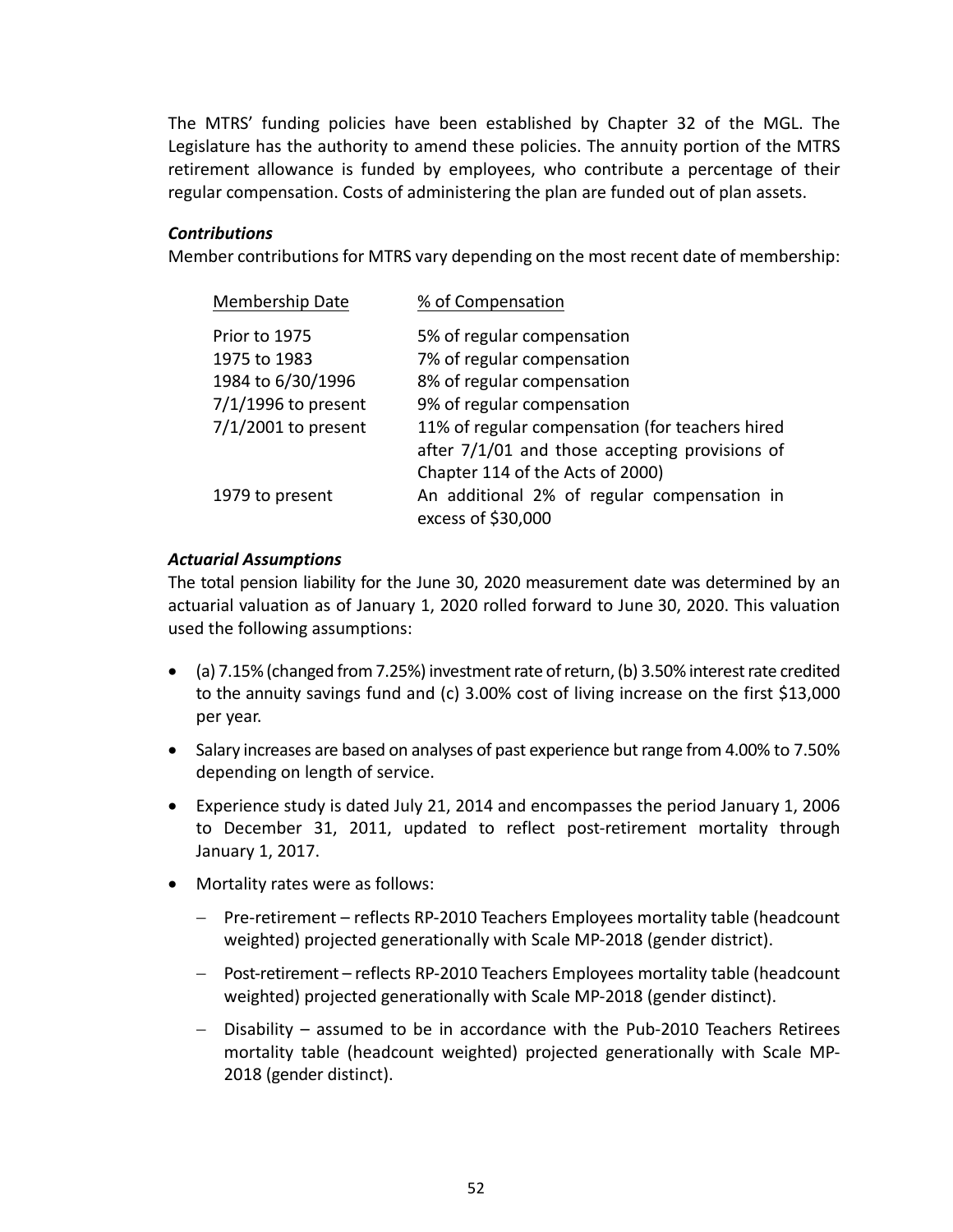The MTRS' funding policies have been established by Chapter 32 of the MGL. The Legislature has the authority to amend these policies. The annuity portion of the MTRS retirement allowance is funded by employees, who contribute a percentage of their regular compensation. Costs of administering the plan are funded out of plan assets.

***Contributions***

Member contributions for MTRS vary depending on the most recent date of membership:

| Membership Date | % of Compensation |
|---|---|
| Prior to 1975 | 5% of regular compensation |
| 1975 to 1983 | 7% of regular compensation |
| 1984 to 6/30/1996 | 8% of regular compensation |
| 7/1/1996 to present | 9% of regular compensation |
| 7/1/2001 to present | 11% of regular compensation (for teachers hired after 7/1/01 and those accepting provisions of Chapter 114 of the Acts of 2000) |
| 1979 to present | An additional 2% of regular compensation in excess of $30,000 |

***Actuarial Assumptions***

The total pension liability for the June 30, 2020 measurement date was determined by an actuarial valuation as of January 1, 2020 rolled forward to June 30, 2020. This valuation used the following assumptions:

- (a) 7.15% (changed from 7.25%) investment rate of return, (b) 3.50% interest rate credited to the annuity savings fund and (c) 3.00% cost of living increase on the first $13,000 per year.
- Salary increases are based on analyses of past experience but range from 4.00% to 7.50% depending on length of service.
- Experience study is dated July 21, 2014 and encompasses the period January 1, 2006 to December 31, 2011, updated to reflect post-retirement mortality through January 1, 2017.
- Mortality rates were as follows:
  - Pre-retirement – reflects RP-2010 Teachers Employees mortality table (headcount weighted) projected generationally with Scale MP-2018 (gender district).
  - Post-retirement – reflects RP-2010 Teachers Employees mortality table (headcount weighted) projected generationally with Scale MP-2018 (gender distinct).
  - Disability – assumed to be in accordance with the Pub-2010 Teachers Retirees mortality table (headcount weighted) projected generationally with Scale MP-2018 (gender distinct).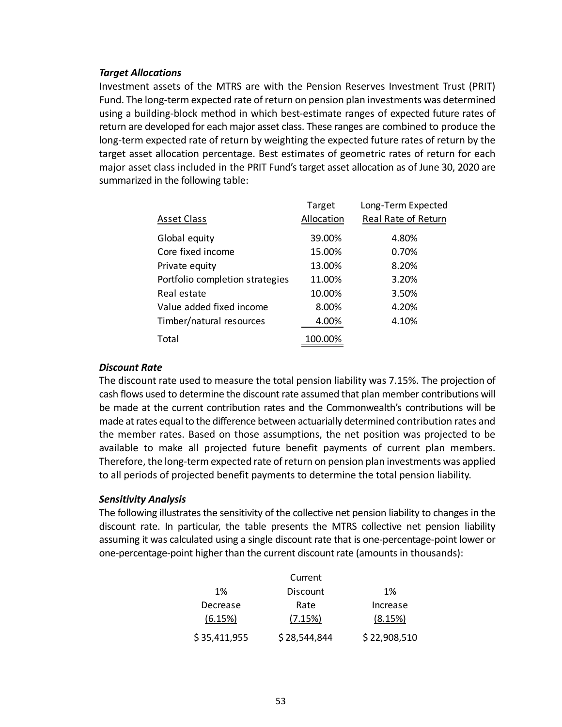### *Target Allocations*

Investment assets of the MTRS are with the Pension Reserves Investment Trust (PRIT) Fund. The long-term expected rate of return on pension plan investments was determined using a building-block method in which best-estimate ranges of expected future rates of return are developed for each major asset class. These ranges are combined to produce the long-term expected rate of return by weighting the expected future rates of return by the target asset allocation percentage. Best estimates of geometric rates of return for each major asset class included in the PRIT Fund's target asset allocation as of June 30, 2020 are summarized in the following table:

| Asset Class | Target Allocation | Long-Term Expected Real Rate of Return |
|---|---|---|
| Global equity | 39.00% | 4.80% |
| Core fixed income | 15.00% | 0.70% |
| Private equity | 13.00% | 8.20% |
| Portfolio completion strategies | 11.00% | 3.20% |
| Real estate | 10.00% | 3.50% |
| Value added fixed income | 8.00% | 4.20% |
| Timber/natural resources | 4.00% | 4.10% |
| Total | 100.00% | |

### *Discount Rate*

The discount rate used to measure the total pension liability was 7.15%. The projection of cash flows used to determine the discount rate assumed that plan member contributions will be made at the current contribution rates and the Commonwealth's contributions will be made at rates equal to the difference between actuarially determined contribution rates and the member rates. Based on those assumptions, the net position was projected to be available to make all projected future benefit payments of current plan members. Therefore, the long-term expected rate of return on pension plan investments was applied to all periods of projected benefit payments to determine the total pension liability.

### *Sensitivity Analysis*

The following illustrates the sensitivity of the collective net pension liability to changes in the discount rate. In particular, the table presents the MTRS collective net pension liability assuming it was calculated using a single discount rate that is one-percentage-point lower or one-percentage-point higher than the current discount rate (amounts in thousands):

| 1% Decrease (6.15%) | Current Discount Rate (7.15%) | 1% Increase (8.15%) |
|---|---|---|
| $ 35,411,955 | $ 28,544,844 | $ 22,908,510 |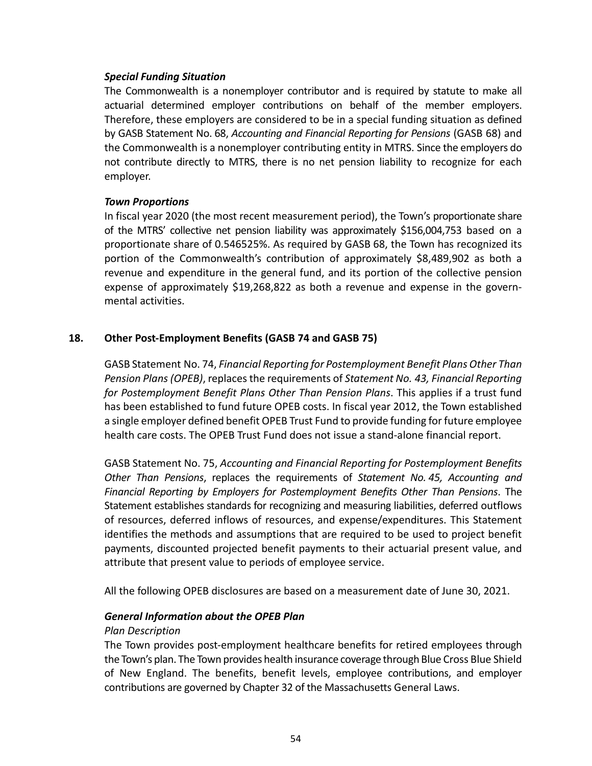***Special Funding Situation***

The Commonwealth is a nonemployer contributor and is required by statute to make all actuarial determined employer contributions on behalf of the member employers. Therefore, these employers are considered to be in a special funding situation as defined by GASB Statement No. 68, *Accounting and Financial Reporting for Pensions* (GASB 68) and the Commonwealth is a nonemployer contributing entity in MTRS. Since the employers do not contribute directly to MTRS, there is no net pension liability to recognize for each employer.

***Town Proportions***

In fiscal year 2020 (the most recent measurement period), the Town's proportionate share of the MTRS' collective net pension liability was approximately $156,004,753 based on a proportionate share of 0.546525%. As required by GASB 68, the Town has recognized its portion of the Commonwealth's contribution of approximately $8,489,902 as both a revenue and expenditure in the general fund, and its portion of the collective pension expense of approximately $19,268,822 as both a revenue and expense in the governmental activities.

## 18. Other Post-Employment Benefits (GASB 74 and GASB 75)

GASB Statement No. 74, *Financial Reporting for Postemployment Benefit Plans Other Than Pension Plans (OPEB)*, replaces the requirements of *Statement No. 43, Financial Reporting for Postemployment Benefit Plans Other Than Pension Plans*. This applies if a trust fund has been established to fund future OPEB costs. In fiscal year 2012, the Town established a single employer defined benefit OPEB Trust Fund to provide funding for future employee health care costs. The OPEB Trust Fund does not issue a stand-alone financial report.

GASB Statement No. 75, *Accounting and Financial Reporting for Postemployment Benefits Other Than Pensions*, replaces the requirements of *Statement No. 45, Accounting and Financial Reporting by Employers for Postemployment Benefits Other Than Pensions*. The Statement establishes standards for recognizing and measuring liabilities, deferred outflows of resources, deferred inflows of resources, and expense/expenditures. This Statement identifies the methods and assumptions that are required to be used to project benefit payments, discounted projected benefit payments to their actuarial present value, and attribute that present value to periods of employee service.

All the following OPEB disclosures are based on a measurement date of June 30, 2021.

***General Information about the OPEB Plan***

*Plan Description*

The Town provides post-employment healthcare benefits for retired employees through the Town's plan. The Town provides health insurance coverage through Blue Cross Blue Shield of New England. The benefits, benefit levels, employee contributions, and employer contributions are governed by Chapter 32 of the Massachusetts General Laws.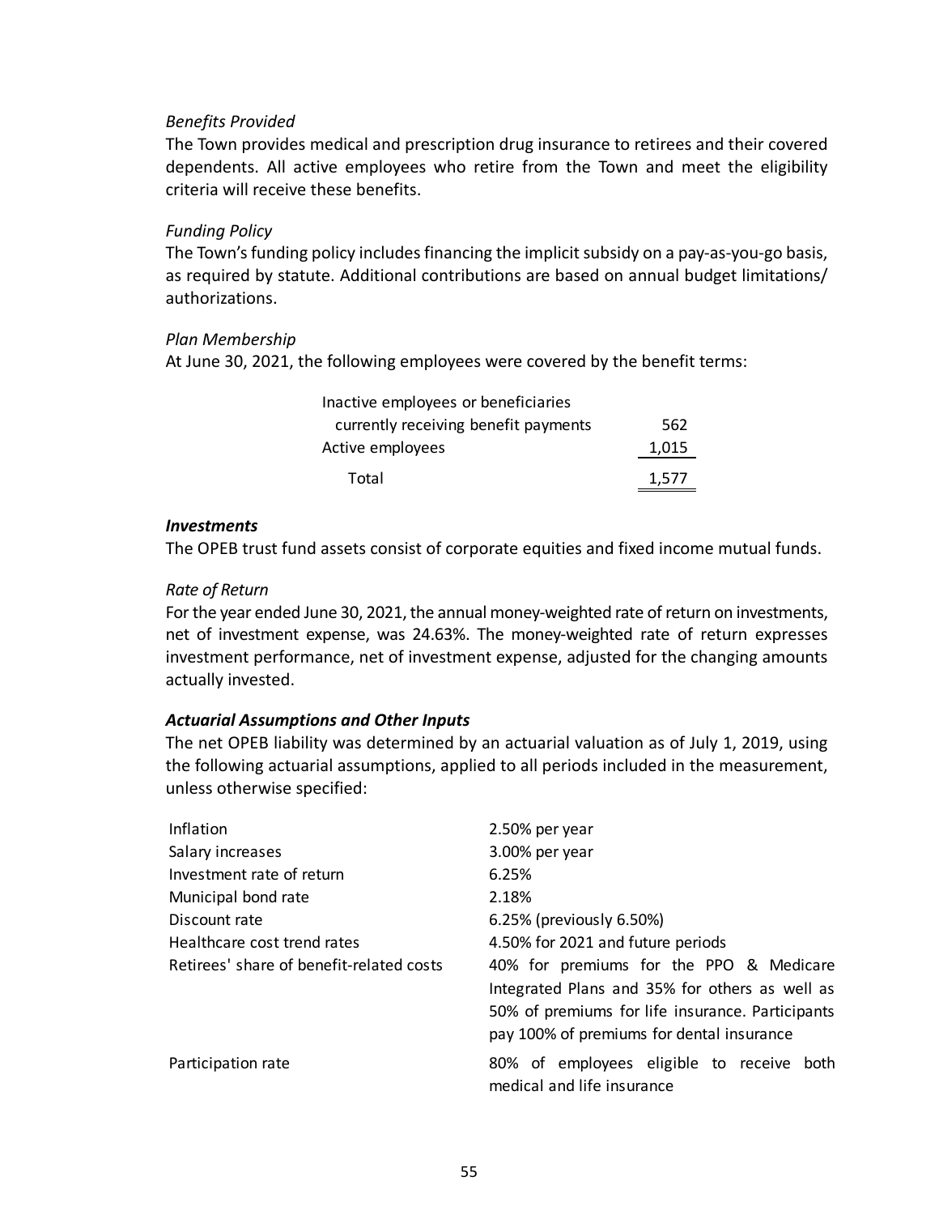*Benefits Provided*

The Town provides medical and prescription drug insurance to retirees and their covered dependents. All active employees who retire from the Town and meet the eligibility criteria will receive these benefits.

*Funding Policy*

The Town's funding policy includes financing the implicit subsidy on a pay-as-you-go basis, as required by statute. Additional contributions are based on annual budget limitations/ authorizations.

*Plan Membership*

At June 30, 2021, the following employees were covered by the benefit terms:

| | |
|---|---|
| Inactive employees or beneficiaries currently receiving benefit payments | 562 |
| Active employees | 1,015 |
| Total | 1,577 |

***Investments***

The OPEB trust fund assets consist of corporate equities and fixed income mutual funds.

*Rate of Return*

For the year ended June 30, 2021, the annual money-weighted rate of return on investments, net of investment expense, was 24.63%. The money-weighted rate of return expresses investment performance, net of investment expense, adjusted for the changing amounts actually invested.

***Actuarial Assumptions and Other Inputs***

The net OPEB liability was determined by an actuarial valuation as of July 1, 2019, using the following actuarial assumptions, applied to all periods included in the measurement, unless otherwise specified:

| | |
|---|---|
| Inflation | 2.50% per year |
| Salary increases | 3.00% per year |
| Investment rate of return | 6.25% |
| Municipal bond rate | 2.18% |
| Discount rate | 6.25% (previously 6.50%) |
| Healthcare cost trend rates | 4.50% for 2021 and future periods |
| Retirees' share of benefit-related costs | 40% for premiums for the PPO & Medicare Integrated Plans and 35% for others as well as 50% of premiums for life insurance. Participants pay 100% of premiums for dental insurance |
| Participation rate | 80% of employees eligible to receive both medical and life insurance |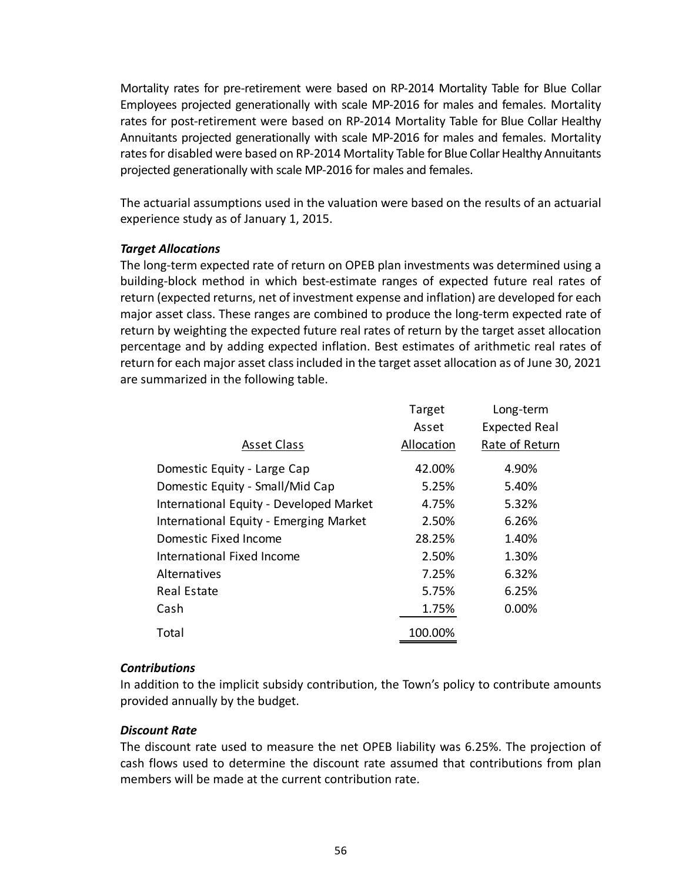Mortality rates for pre-retirement were based on RP-2014 Mortality Table for Blue Collar Employees projected generationally with scale MP-2016 for males and females. Mortality rates for post-retirement were based on RP-2014 Mortality Table for Blue Collar Healthy Annuitants projected generationally with scale MP-2016 for males and females. Mortality rates for disabled were based on RP-2014 Mortality Table for Blue Collar Healthy Annuitants projected generationally with scale MP-2016 for males and females.

The actuarial assumptions used in the valuation were based on the results of an actuarial experience study as of January 1, 2015.

***Target Allocations***

The long-term expected rate of return on OPEB plan investments was determined using a building-block method in which best-estimate ranges of expected future real rates of return (expected returns, net of investment expense and inflation) are developed for each major asset class. These ranges are combined to produce the long-term expected rate of return by weighting the expected future real rates of return by the target asset allocation percentage and by adding expected inflation. Best estimates of arithmetic real rates of return for each major asset class included in the target asset allocation as of June 30, 2021 are summarized in the following table.

| Asset Class | Target Asset Allocation | Long-term Expected Real Rate of Return |
|---|---|---|
| Domestic Equity - Large Cap | 42.00% | 4.90% |
| Domestic Equity - Small/Mid Cap | 5.25% | 5.40% |
| International Equity - Developed Market | 4.75% | 5.32% |
| International Equity - Emerging Market | 2.50% | 6.26% |
| Domestic Fixed Income | 28.25% | 1.40% |
| International Fixed Income | 2.50% | 1.30% |
| Alternatives | 7.25% | 6.32% |
| Real Estate | 5.75% | 6.25% |
| Cash | 1.75% | 0.00% |
| Total | 100.00% | |

***Contributions***

In addition to the implicit subsidy contribution, the Town's policy to contribute amounts provided annually by the budget.

***Discount Rate***

The discount rate used to measure the net OPEB liability was 6.25%. The projection of cash flows used to determine the discount rate assumed that contributions from plan members will be made at the current contribution rate.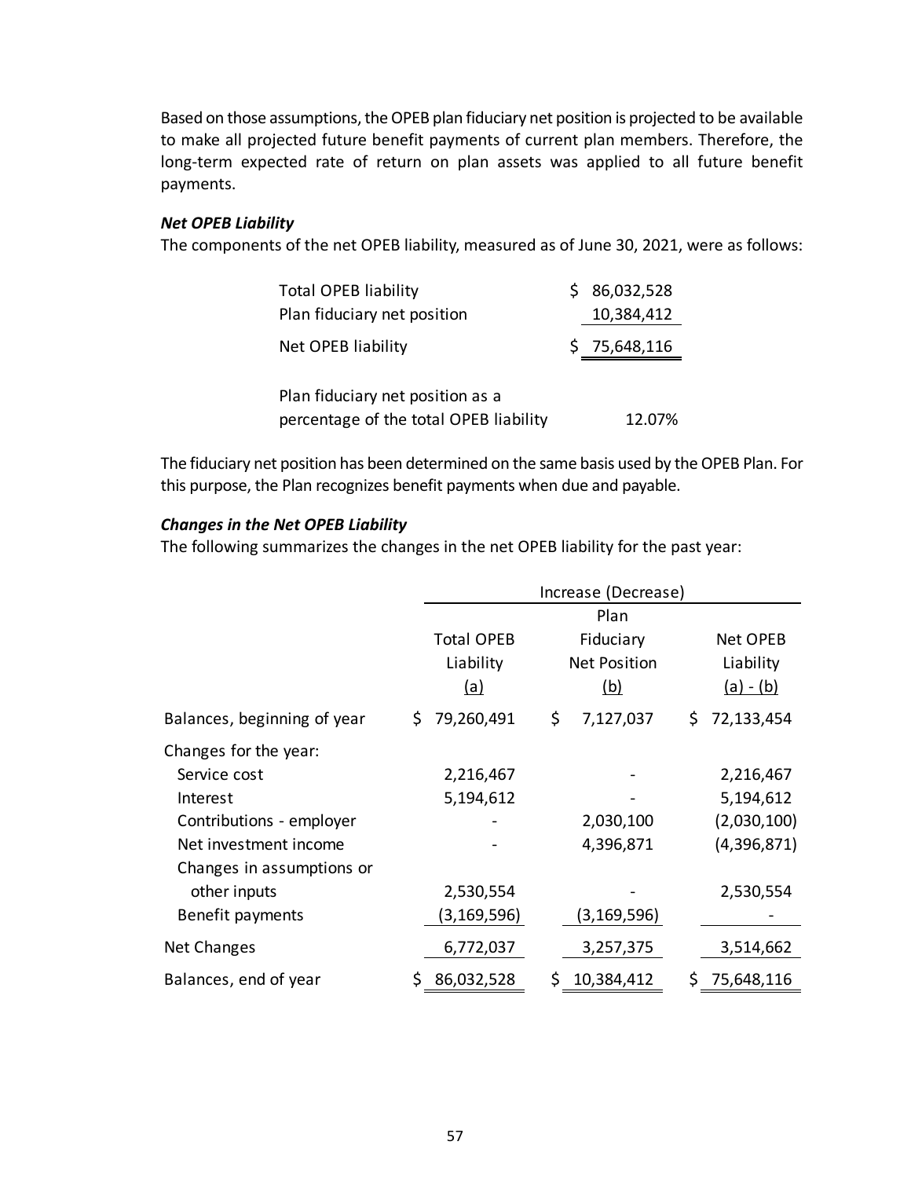Based on those assumptions, the OPEB plan fiduciary net position is projected to be available to make all projected future benefit payments of current plan members. Therefore, the long-term expected rate of return on plan assets was applied to all future benefit payments.

### *Net OPEB Liability*

The components of the net OPEB liability, measured as of June 30, 2021, were as follows:

| | |
|---|---|
| Total OPEB liability | $ 86,032,528 |
| Plan fiduciary net position | 10,384,412 |
| Net OPEB liability | $ 75,648,116 |
| Plan fiduciary net position as a percentage of the total OPEB liability | 12.07% |

The fiduciary net position has been determined on the same basis used by the OPEB Plan. For this purpose, the Plan recognizes benefit payments when due and payable.

### *Changes in the Net OPEB Liability*

The following summarizes the changes in the net OPEB liability for the past year:

| | Increase (Decrease) | | |
|---|---|---|---|
| | Total OPEB Liability (a) | Plan Fiduciary Net Position (b) | Net OPEB Liability (a) - (b) |
| Balances, beginning of year | $ 79,260,491 | $ 7,127,037 | $ 72,133,454 |
| Changes for the year: | | | |
| Service cost | 2,216,467 | - | 2,216,467 |
| Interest | 5,194,612 | - | 5,194,612 |
| Contributions - employer | - | 2,030,100 | (2,030,100) |
| Net investment income | - | 4,396,871 | (4,396,871) |
| Changes in assumptions or other inputs | 2,530,554 | - | 2,530,554 |
| Benefit payments | (3,169,596) | (3,169,596) | - |
| Net Changes | 6,772,037 | 3,257,375 | 3,514,662 |
| Balances, end of year | $ 86,032,528 | $ 10,384,412 | $ 75,648,116 |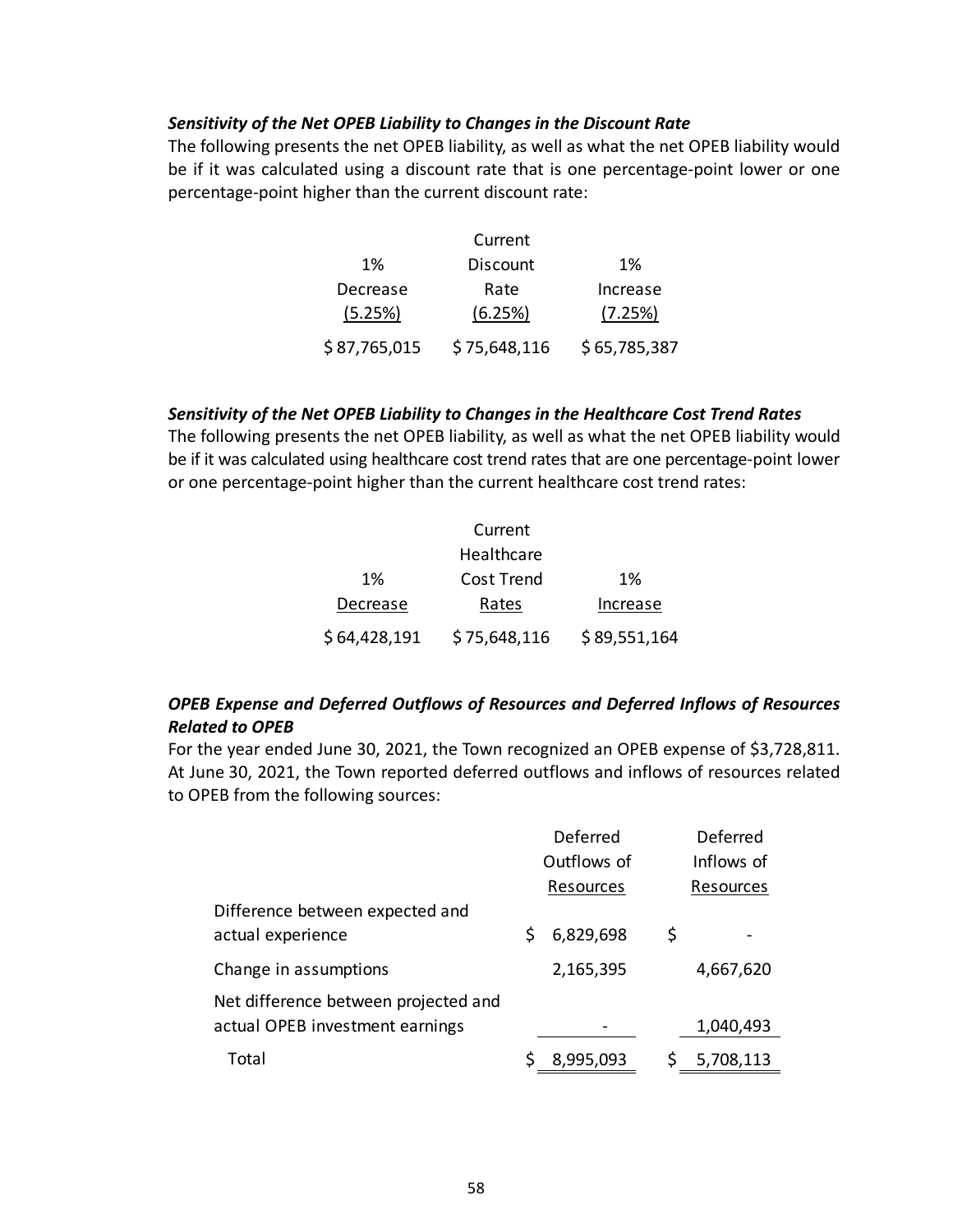***Sensitivity of the Net OPEB Liability to Changes in the Discount Rate***

The following presents the net OPEB liability, as well as what the net OPEB liability would be if it was calculated using a discount rate that is one percentage-point lower or one percentage-point higher than the current discount rate:

| 1% Decrease (5.25%) | Current Discount Rate (6.25%) | 1% Increase (7.25%) |
|---|---|---|
| $ 87,765,015 | $ 75,648,116 | $ 65,785,387 |

***Sensitivity of the Net OPEB Liability to Changes in the Healthcare Cost Trend Rates***

The following presents the net OPEB liability, as well as what the net OPEB liability would be if it was calculated using healthcare cost trend rates that are one percentage-point lower or one percentage-point higher than the current healthcare cost trend rates:

| 1% Decrease | Current Healthcare Cost Trend Rates | 1% Increase |
|---|---|---|
| $ 64,428,191 | $ 75,648,116 | $ 89,551,164 |

***OPEB Expense and Deferred Outflows of Resources and Deferred Inflows of Resources Related to OPEB***

For the year ended June 30, 2021, the Town recognized an OPEB expense of $3,728,811. At June 30, 2021, the Town reported deferred outflows and inflows of resources related to OPEB from the following sources:

| | Deferred Outflows of Resources | Deferred Inflows of Resources |
|---|---|---|
| Difference between expected and actual experience | $ 6,829,698 | $ - |
| Change in assumptions | 2,165,395 | 4,667,620 |
| Net difference between projected and actual OPEB investment earnings | - | 1,040,493 |
| Total | $ 8,995,093 | $ 5,708,113 |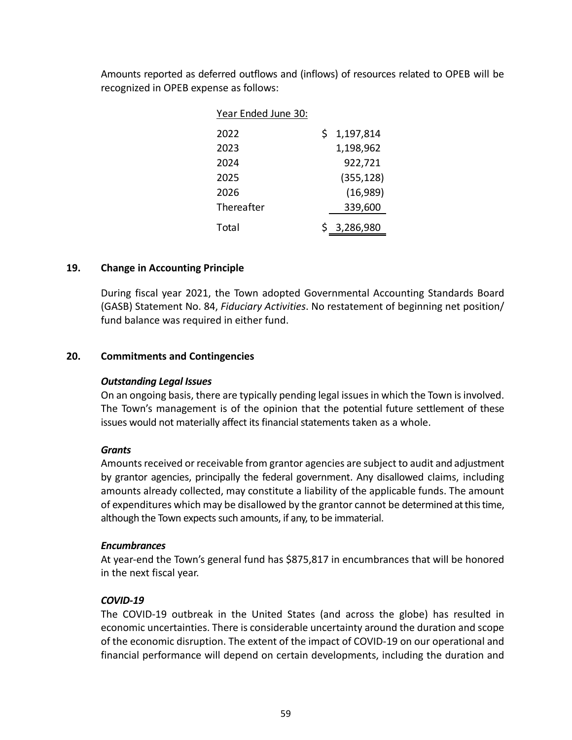Amounts reported as deferred outflows and (inflows) of resources related to OPEB will be recognized in OPEB expense as follows:

| Year Ended June 30: | |
|---|---|
| 2022 | $ 1,197,814 |
| 2023 | 1,198,962 |
| 2024 | 922,721 |
| 2025 | (355,128) |
| 2026 | (16,989) |
| Thereafter | 339,600 |
| Total | $ 3,286,980 |

## 19. Change in Accounting Principle

During fiscal year 2021, the Town adopted Governmental Accounting Standards Board (GASB) Statement No. 84, *Fiduciary Activities*. No restatement of beginning net position/ fund balance was required in either fund.

## 20. Commitments and Contingencies

***Outstanding Legal Issues***

On an ongoing basis, there are typically pending legal issues in which the Town is involved. The Town's management is of the opinion that the potential future settlement of these issues would not materially affect its financial statements taken as a whole.

***Grants***

Amounts received or receivable from grantor agencies are subject to audit and adjustment by grantor agencies, principally the federal government. Any disallowed claims, including amounts already collected, may constitute a liability of the applicable funds. The amount of expenditures which may be disallowed by the grantor cannot be determined at this time, although the Town expects such amounts, if any, to be immaterial.

***Encumbrances***

At year-end the Town's general fund has $875,817 in encumbrances that will be honored in the next fiscal year.

***COVID-19***

The COVID-19 outbreak in the United States (and across the globe) has resulted in economic uncertainties. There is considerable uncertainty around the duration and scope of the economic disruption. The extent of the impact of COVID-19 on our operational and financial performance will depend on certain developments, including the duration and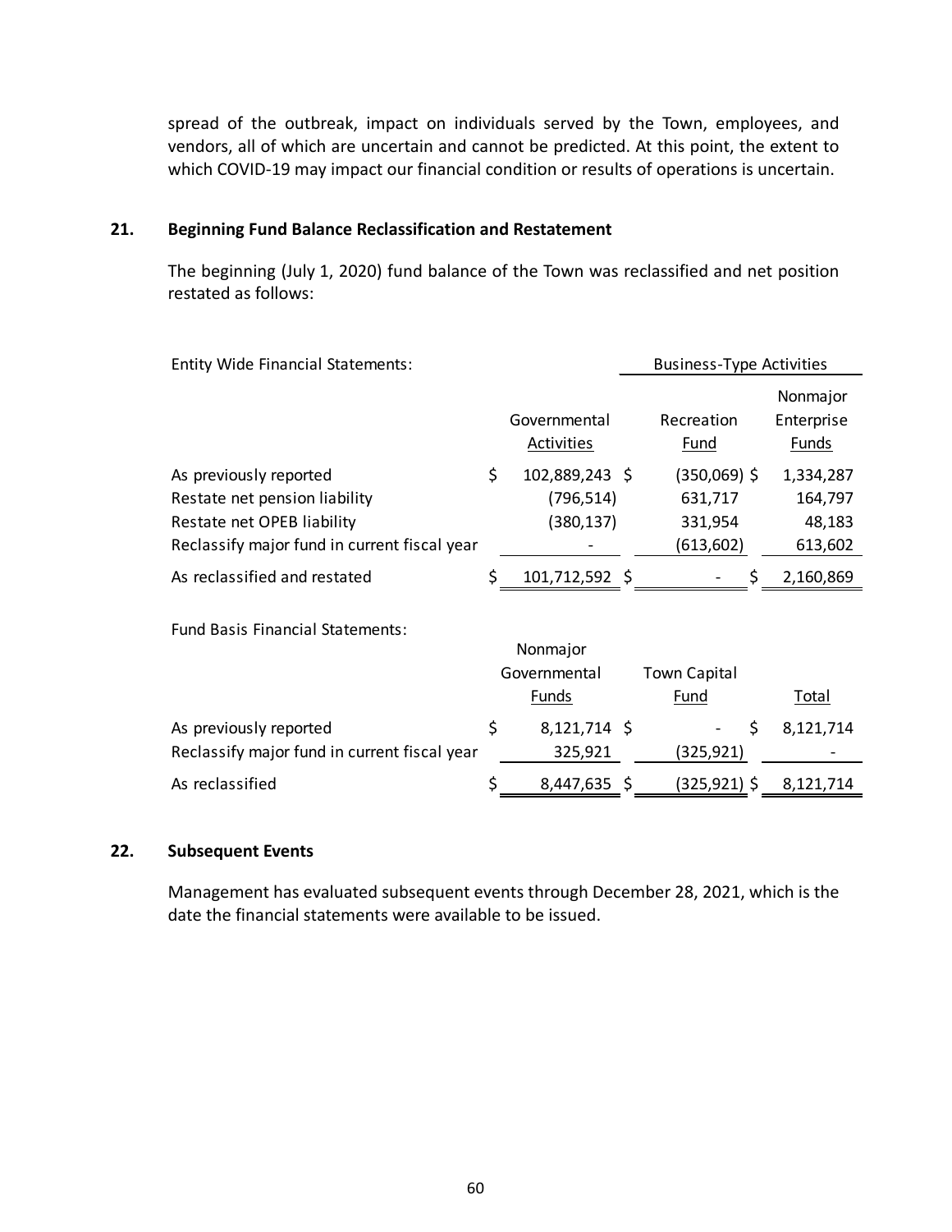spread of the outbreak, impact on individuals served by the Town, employees, and vendors, all of which are uncertain and cannot be predicted. At this point, the extent to which COVID-19 may impact our financial condition or results of operations is uncertain.

## 21. Beginning Fund Balance Reclassification and Restatement

The beginning (July 1, 2020) fund balance of the Town was reclassified and net position restated as follows:

| Entity Wide Financial Statements: | | Business-Type Activities | |
|---|---|---|---|
| | Governmental Activities | Recreation Fund | Nonmajor Enterprise Funds |
| As previously reported | $ 102,889,243 | $ (350,069) | $ 1,334,287 |
| Restate net pension liability | (796,514) | 631,717 | 164,797 |
| Restate net OPEB liability | (380,137) | 331,954 | 48,183 |
| Reclassify major fund in current fiscal year | - | (613,602) | 613,602 |
| As reclassified and restated | $ 101,712,592 | $ - | $ 2,160,869 |

| Fund Basis Financial Statements: | Nonmajor Governmental Funds | Town Capital Fund | Total |
|---|---|---|---|
| As previously reported | $ 8,121,714 | $ - | $ 8,121,714 |
| Reclassify major fund in current fiscal year | 325,921 | (325,921) | - |
| As reclassified | $ 8,447,635 | $ (325,921) | $ 8,121,714 |

## 22. Subsequent Events

Management has evaluated subsequent events through December 28, 2021, which is the date the financial statements were available to be issued.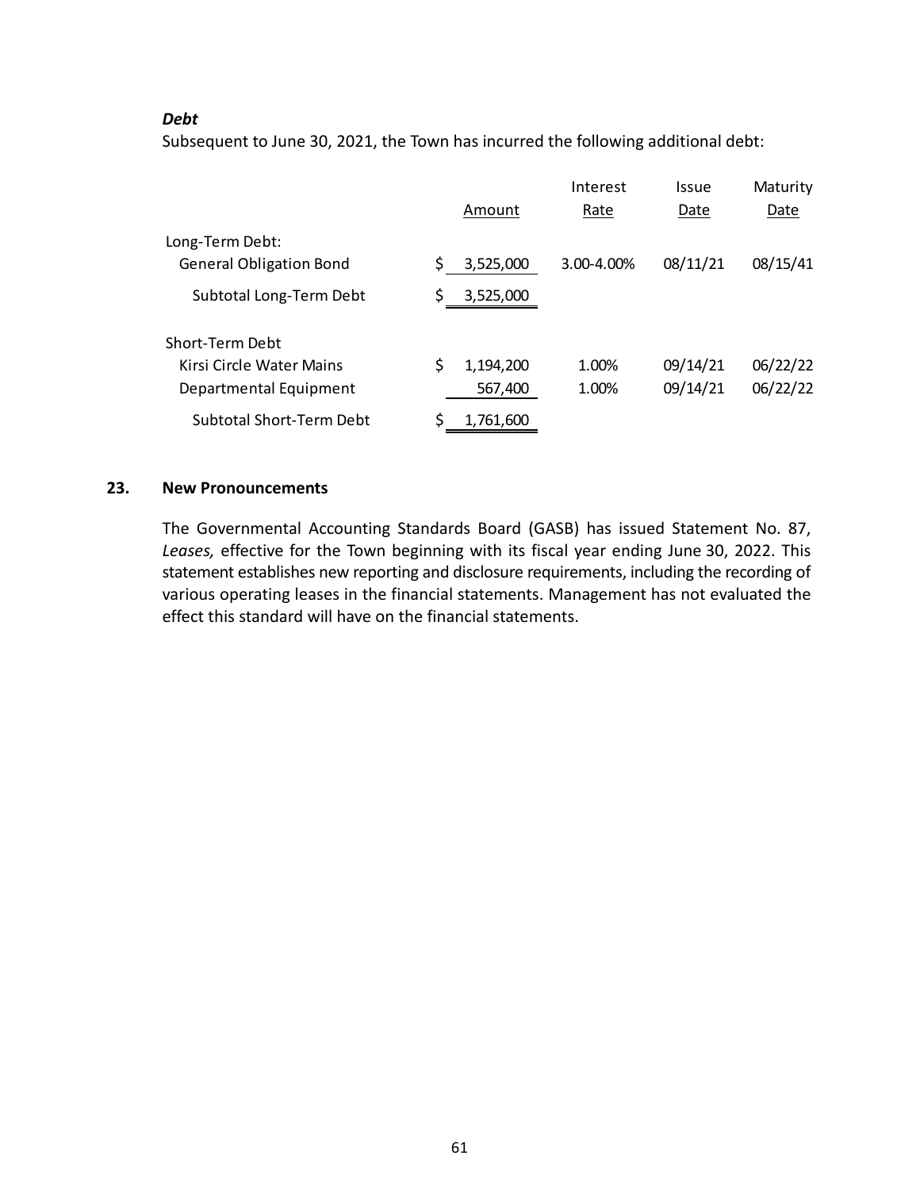***Debt***

Subsequent to June 30, 2021, the Town has incurred the following additional debt:

| | Amount | Interest Rate | Issue Date | Maturity Date |
|---|---|---|---|---|
| Long-Term Debt: | | | | |
| General Obligation Bond | $ 3,525,000 | 3.00-4.00% | 08/11/21 | 08/15/41 |
| Subtotal Long-Term Debt | $ 3,525,000 | | | |
| Short-Term Debt | | | | |
| Kirsi Circle Water Mains | $ 1,194,200 | 1.00% | 09/14/21 | 06/22/22 |
| Departmental Equipment | 567,400 | 1.00% | 09/14/21 | 06/22/22 |
| Subtotal Short-Term Debt | $ 1,761,600 | | | |

## 23. New Pronouncements

The Governmental Accounting Standards Board (GASB) has issued Statement No. 87, *Leases,* effective for the Town beginning with its fiscal year ending June 30, 2022. This statement establishes new reporting and disclosure requirements, including the recording of various operating leases in the financial statements. Management has not evaluated the effect this standard will have on the financial statements.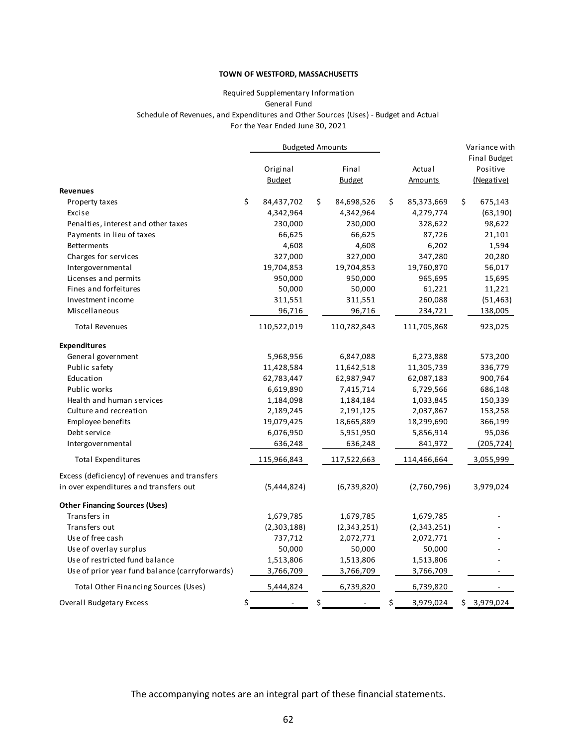**TOWN OF WESTFORD, MASSACHUSETTS**

Required Supplementary Information
General Fund
Schedule of Revenues, and Expenditures and Other Sources (Uses) - Budget and Actual
For the Year Ended June 30, 2021

| | Budgeted Amounts | | | Variance with |
|---|---|---|---|---|
| | Original Budget | Final Budget | Actual Amounts | Final Budget Positive (Negative) |
| **Revenues** | | | | |
| Property taxes | $ 84,437,702 | $ 84,698,526 | $ 85,373,669 | $ 675,143 |
| Excise | 4,342,964 | 4,342,964 | 4,279,774 | (63,190) |
| Penalties, interest and other taxes | 230,000 | 230,000 | 328,622 | 98,622 |
| Payments in lieu of taxes | 66,625 | 66,625 | 87,726 | 21,101 |
| Betterments | 4,608 | 4,608 | 6,202 | 1,594 |
| Charges for services | 327,000 | 327,000 | 347,280 | 20,280 |
| Intergovernmental | 19,704,853 | 19,704,853 | 19,760,870 | 56,017 |
| Licenses and permits | 950,000 | 950,000 | 965,695 | 15,695 |
| Fines and forfeitures | 50,000 | 50,000 | 61,221 | 11,221 |
| Investment income | 311,551 | 311,551 | 260,088 | (51,463) |
| Miscellaneous | 96,716 | 96,716 | 234,721 | 138,005 |
| Total Revenues | 110,522,019 | 110,782,843 | 111,705,868 | 923,025 |
| **Expenditures** | | | | |
| General government | 5,968,956 | 6,847,088 | 6,273,888 | 573,200 |
| Public safety | 11,428,584 | 11,642,518 | 11,305,739 | 336,779 |
| Education | 62,783,447 | 62,987,947 | 62,087,183 | 900,764 |
| Public works | 6,619,890 | 7,415,714 | 6,729,566 | 686,148 |
| Health and human services | 1,184,098 | 1,184,184 | 1,033,845 | 150,339 |
| Culture and recreation | 2,189,245 | 2,191,125 | 2,037,867 | 153,258 |
| Employee benefits | 19,079,425 | 18,665,889 | 18,299,690 | 366,199 |
| Debt service | 6,076,950 | 5,951,950 | 5,856,914 | 95,036 |
| Intergovernmental | 636,248 | 636,248 | 841,972 | (205,724) |
| Total Expenditures | 115,966,843 | 117,522,663 | 114,466,664 | 3,055,999 |
| Excess (deficiency) of revenues and transfers in over expenditures and transfers out | (5,444,824) | (6,739,820) | (2,760,796) | 3,979,024 |
| **Other Financing Sources (Uses)** | | | | |
| Transfers in | 1,679,785 | 1,679,785 | 1,679,785 | - |
| Transfers out | (2,303,188) | (2,343,251) | (2,343,251) | - |
| Use of free cash | 737,712 | 2,072,771 | 2,072,771 | - |
| Use of overlay surplus | 50,000 | 50,000 | 50,000 | - |
| Use of restricted fund balance | 1,513,806 | 1,513,806 | 1,513,806 | - |
| Use of prior year fund balance (carryforwards) | 3,766,709 | 3,766,709 | 3,766,709 | - |
| Total Other Financing Sources (Uses) | 5,444,824 | 6,739,820 | 6,739,820 | - |
| Overall Budgetary Excess | $ - | $ - | $ 3,979,024 | $ 3,979,024 |

The accompanying notes are an integral part of these financial statements.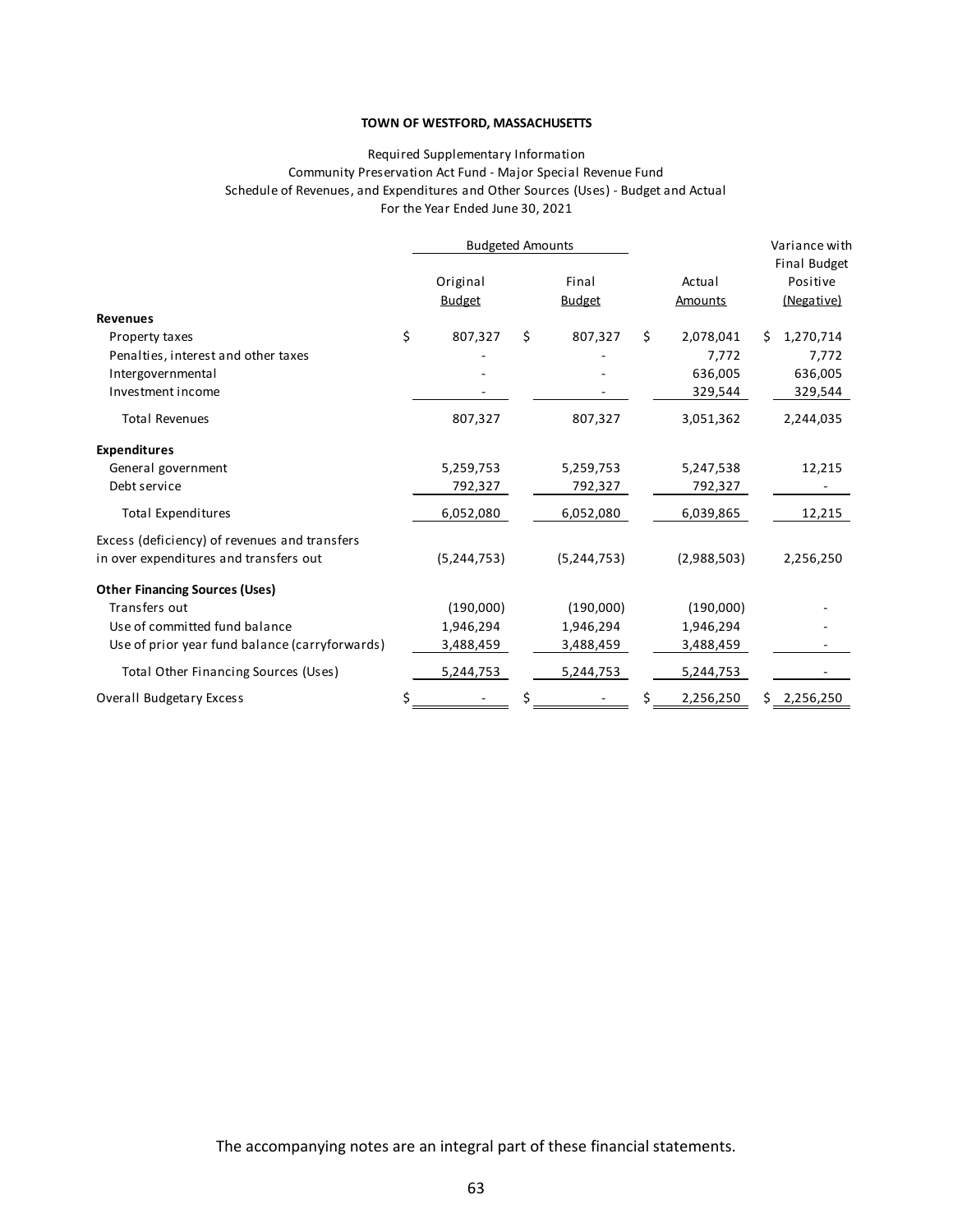**TOWN OF WESTFORD, MASSACHUSETTS**

Required Supplementary Information
Community Preservation Act Fund - Major Special Revenue Fund
Schedule of Revenues, and Expenditures and Other Sources (Uses) - Budget and Actual
For the Year Ended June 30, 2021

| | Budgeted Amounts | | | Variance with |
|---|---|---|---|---|
| | Original Budget | Final Budget | Actual Amounts | Final Budget Positive (Negative) |
| **Revenues** | | | | |
| Property taxes | $ 807,327 | $ 807,327 | $ 2,078,041 | $ 1,270,714 |
| Penalties, interest and other taxes | - | - | 7,772 | 7,772 |
| Intergovernmental | - | - | 636,005 | 636,005 |
| Investment income | - | - | 329,544 | 329,544 |
| Total Revenues | 807,327 | 807,327 | 3,051,362 | 2,244,035 |
| **Expenditures** | | | | |
| General government | 5,259,753 | 5,259,753 | 5,247,538 | 12,215 |
| Debt service | 792,327 | 792,327 | 792,327 | - |
| Total Expenditures | 6,052,080 | 6,052,080 | 6,039,865 | 12,215 |
| Excess (deficiency) of revenues and transfers in over expenditures and transfers out | (5,244,753) | (5,244,753) | (2,988,503) | 2,256,250 |
| **Other Financing Sources (Uses)** | | | | |
| Transfers out | (190,000) | (190,000) | (190,000) | - |
| Use of committed fund balance | 1,946,294 | 1,946,294 | 1,946,294 | - |
| Use of prior year fund balance (carryforwards) | 3,488,459 | 3,488,459 | 3,488,459 | - |
| Total Other Financing Sources (Uses) | 5,244,753 | 5,244,753 | 5,244,753 | - |
| Overall Budgetary Excess | $ - | $ - | $ 2,256,250 | $ 2,256,250 |

The accompanying notes are an integral part of these financial statements.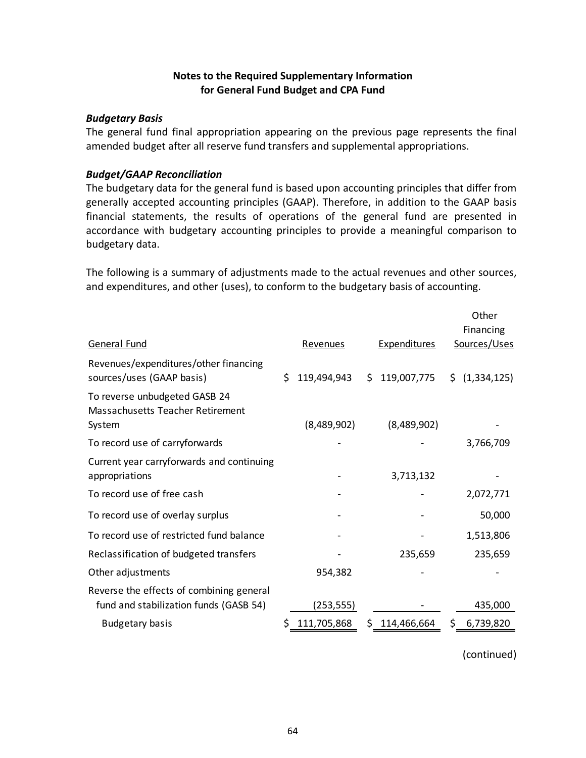## Notes to the Required Supplementary Information for General Fund Budget and CPA Fund

***Budgetary Basis***

The general fund final appropriation appearing on the previous page represents the final amended budget after all reserve fund transfers and supplemental appropriations.

***Budget/GAAP Reconciliation***

The budgetary data for the general fund is based upon accounting principles that differ from generally accepted accounting principles (GAAP). Therefore, in addition to the GAAP basis financial statements, the results of operations of the general fund are presented in accordance with budgetary accounting principles to provide a meaningful comparison to budgetary data.

The following is a summary of adjustments made to the actual revenues and other sources, and expenditures, and other (uses), to conform to the budgetary basis of accounting.

| General Fund | Revenues | Expenditures | Other Financing Sources/Uses |
|---|---|---|---|
| Revenues/expenditures/other financing sources/uses (GAAP basis) | $ 119,494,943 | $ 119,007,775 | $ (1,334,125) |
| To reverse unbudgeted GASB 24 Massachusetts Teacher Retirement System | (8,489,902) | (8,489,902) | - |
| To record use of carryforwards | - | - | 3,766,709 |
| Current year carryforwards and continuing appropriations | - | 3,713,132 | - |
| To record use of free cash | - | - | 2,072,771 |
| To record use of overlay surplus | - | - | 50,000 |
| To record use of restricted fund balance | - | - | 1,513,806 |
| Reclassification of budgeted transfers | - | 235,659 | 235,659 |
| Other adjustments | 954,382 | - | - |
| Reverse the effects of combining general fund and stabilization funds (GASB 54) | (253,555) | - | 435,000 |
| Budgetary basis | $ 111,705,868 | $ 114,466,664 | $ 6,739,820 |

(continued)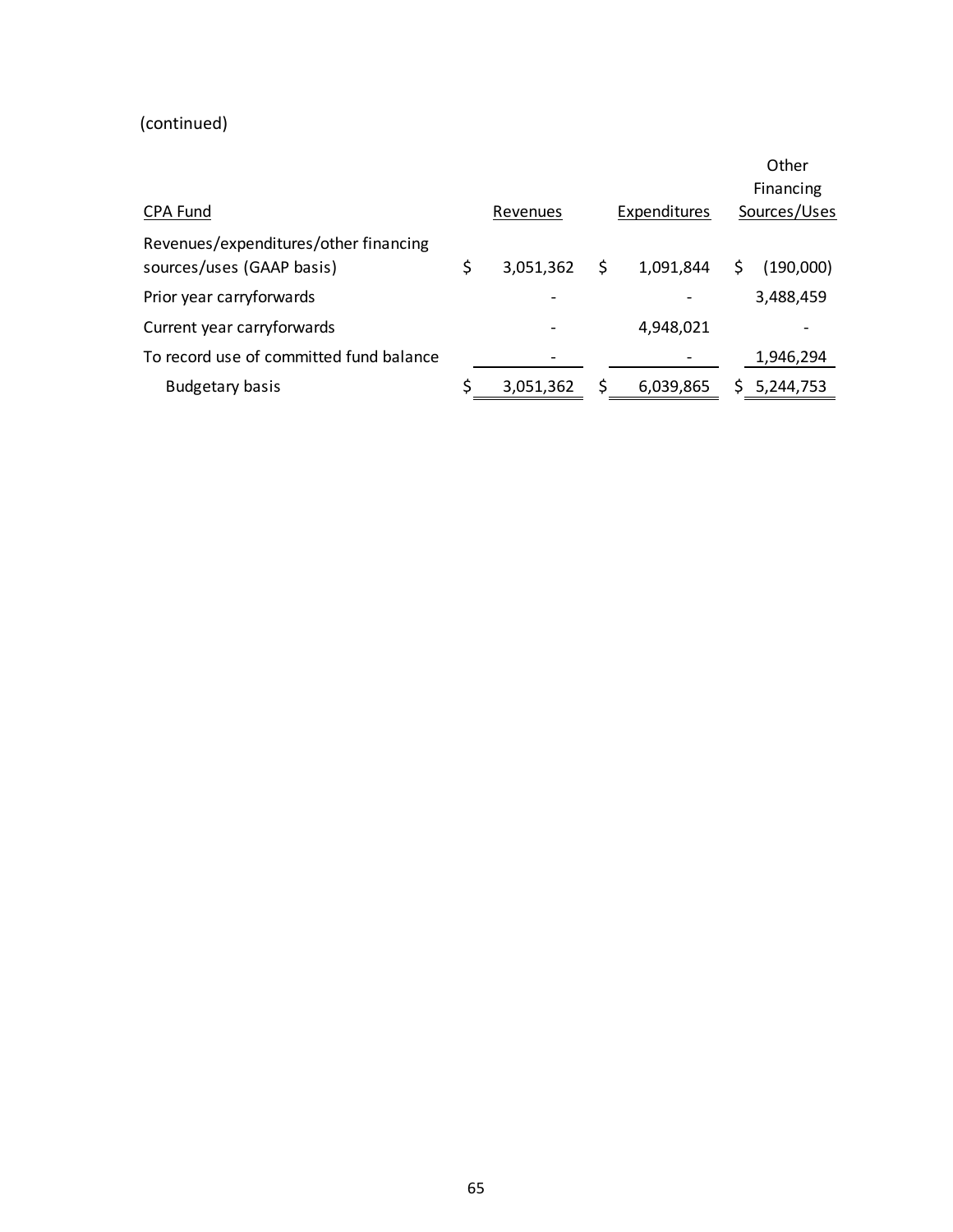(continued)

| CPA Fund | Revenues | Expenditures | Other Financing Sources/Uses |
|---|---|---|---|
| Revenues/expenditures/other financing sources/uses (GAAP basis) | $ 3,051,362 | $ 1,091,844 | $ (190,000) |
| Prior year carryforwards | - | - | 3,488,459 |
| Current year carryforwards | - | 4,948,021 | - |
| To record use of committed fund balance | - | - | 1,946,294 |
| Budgetary basis | $ 3,051,362 | $ 6,039,865 | $ 5,244,753 |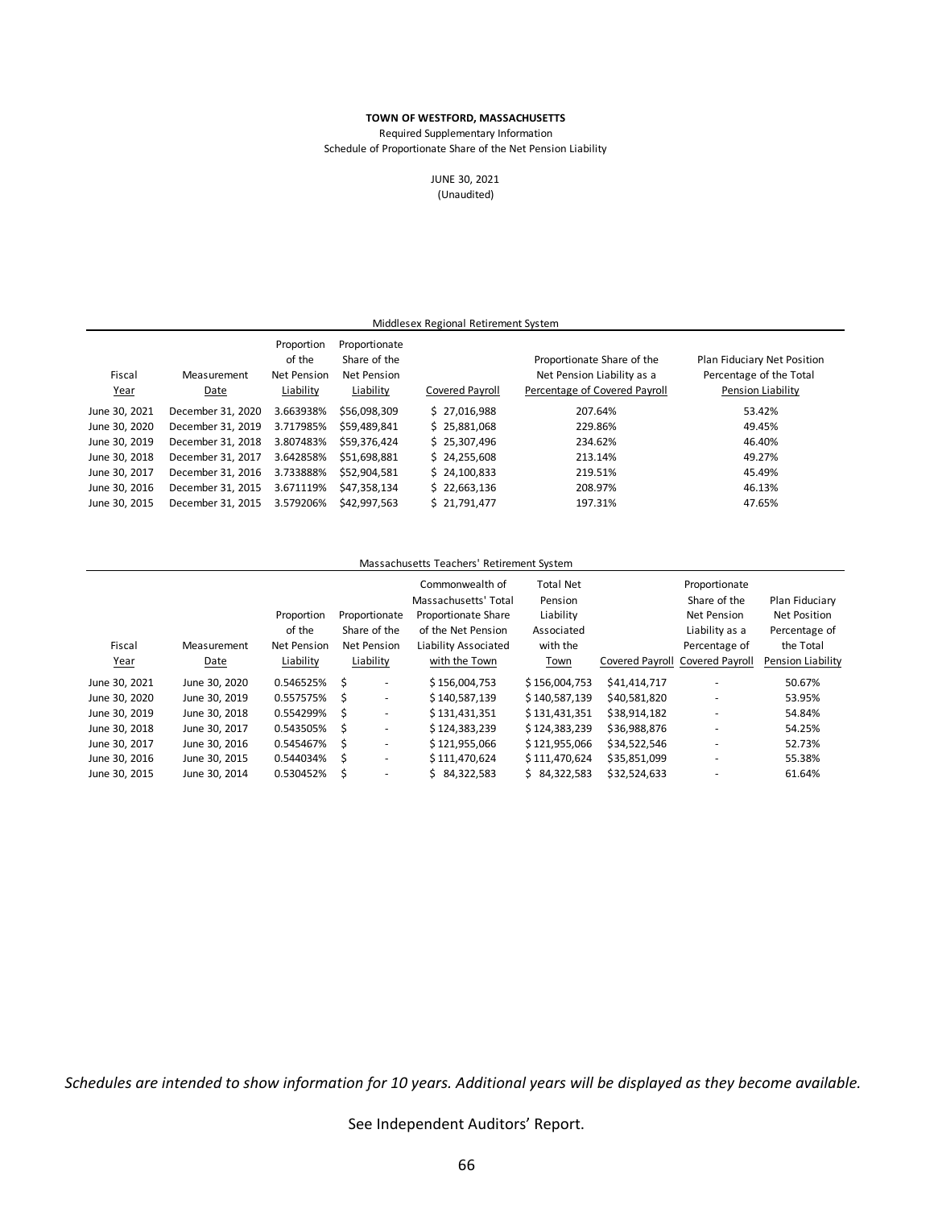**TOWN OF WESTFORD, MASSACHUSETTS**

Required Supplementary Information

Schedule of Proportionate Share of the Net Pension Liability

JUNE 30, 2021

(Unaudited)

Middlesex Regional Retirement System

| Fiscal Year | Measurement Date | Proportion of the Net Pension Liability | Proportionate Share of the Net Pension Liability | Covered Payroll | Proportionate Share of the Net Pension Liability as a Percentage of Covered Payroll | Plan Fiduciary Net Position Percentage of the Total Pension Liability |
|---|---|---|---|---|---|---|
| June 30, 2021 | December 31, 2020 | 3.663938% | $56,098,309 | $ 27,016,988 | 207.64% | 53.42% |
| June 30, 2020 | December 31, 2019 | 3.717985% | $59,489,841 | $ 25,881,068 | 229.86% | 49.45% |
| June 30, 2019 | December 31, 2018 | 3.807483% | $59,376,424 | $ 25,307,496 | 234.62% | 46.40% |
| June 30, 2018 | December 31, 2017 | 3.642858% | $51,698,881 | $ 24,255,608 | 213.14% | 49.27% |
| June 30, 2017 | December 31, 2016 | 3.733888% | $52,904,581 | $ 24,100,833 | 219.51% | 45.49% |
| June 30, 2016 | December 31, 2015 | 3.671119% | $47,358,134 | $ 22,663,136 | 208.97% | 46.13% |
| June 30, 2015 | December 31, 2015 | 3.579206% | $42,997,563 | $ 21,791,477 | 197.31% | 47.65% |

Massachusetts Teachers' Retirement System

| Fiscal Year | Measurement Date | Proportion of the Net Pension Liability | Proportionate Share of the Net Pension Liability | Commonwealth of Massachusetts' Total Proportionate Share of the Net Pension Liability Associated with the Town | Total Net Pension Liability Associated with the Town | Covered Payroll | Proportionate Share of the Net Pension Liability as a Percentage of Covered Payroll | Plan Fiduciary Net Position Percentage of the Total Pension Liability |
|---|---|---|---|---|---|---|---|---|
| June 30, 2021 | June 30, 2020 | 0.546525% | $ - | $ 156,004,753 | $ 156,004,753 | $41,414,717 | - | 50.67% |
| June 30, 2020 | June 30, 2019 | 0.557575% | $ - | $ 140,587,139 | $ 140,587,139 | $40,581,820 | - | 53.95% |
| June 30, 2019 | June 30, 2018 | 0.554299% | $ - | $ 131,431,351 | $ 131,431,351 | $38,914,182 | - | 54.84% |
| June 30, 2018 | June 30, 2017 | 0.543505% | $ - | $ 124,383,239 | $ 124,383,239 | $36,988,876 | - | 54.25% |
| June 30, 2017 | June 30, 2016 | 0.545467% | $ - | $ 121,955,066 | $ 121,955,066 | $34,522,546 | - | 52.73% |
| June 30, 2016 | June 30, 2015 | 0.544034% | $ - | $ 111,470,624 | $ 111,470,624 | $35,851,099 | - | 55.38% |
| June 30, 2015 | June 30, 2014 | 0.530452% | $ - | $ 84,322,583 | $ 84,322,583 | $32,524,633 | - | 61.64% |

*Schedules are intended to show information for 10 years. Additional years will be displayed as they become available.*

See Independent Auditors' Report.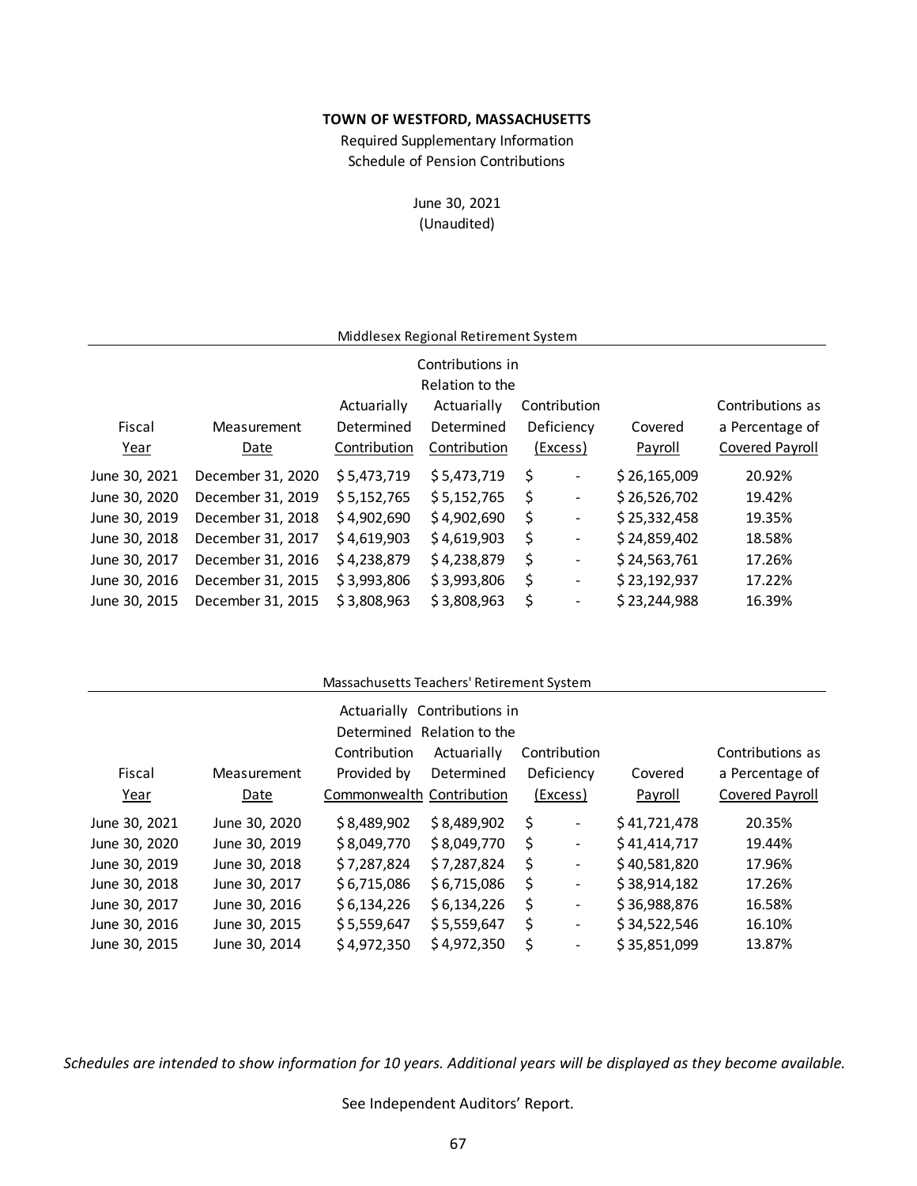**TOWN OF WESTFORD, MASSACHUSETTS**

Required Supplementary Information

Schedule of Pension Contributions

June 30, 2021

(Unaudited)

Middlesex Regional Retirement System

| Fiscal Year | Measurement Date | Actuarially Determined Contribution | Contributions in Relation to the Actuarially Determined Contribution | Contribution Deficiency (Excess) | Covered Payroll | Contributions as a Percentage of Covered Payroll |
|---|---|---|---|---|---|---|
| June 30, 2021 | December 31, 2020 | $ 5,473,719 | $ 5,473,719 | $ - | $ 26,165,009 | 20.92% |
| June 30, 2020 | December 31, 2019 | $ 5,152,765 | $ 5,152,765 | $ - | $ 26,526,702 | 19.42% |
| June 30, 2019 | December 31, 2018 | $ 4,902,690 | $ 4,902,690 | $ - | $ 25,332,458 | 19.35% |
| June 30, 2018 | December 31, 2017 | $ 4,619,903 | $ 4,619,903 | $ - | $ 24,859,402 | 18.58% |
| June 30, 2017 | December 31, 2016 | $ 4,238,879 | $ 4,238,879 | $ - | $ 24,563,761 | 17.26% |
| June 30, 2016 | December 31, 2015 | $ 3,993,806 | $ 3,993,806 | $ - | $ 23,192,937 | 17.22% |
| June 30, 2015 | December 31, 2015 | $ 3,808,963 | $ 3,808,963 | $ - | $ 23,244,988 | 16.39% |

Massachusetts Teachers' Retirement System

| Fiscal Year | Measurement Date | Actuarially Determined Contribution Provided by Commonwealth | Contributions in Relation to the Actuarially Determined Contribution | Contribution Deficiency (Excess) | Covered Payroll | Contributions as a Percentage of Covered Payroll |
|---|---|---|---|---|---|---|
| June 30, 2021 | June 30, 2020 | $ 8,489,902 | $ 8,489,902 | $ - | $ 41,721,478 | 20.35% |
| June 30, 2020 | June 30, 2019 | $ 8,049,770 | $ 8,049,770 | $ - | $ 41,414,717 | 19.44% |
| June 30, 2019 | June 30, 2018 | $ 7,287,824 | $ 7,287,824 | $ - | $ 40,581,820 | 17.96% |
| June 30, 2018 | June 30, 2017 | $ 6,715,086 | $ 6,715,086 | $ - | $ 38,914,182 | 17.26% |
| June 30, 2017 | June 30, 2016 | $ 6,134,226 | $ 6,134,226 | $ - | $ 36,988,876 | 16.58% |
| June 30, 2016 | June 30, 2015 | $ 5,559,647 | $ 5,559,647 | $ - | $ 34,522,546 | 16.10% |
| June 30, 2015 | June 30, 2014 | $ 4,972,350 | $ 4,972,350 | $ - | $ 35,851,099 | 13.87% |

*Schedules are intended to show information for 10 years. Additional years will be displayed as they become available.*

See Independent Auditors' Report.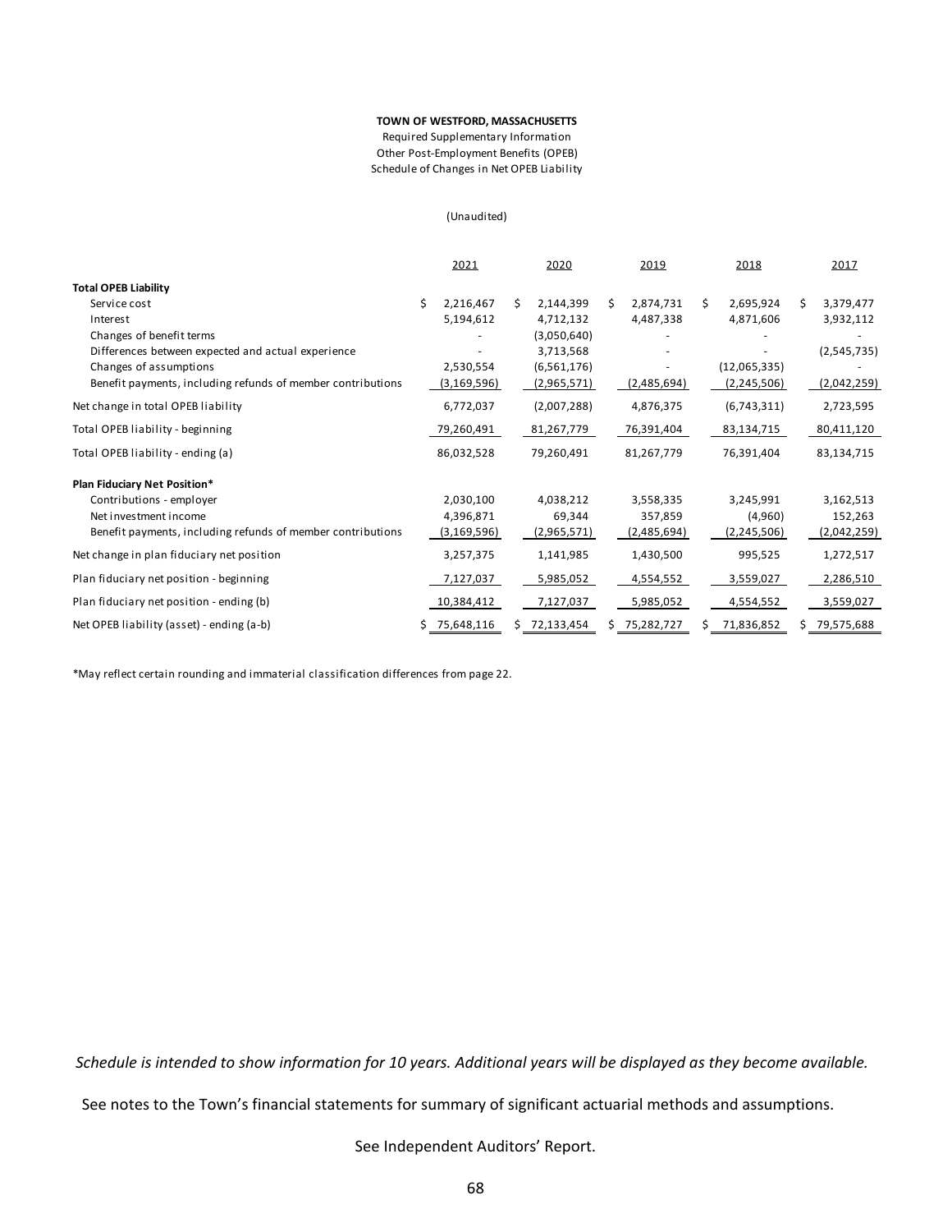**TOWN OF WESTFORD, MASSACHUSETTS**

Required Supplementary Information

Other Post-Employment Benefits (OPEB)

Schedule of Changes in Net OPEB Liability

(Unaudited)

| | 2021 | 2020 | 2019 | 2018 | 2017 |
|---|---|---|---|---|---|
| **Total OPEB Liability** | | | | | |
| Service cost | $ 2,216,467 | $ 2,144,399 | $ 2,874,731 | $ 2,695,924 | $ 3,379,477 |
| Interest | 5,194,612 | 4,712,132 | 4,487,338 | 4,871,606 | 3,932,112 |
| Changes of benefit terms | - | (3,050,640) | - | - | - |
| Differences between expected and actual experience | - | 3,713,568 | - | - | (2,545,735) |
| Changes of assumptions | 2,530,554 | (6,561,176) | - | (12,065,335) | - |
| Benefit payments, including refunds of member contributions | (3,169,596) | (2,965,571) | (2,485,694) | (2,245,506) | (2,042,259) |
| Net change in total OPEB liability | 6,772,037 | (2,007,288) | 4,876,375 | (6,743,311) | 2,723,595 |
| Total OPEB liability - beginning | 79,260,491 | 81,267,779 | 76,391,404 | 83,134,715 | 80,411,120 |
| Total OPEB liability - ending (a) | 86,032,528 | 79,260,491 | 81,267,779 | 76,391,404 | 83,134,715 |
| **Plan Fiduciary Net Position*** | | | | | |
| Contributions - employer | 2,030,100 | 4,038,212 | 3,558,335 | 3,245,991 | 3,162,513 |
| Net investment income | 4,396,871 | 69,344 | 357,859 | (4,960) | 152,263 |
| Benefit payments, including refunds of member contributions | (3,169,596) | (2,965,571) | (2,485,694) | (2,245,506) | (2,042,259) |
| Net change in plan fiduciary net position | 3,257,375 | 1,141,985 | 1,430,500 | 995,525 | 1,272,517 |
| Plan fiduciary net position - beginning | 7,127,037 | 5,985,052 | 4,554,552 | 3,559,027 | 2,286,510 |
| Plan fiduciary net position - ending (b) | 10,384,412 | 7,127,037 | 5,985,052 | 4,554,552 | 3,559,027 |
| Net OPEB liability (asset) - ending (a-b) | $ 75,648,116 | $ 72,133,454 | $ 75,282,727 | $ 71,836,852 | $ 79,575,688 |

*May reflect certain rounding and immaterial classification differences from page 22.

*Schedule is intended to show information for 10 years. Additional years will be displayed as they become available.*

See notes to the Town's financial statements for summary of significant actuarial methods and assumptions.

See Independent Auditors' Report.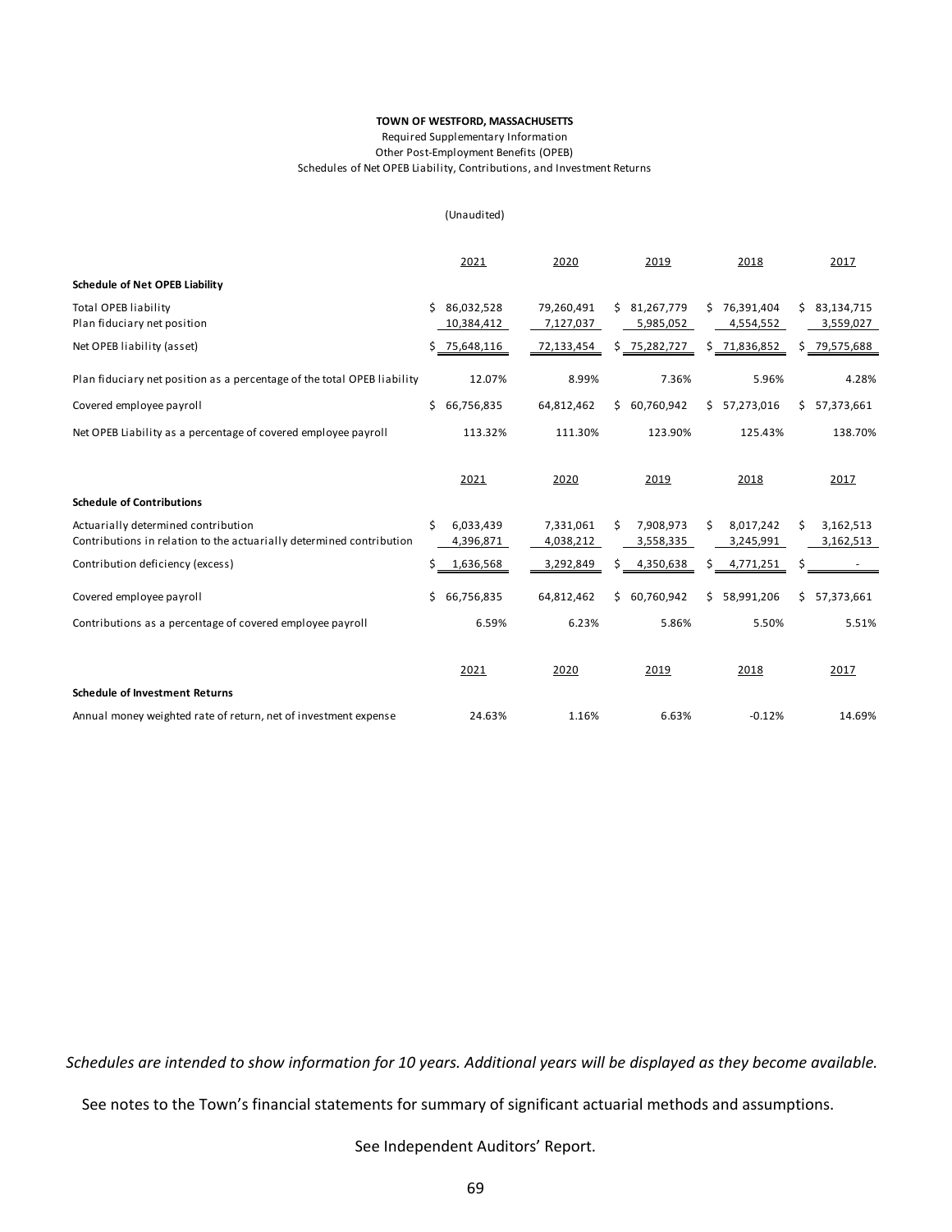**TOWN OF WESTFORD, MASSACHUSETTS**

Required Supplementary Information

Other Post-Employment Benefits (OPEB)

Schedules of Net OPEB Liability, Contributions, and Investment Returns

(Unaudited)

| | 2021 | 2020 | 2019 | 2018 | 2017 |
|---|---|---|---|---|---|
| **Schedule of Net OPEB Liability** | | | | | |
| Total OPEB liability | $ 86,032,528 | 79,260,491 | $ 81,267,779 | $ 76,391,404 | $ 83,134,715 |
| Plan fiduciary net position | 10,384,412 | 7,127,037 | 5,985,052 | 4,554,552 | 3,559,027 |
| Net OPEB liability (asset) | $ 75,648,116 | 72,133,454 | $ 75,282,727 | $ 71,836,852 | $ 79,575,688 |
| Plan fiduciary net position as a percentage of the total OPEB liability | 12.07% | 8.99% | 7.36% | 5.96% | 4.28% |
| Covered employee payroll | $ 66,756,835 | 64,812,462 | $ 60,760,942 | $ 57,273,016 | $ 57,373,661 |
| Net OPEB Liability as a percentage of covered employee payroll | 113.32% | 111.30% | 123.90% | 125.43% | 138.70% |

| | 2021 | 2020 | 2019 | 2018 | 2017 |
|---|---|---|---|---|---|
| **Schedule of Contributions** | | | | | |
| Actuarially determined contribution | $ 6,033,439 | 7,331,061 | $ 7,908,973 | $ 8,017,242 | $ 3,162,513 |
| Contributions in relation to the actuarially determined contribution | 4,396,871 | 4,038,212 | 3,558,335 | 3,245,991 | 3,162,513 |
| Contribution deficiency (excess) | $ 1,636,568 | 3,292,849 | $ 4,350,638 | $ 4,771,251 | $ - |
| Covered employee payroll | $ 66,756,835 | 64,812,462 | $ 60,760,942 | $ 58,991,206 | $ 57,373,661 |
| Contributions as a percentage of covered employee payroll | 6.59% | 6.23% | 5.86% | 5.50% | 5.51% |

| | 2021 | 2020 | 2019 | 2018 | 2017 |
|---|---|---|---|---|---|
| **Schedule of Investment Returns** | | | | | |
| Annual money weighted rate of return, net of investment expense | 24.63% | 1.16% | 6.63% | -0.12% | 14.69% |

*Schedules are intended to show information for 10 years. Additional years will be displayed as they become available.*

See notes to the Town's financial statements for summary of significant actuarial methods and assumptions.

See Independent Auditors' Report.